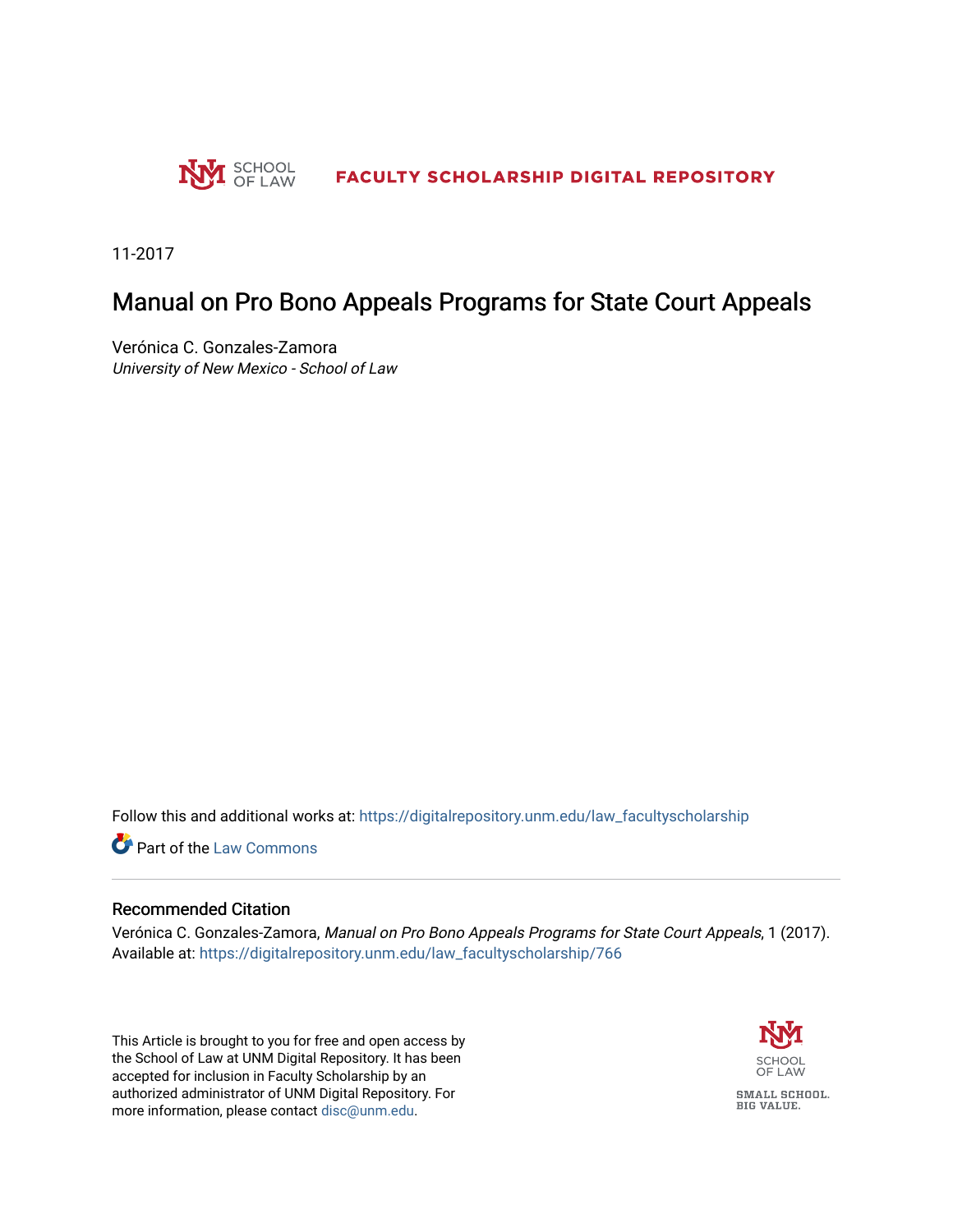SCHOOL OF LAW

FACULTY SCHOLARSHIP DIGITAL REPOSITORY

11-2017

# Manual on Pro Bono Appeals Programs for State Court Appeals

Verónica C. Gonzales-Zamora
*University of New Mexico - School of Law*

Follow this and additional works at: https://digitalrepository.unm.edu/law_facultyscholarship

Part of the Law Commons

## Recommended Citation

Verónica C. Gonzales-Zamora, *Manual on Pro Bono Appeals Programs for State Court Appeals*, 1 (2017).
Available at: https://digitalrepository.unm.edu/law_facultyscholarship/766

This Article is brought to you for free and open access by the School of Law at UNM Digital Repository. It has been accepted for inclusion in Faculty Scholarship by an authorized administrator of UNM Digital Repository. For more information, please contact disc@unm.edu.

SCHOOL OF LAW

SMALL SCHOOL. BIG VALUE.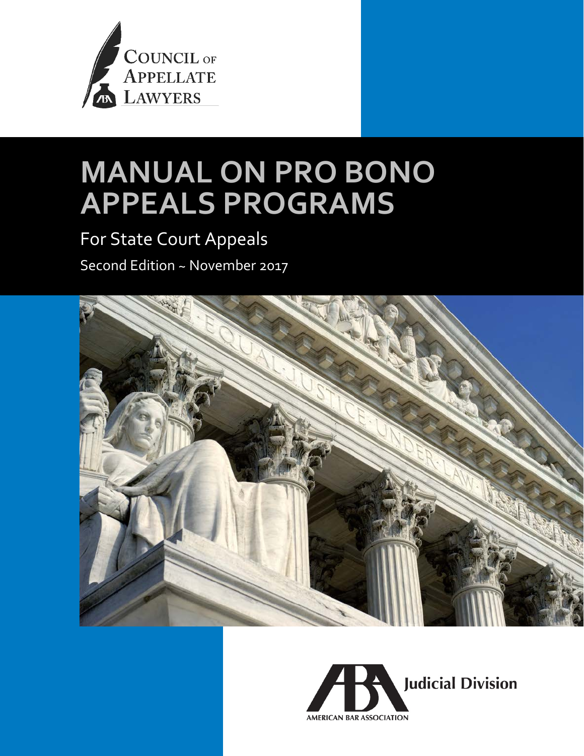Council of Appellate Lawyers

# MANUAL ON PRO BONO APPEALS PROGRAMS

## For State Court Appeals

Second Edition ~ November 2017

Judicial Division

AMERICAN BAR ASSOCIATION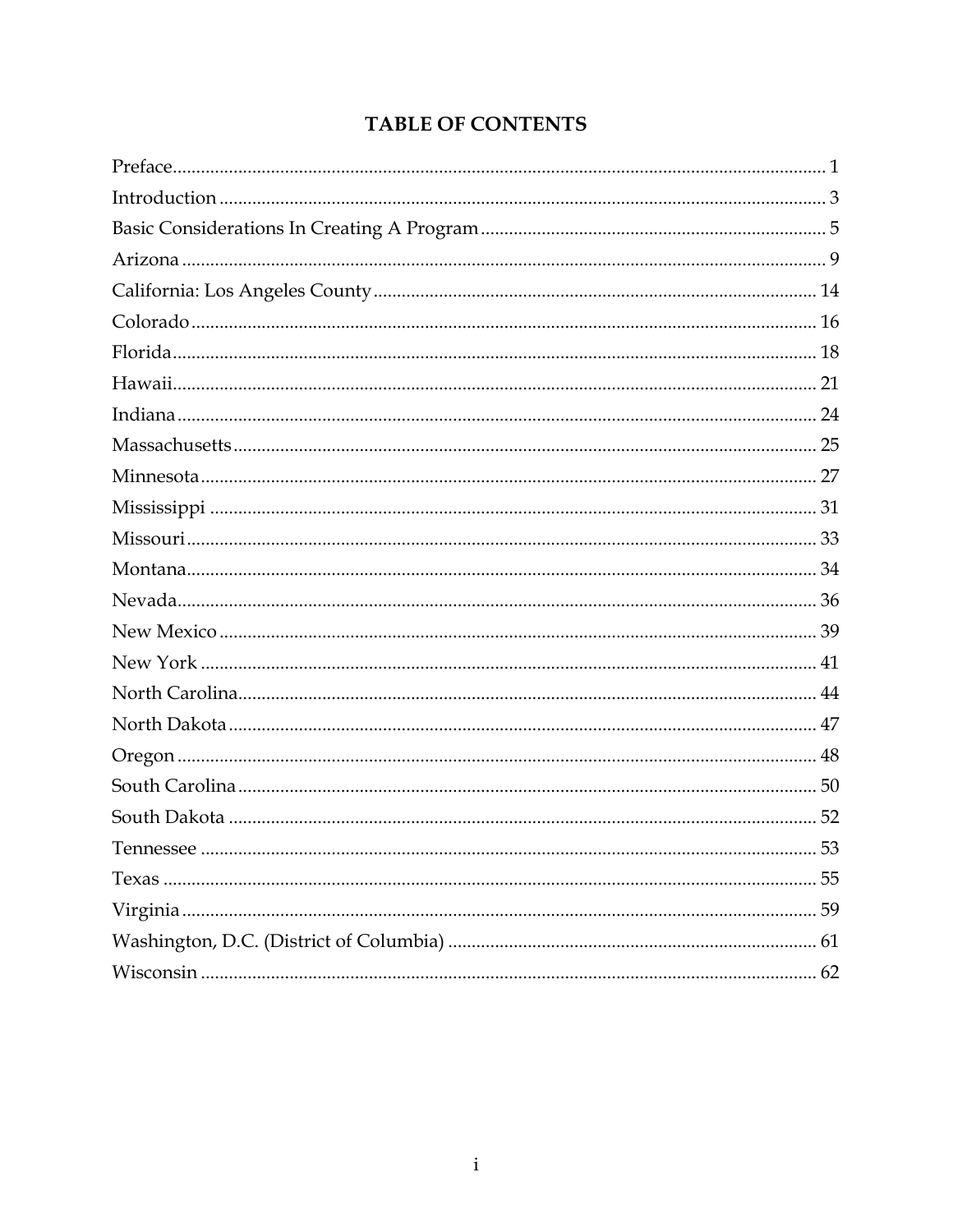# TABLE OF CONTENTS

| | |
|---|---|
| Preface | 1 |
| Introduction | 3 |
| Basic Considerations In Creating A Program | 5 |
| Arizona | 9 |
| California: Los Angeles County | 14 |
| Colorado | 16 |
| Florida | 18 |
| Hawaii | 21 |
| Indiana | 24 |
| Massachusetts | 25 |
| Minnesota | 27 |
| Mississippi | 31 |
| Missouri | 33 |
| Montana | 34 |
| Nevada | 36 |
| New Mexico | 39 |
| New York | 41 |
| North Carolina | 44 |
| North Dakota | 47 |
| Oregon | 48 |
| South Carolina | 50 |
| South Dakota | 52 |
| Tennessee | 53 |
| Texas | 55 |
| Virginia | 59 |
| Washington, D.C. (District of Columbia) | 61 |
| Wisconsin | 62 |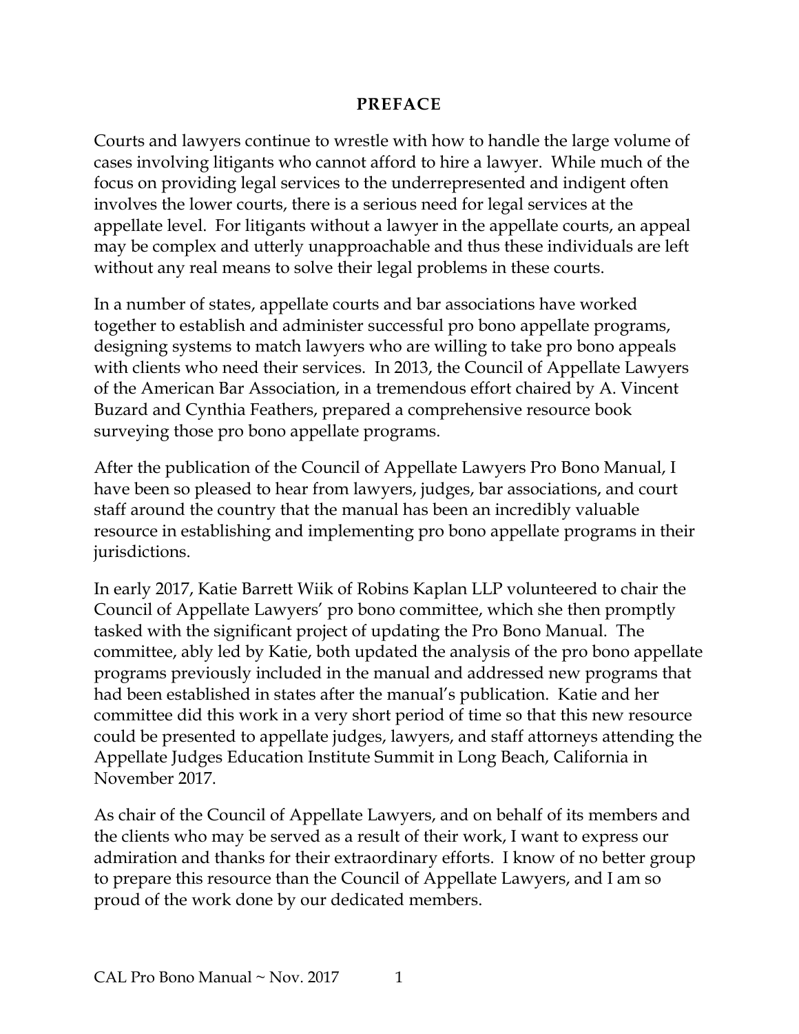# PREFACE

Courts and lawyers continue to wrestle with how to handle the large volume of cases involving litigants who cannot afford to hire a lawyer. While much of the focus on providing legal services to the underrepresented and indigent often involves the lower courts, there is a serious need for legal services at the appellate level. For litigants without a lawyer in the appellate courts, an appeal may be complex and utterly unapproachable and thus these individuals are left without any real means to solve their legal problems in these courts.

In a number of states, appellate courts and bar associations have worked together to establish and administer successful pro bono appellate programs, designing systems to match lawyers who are willing to take pro bono appeals with clients who need their services. In 2013, the Council of Appellate Lawyers of the American Bar Association, in a tremendous effort chaired by A. Vincent Buzard and Cynthia Feathers, prepared a comprehensive resource book surveying those pro bono appellate programs.

After the publication of the Council of Appellate Lawyers Pro Bono Manual, I have been so pleased to hear from lawyers, judges, bar associations, and court staff around the country that the manual has been an incredibly valuable resource in establishing and implementing pro bono appellate programs in their jurisdictions.

In early 2017, Katie Barrett Wiik of Robins Kaplan LLP volunteered to chair the Council of Appellate Lawyers' pro bono committee, which she then promptly tasked with the significant project of updating the Pro Bono Manual. The committee, ably led by Katie, both updated the analysis of the pro bono appellate programs previously included in the manual and addressed new programs that had been established in states after the manual's publication. Katie and her committee did this work in a very short period of time so that this new resource could be presented to appellate judges, lawyers, and staff attorneys attending the Appellate Judges Education Institute Summit in Long Beach, California in November 2017.

As chair of the Council of Appellate Lawyers, and on behalf of its members and the clients who may be served as a result of their work, I want to express our admiration and thanks for their extraordinary efforts. I know of no better group to prepare this resource than the Council of Appellate Lawyers, and I am so proud of the work done by our dedicated members.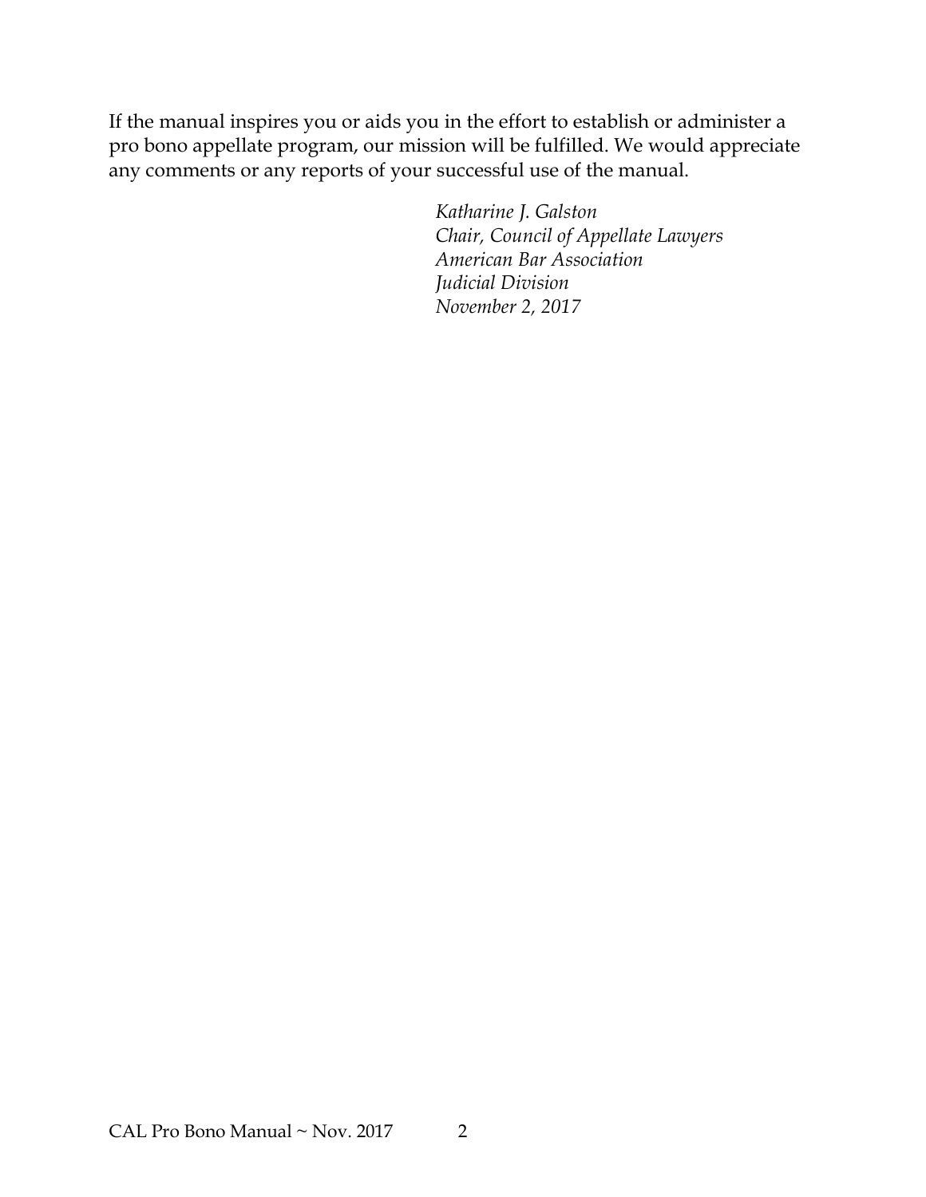If the manual inspires you or aids you in the effort to establish or administer a pro bono appellate program, our mission will be fulfilled. We would appreciate any comments or any reports of your successful use of the manual.

*Katharine J. Galston*
*Chair, Council of Appellate Lawyers*
*American Bar Association*
*Judicial Division*
*November 2, 2017*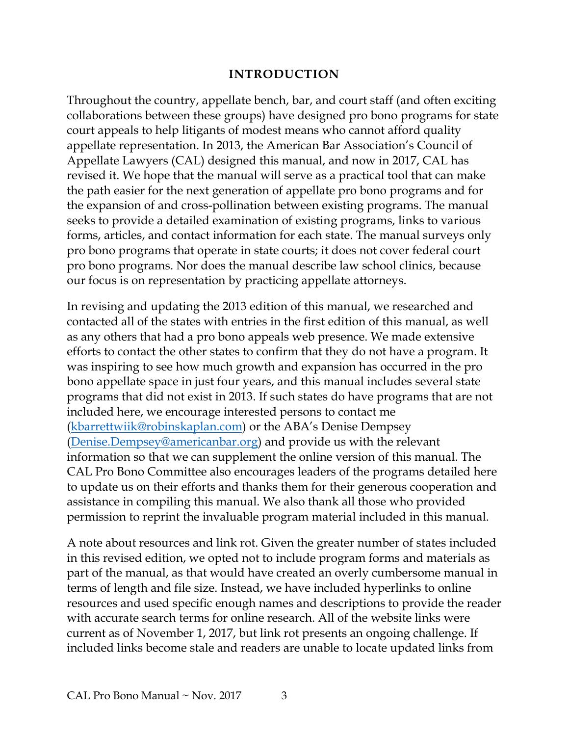## INTRODUCTION

Throughout the country, appellate bench, bar, and court staff (and often exciting collaborations between these groups) have designed pro bono programs for state court appeals to help litigants of modest means who cannot afford quality appellate representation. In 2013, the American Bar Association's Council of Appellate Lawyers (CAL) designed this manual, and now in 2017, CAL has revised it. We hope that the manual will serve as a practical tool that can make the path easier for the next generation of appellate pro bono programs and for the expansion of and cross-pollination between existing programs. The manual seeks to provide a detailed examination of existing programs, links to various forms, articles, and contact information for each state. The manual surveys only pro bono programs that operate in state courts; it does not cover federal court pro bono programs. Nor does the manual describe law school clinics, because our focus is on representation by practicing appellate attorneys.

In revising and updating the 2013 edition of this manual, we researched and contacted all of the states with entries in the first edition of this manual, as well as any others that had a pro bono appeals web presence. We made extensive efforts to contact the other states to confirm that they do not have a program. It was inspiring to see how much growth and expansion has occurred in the pro bono appellate space in just four years, and this manual includes several state programs that did not exist in 2013. If such states do have programs that are not included here, we encourage interested persons to contact me ([kbarrettwiik@robinskaplan.com](mailto:kbarrettwiik@robinskaplan.com)) or the ABA's Denise Dempsey ([Denise.Dempsey@americanbar.org](mailto:Denise.Dempsey@americanbar.org)) and provide us with the relevant information so that we can supplement the online version of this manual. The CAL Pro Bono Committee also encourages leaders of the programs detailed here to update us on their efforts and thanks them for their generous cooperation and assistance in compiling this manual. We also thank all those who provided permission to reprint the invaluable program material included in this manual.

A note about resources and link rot. Given the greater number of states included in this revised edition, we opted not to include program forms and materials as part of the manual, as that would have created an overly cumbersome manual in terms of length and file size. Instead, we have included hyperlinks to online resources and used specific enough names and descriptions to provide the reader with accurate search terms for online research. All of the website links were current as of November 1, 2017, but link rot presents an ongoing challenge. If included links become stale and readers are unable to locate updated links from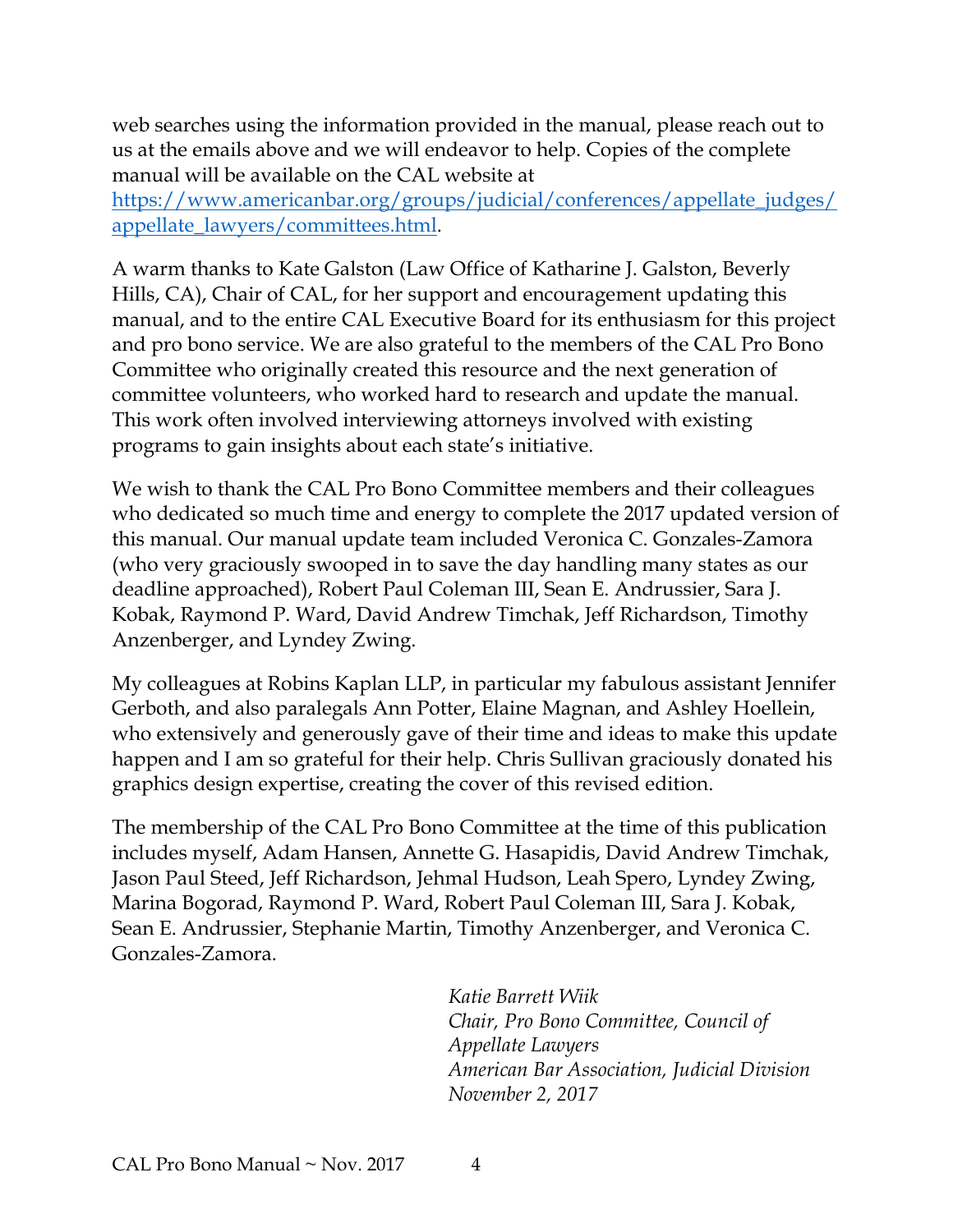web searches using the information provided in the manual, please reach out to us at the emails above and we will endeavor to help. Copies of the complete manual will be available on the CAL website at [https://www.americanbar.org/groups/judicial/conferences/appellate_judges/appellate_lawyers/committees.html](https://www.americanbar.org/groups/judicial/conferences/appellate_judges/appellate_lawyers/committees.html).

A warm thanks to Kate Galston (Law Office of Katharine J. Galston, Beverly Hills, CA), Chair of CAL, for her support and encouragement updating this manual, and to the entire CAL Executive Board for its enthusiasm for this project and pro bono service. We are also grateful to the members of the CAL Pro Bono Committee who originally created this resource and the next generation of committee volunteers, who worked hard to research and update the manual. This work often involved interviewing attorneys involved with existing programs to gain insights about each state's initiative.

We wish to thank the CAL Pro Bono Committee members and their colleagues who dedicated so much time and energy to complete the 2017 updated version of this manual. Our manual update team included Veronica C. Gonzales-Zamora (who very graciously swooped in to save the day handling many states as our deadline approached), Robert Paul Coleman III, Sean E. Andrussier, Sara J. Kobak, Raymond P. Ward, David Andrew Timchak, Jeff Richardson, Timothy Anzenberger, and Lyndey Zwing.

My colleagues at Robins Kaplan LLP, in particular my fabulous assistant Jennifer Gerboth, and also paralegals Ann Potter, Elaine Magnan, and Ashley Hoellein, who extensively and generously gave of their time and ideas to make this update happen and I am so grateful for their help. Chris Sullivan graciously donated his graphics design expertise, creating the cover of this revised edition.

The membership of the CAL Pro Bono Committee at the time of this publication includes myself, Adam Hansen, Annette G. Hasapidis, David Andrew Timchak, Jason Paul Steed, Jeff Richardson, Jehmal Hudson, Leah Spero, Lyndey Zwing, Marina Bogorad, Raymond P. Ward, Robert Paul Coleman III, Sara J. Kobak, Sean E. Andrussier, Stephanie Martin, Timothy Anzenberger, and Veronica C. Gonzales-Zamora.

*Katie Barrett Wiik*
*Chair, Pro Bono Committee, Council of Appellate Lawyers*
*American Bar Association, Judicial Division*
*November 2, 2017*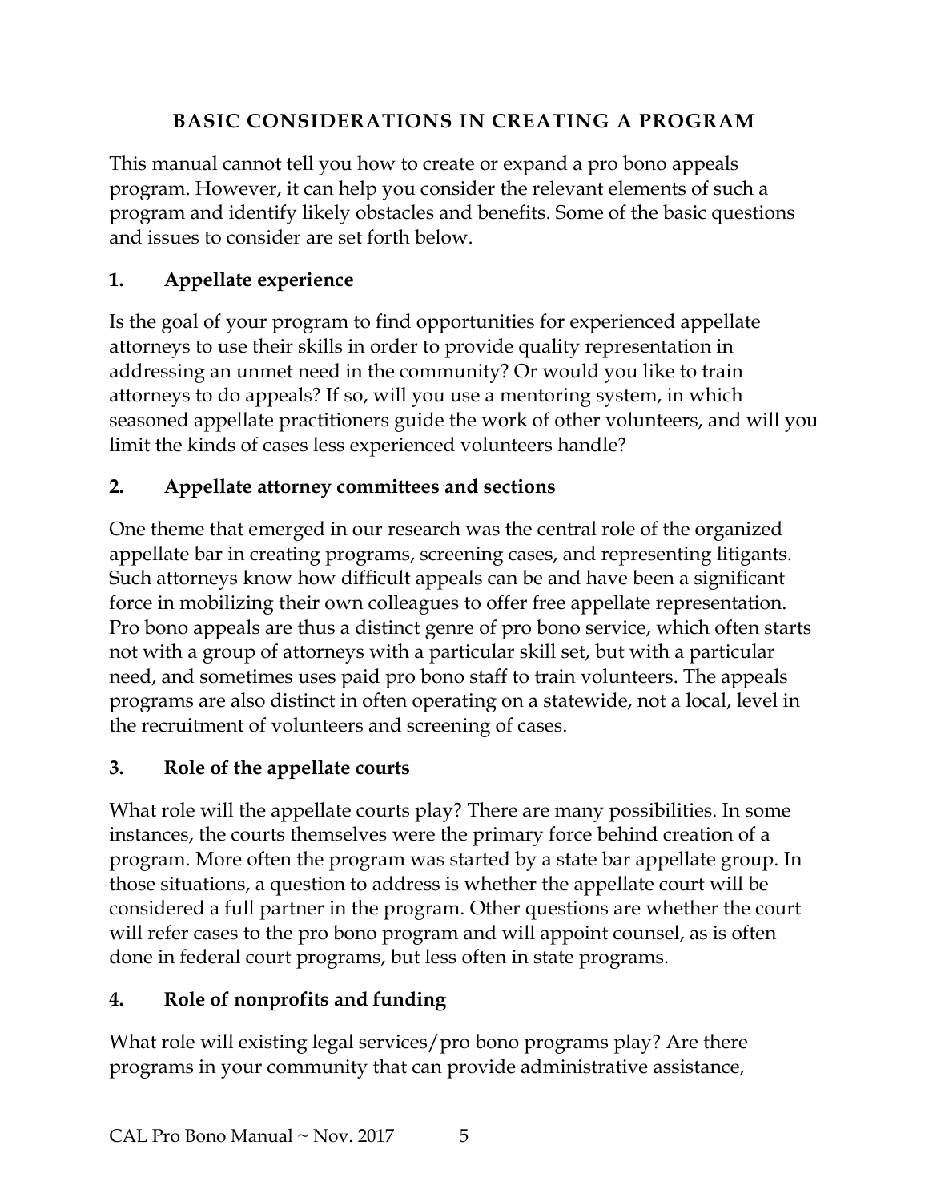## BASIC CONSIDERATIONS IN CREATING A PROGRAM

This manual cannot tell you how to create or expand a pro bono appeals program. However, it can help you consider the relevant elements of such a program and identify likely obstacles and benefits. Some of the basic questions and issues to consider are set forth below.

### 1. Appellate experience

Is the goal of your program to find opportunities for experienced appellate attorneys to use their skills in order to provide quality representation in addressing an unmet need in the community? Or would you like to train attorneys to do appeals? If so, will you use a mentoring system, in which seasoned appellate practitioners guide the work of other volunteers, and will you limit the kinds of cases less experienced volunteers handle?

### 2. Appellate attorney committees and sections

One theme that emerged in our research was the central role of the organized appellate bar in creating programs, screening cases, and representing litigants. Such attorneys know how difficult appeals can be and have been a significant force in mobilizing their own colleagues to offer free appellate representation. Pro bono appeals are thus a distinct genre of pro bono service, which often starts not with a group of attorneys with a particular skill set, but with a particular need, and sometimes uses paid pro bono staff to train volunteers. The appeals programs are also distinct in often operating on a statewide, not a local, level in the recruitment of volunteers and screening of cases.

### 3. Role of the appellate courts

What role will the appellate courts play? There are many possibilities. In some instances, the courts themselves were the primary force behind creation of a program. More often the program was started by a state bar appellate group. In those situations, a question to address is whether the appellate court will be considered a full partner in the program. Other questions are whether the court will refer cases to the pro bono program and will appoint counsel, as is often done in federal court programs, but less often in state programs.

### 4. Role of nonprofits and funding

What role will existing legal services/pro bono programs play? Are there programs in your community that can provide administrative assistance,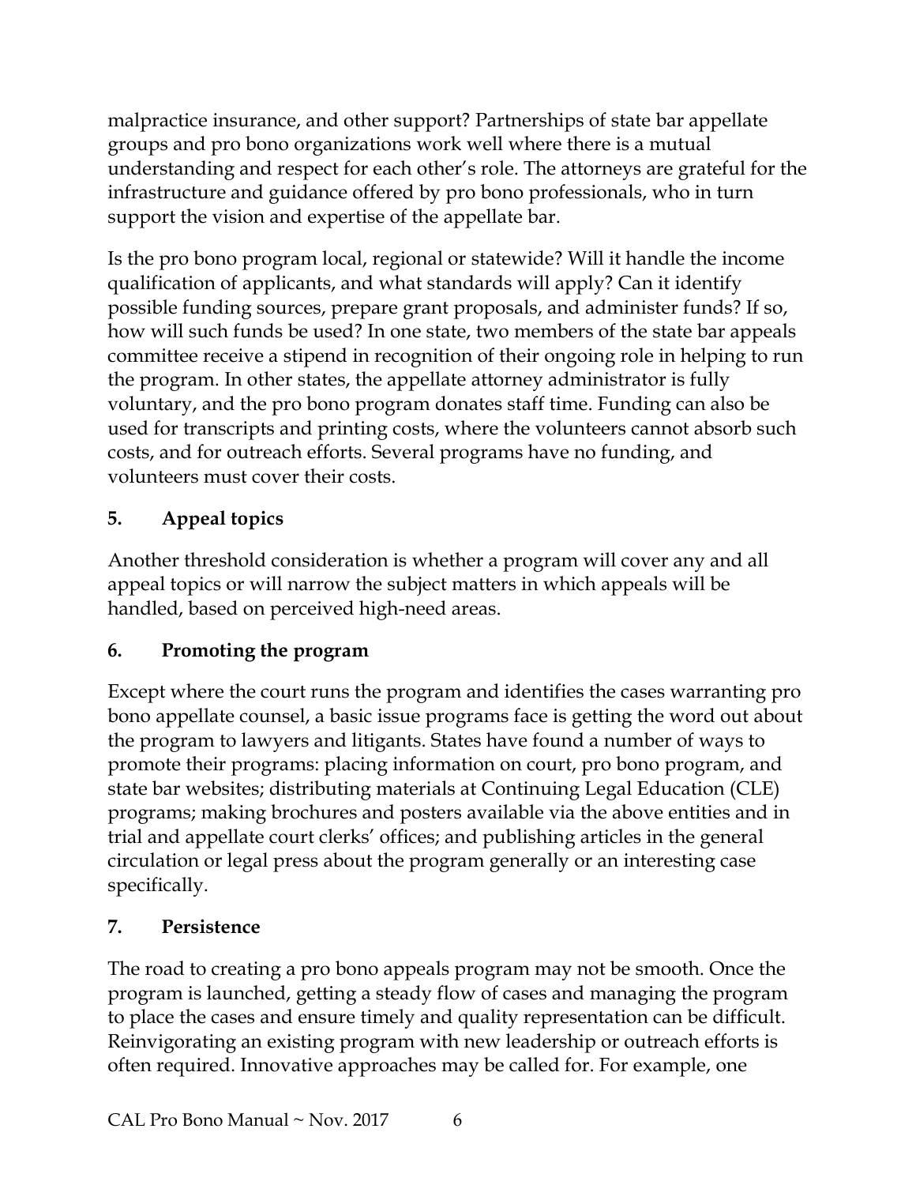malpractice insurance, and other support? Partnerships of state bar appellate groups and pro bono organizations work well where there is a mutual understanding and respect for each other's role. The attorneys are grateful for the infrastructure and guidance offered by pro bono professionals, who in turn support the vision and expertise of the appellate bar.

Is the pro bono program local, regional or statewide? Will it handle the income qualification of applicants, and what standards will apply? Can it identify possible funding sources, prepare grant proposals, and administer funds? If so, how will such funds be used? In one state, two members of the state bar appeals committee receive a stipend in recognition of their ongoing role in helping to run the program. In other states, the appellate attorney administrator is fully voluntary, and the pro bono program donates staff time. Funding can also be used for transcripts and printing costs, where the volunteers cannot absorb such costs, and for outreach efforts. Several programs have no funding, and volunteers must cover their costs.

### 5. Appeal topics

Another threshold consideration is whether a program will cover any and all appeal topics or will narrow the subject matters in which appeals will be handled, based on perceived high-need areas.

### 6. Promoting the program

Except where the court runs the program and identifies the cases warranting pro bono appellate counsel, a basic issue programs face is getting the word out about the program to lawyers and litigants. States have found a number of ways to promote their programs: placing information on court, pro bono program, and state bar websites; distributing materials at Continuing Legal Education (CLE) programs; making brochures and posters available via the above entities and in trial and appellate court clerks' offices; and publishing articles in the general circulation or legal press about the program generally or an interesting case specifically.

### 7. Persistence

The road to creating a pro bono appeals program may not be smooth. Once the program is launched, getting a steady flow of cases and managing the program to place the cases and ensure timely and quality representation can be difficult. Reinvigorating an existing program with new leadership or outreach efforts is often required. Innovative approaches may be called for. For example, one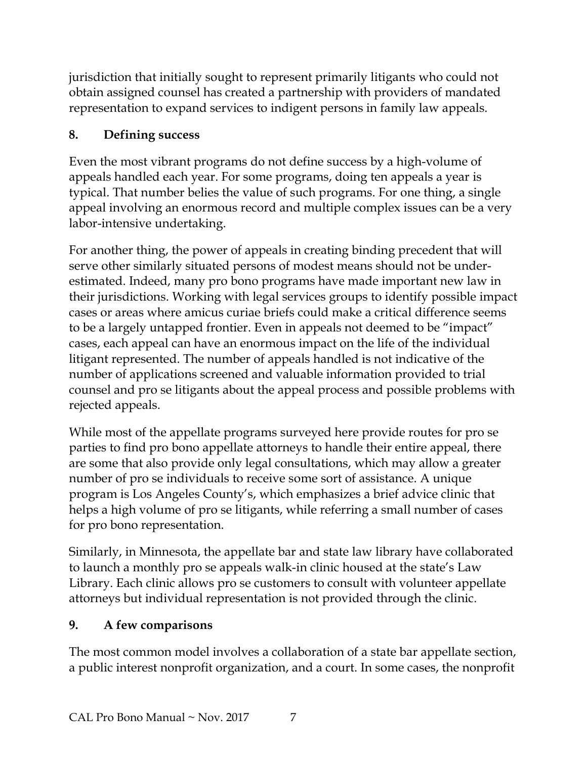jurisdiction that initially sought to represent primarily litigants who could not obtain assigned counsel has created a partnership with providers of mandated representation to expand services to indigent persons in family law appeals.

## 8. Defining success

Even the most vibrant programs do not define success by a high-volume of appeals handled each year. For some programs, doing ten appeals a year is typical. That number belies the value of such programs. For one thing, a single appeal involving an enormous record and multiple complex issues can be a very labor-intensive undertaking.

For another thing, the power of appeals in creating binding precedent that will serve other similarly situated persons of modest means should not be under-estimated. Indeed, many pro bono programs have made important new law in their jurisdictions. Working with legal services groups to identify possible impact cases or areas where amicus curiae briefs could make a critical difference seems to be a largely untapped frontier. Even in appeals not deemed to be "impact" cases, each appeal can have an enormous impact on the life of the individual litigant represented. The number of appeals handled is not indicative of the number of applications screened and valuable information provided to trial counsel and pro se litigants about the appeal process and possible problems with rejected appeals.

While most of the appellate programs surveyed here provide routes for pro se parties to find pro bono appellate attorneys to handle their entire appeal, there are some that also provide only legal consultations, which may allow a greater number of pro se individuals to receive some sort of assistance. A unique program is Los Angeles County's, which emphasizes a brief advice clinic that helps a high volume of pro se litigants, while referring a small number of cases for pro bono representation.

Similarly, in Minnesota, the appellate bar and state law library have collaborated to launch a monthly pro se appeals walk-in clinic housed at the state's Law Library. Each clinic allows pro se customers to consult with volunteer appellate attorneys but individual representation is not provided through the clinic.

## 9. A few comparisons

The most common model involves a collaboration of a state bar appellate section, a public interest nonprofit organization, and a court. In some cases, the nonprofit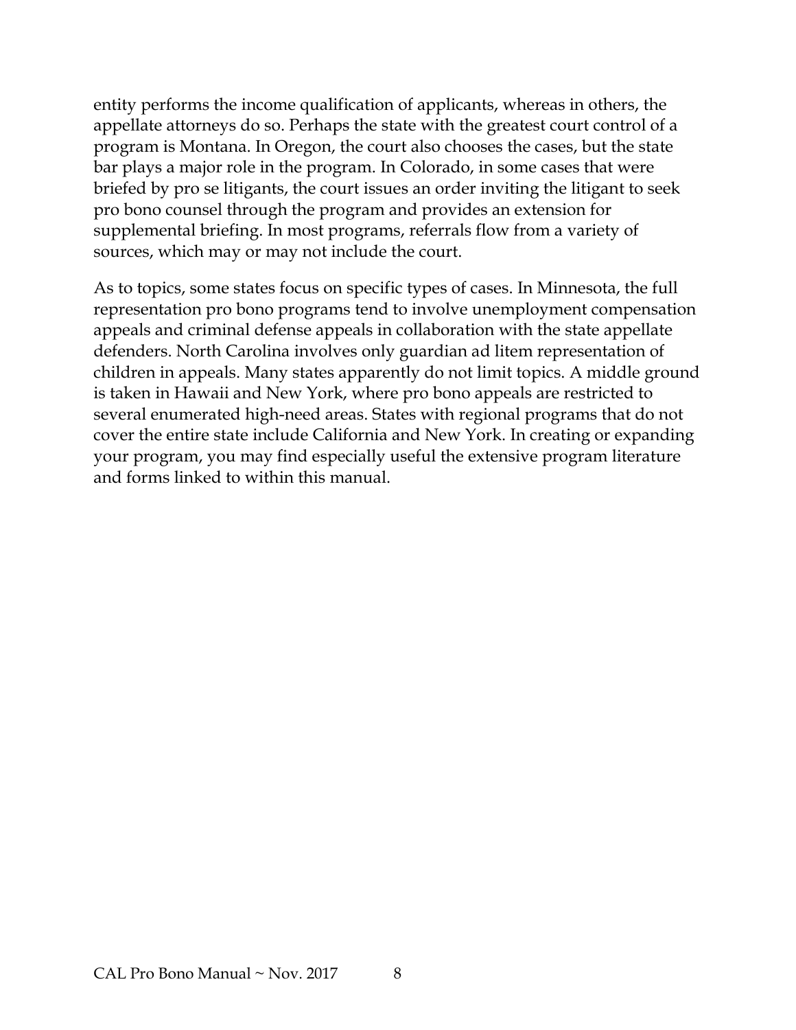entity performs the income qualification of applicants, whereas in others, the appellate attorneys do so. Perhaps the state with the greatest court control of a program is Montana. In Oregon, the court also chooses the cases, but the state bar plays a major role in the program. In Colorado, in some cases that were briefed by pro se litigants, the court issues an order inviting the litigant to seek pro bono counsel through the program and provides an extension for supplemental briefing. In most programs, referrals flow from a variety of sources, which may or may not include the court.

As to topics, some states focus on specific types of cases. In Minnesota, the full representation pro bono programs tend to involve unemployment compensation appeals and criminal defense appeals in collaboration with the state appellate defenders. North Carolina involves only guardian ad litem representation of children in appeals. Many states apparently do not limit topics. A middle ground is taken in Hawaii and New York, where pro bono appeals are restricted to several enumerated high-need areas. States with regional programs that do not cover the entire state include California and New York. In creating or expanding your program, you may find especially useful the extensive program literature and forms linked to within this manual.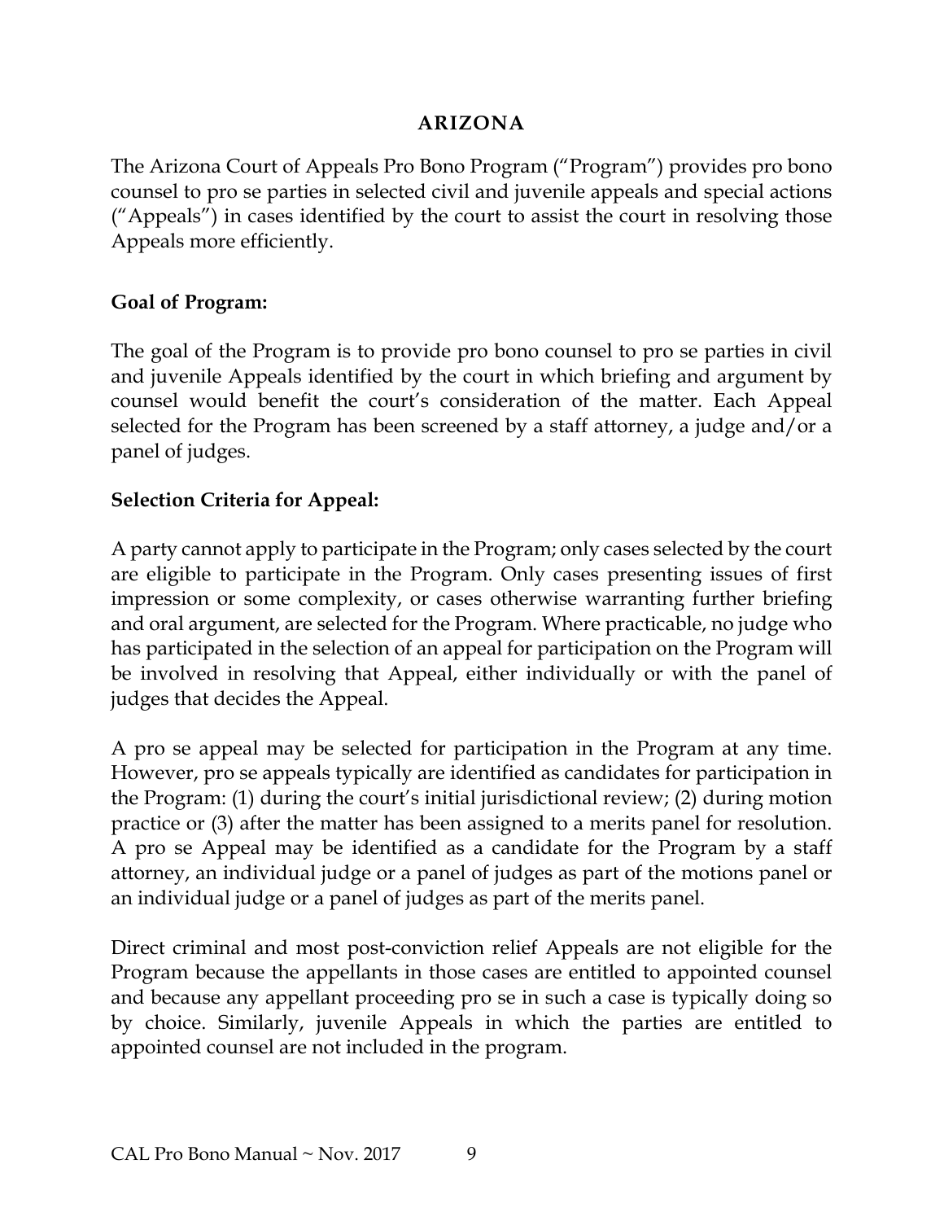## ARIZONA

The Arizona Court of Appeals Pro Bono Program ("Program") provides pro bono counsel to pro se parties in selected civil and juvenile appeals and special actions ("Appeals") in cases identified by the court to assist the court in resolving those Appeals more efficiently.

**Goal of Program:**

The goal of the Program is to provide pro bono counsel to pro se parties in civil and juvenile Appeals identified by the court in which briefing and argument by counsel would benefit the court's consideration of the matter. Each Appeal selected for the Program has been screened by a staff attorney, a judge and/or a panel of judges.

**Selection Criteria for Appeal:**

A party cannot apply to participate in the Program; only cases selected by the court are eligible to participate in the Program. Only cases presenting issues of first impression or some complexity, or cases otherwise warranting further briefing and oral argument, are selected for the Program. Where practicable, no judge who has participated in the selection of an appeal for participation on the Program will be involved in resolving that Appeal, either individually or with the panel of judges that decides the Appeal.

A pro se appeal may be selected for participation in the Program at any time. However, pro se appeals typically are identified as candidates for participation in the Program: (1) during the court's initial jurisdictional review; (2) during motion practice or (3) after the matter has been assigned to a merits panel for resolution. A pro se Appeal may be identified as a candidate for the Program by a staff attorney, an individual judge or a panel of judges as part of the motions panel or an individual judge or a panel of judges as part of the merits panel.

Direct criminal and most post-conviction relief Appeals are not eligible for the Program because the appellants in those cases are entitled to appointed counsel and because any appellant proceeding pro se in such a case is typically doing so by choice. Similarly, juvenile Appeals in which the parties are entitled to appointed counsel are not included in the program.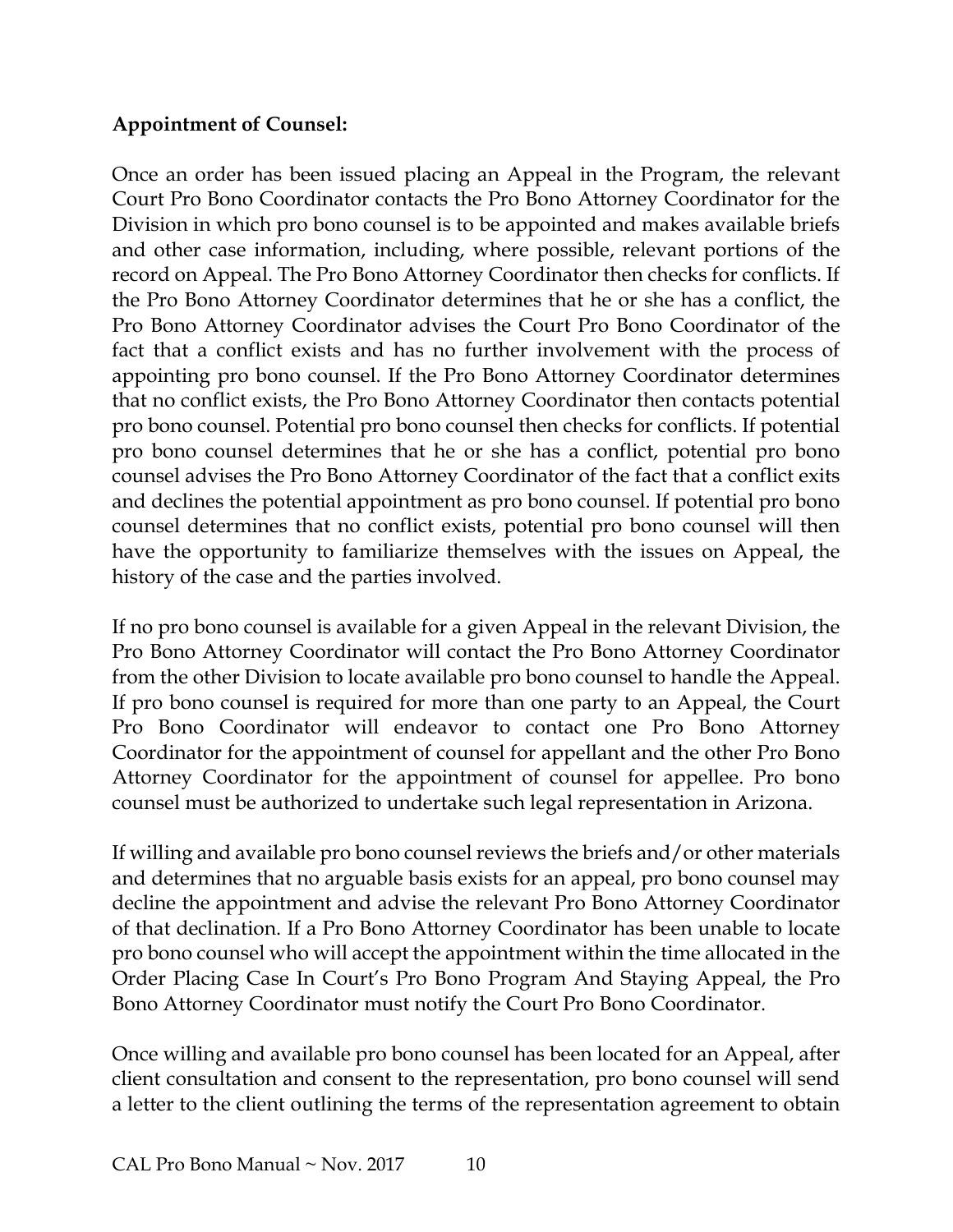**Appointment of Counsel:**

Once an order has been issued placing an Appeal in the Program, the relevant Court Pro Bono Coordinator contacts the Pro Bono Attorney Coordinator for the Division in which pro bono counsel is to be appointed and makes available briefs and other case information, including, where possible, relevant portions of the record on Appeal. The Pro Bono Attorney Coordinator then checks for conflicts. If the Pro Bono Attorney Coordinator determines that he or she has a conflict, the Pro Bono Attorney Coordinator advises the Court Pro Bono Coordinator of the fact that a conflict exists and has no further involvement with the process of appointing pro bono counsel. If the Pro Bono Attorney Coordinator determines that no conflict exists, the Pro Bono Attorney Coordinator then contacts potential pro bono counsel. Potential pro bono counsel then checks for conflicts. If potential pro bono counsel determines that he or she has a conflict, potential pro bono counsel advises the Pro Bono Attorney Coordinator of the fact that a conflict exits and declines the potential appointment as pro bono counsel. If potential pro bono counsel determines that no conflict exists, potential pro bono counsel will then have the opportunity to familiarize themselves with the issues on Appeal, the history of the case and the parties involved.

If no pro bono counsel is available for a given Appeal in the relevant Division, the Pro Bono Attorney Coordinator will contact the Pro Bono Attorney Coordinator from the other Division to locate available pro bono counsel to handle the Appeal. If pro bono counsel is required for more than one party to an Appeal, the Court Pro Bono Coordinator will endeavor to contact one Pro Bono Attorney Coordinator for the appointment of counsel for appellant and the other Pro Bono Attorney Coordinator for the appointment of counsel for appellee. Pro bono counsel must be authorized to undertake such legal representation in Arizona.

If willing and available pro bono counsel reviews the briefs and/or other materials and determines that no arguable basis exists for an appeal, pro bono counsel may decline the appointment and advise the relevant Pro Bono Attorney Coordinator of that declination. If a Pro Bono Attorney Coordinator has been unable to locate pro bono counsel who will accept the appointment within the time allocated in the Order Placing Case In Court's Pro Bono Program And Staying Appeal, the Pro Bono Attorney Coordinator must notify the Court Pro Bono Coordinator.

Once willing and available pro bono counsel has been located for an Appeal, after client consultation and consent to the representation, pro bono counsel will send a letter to the client outlining the terms of the representation agreement to obtain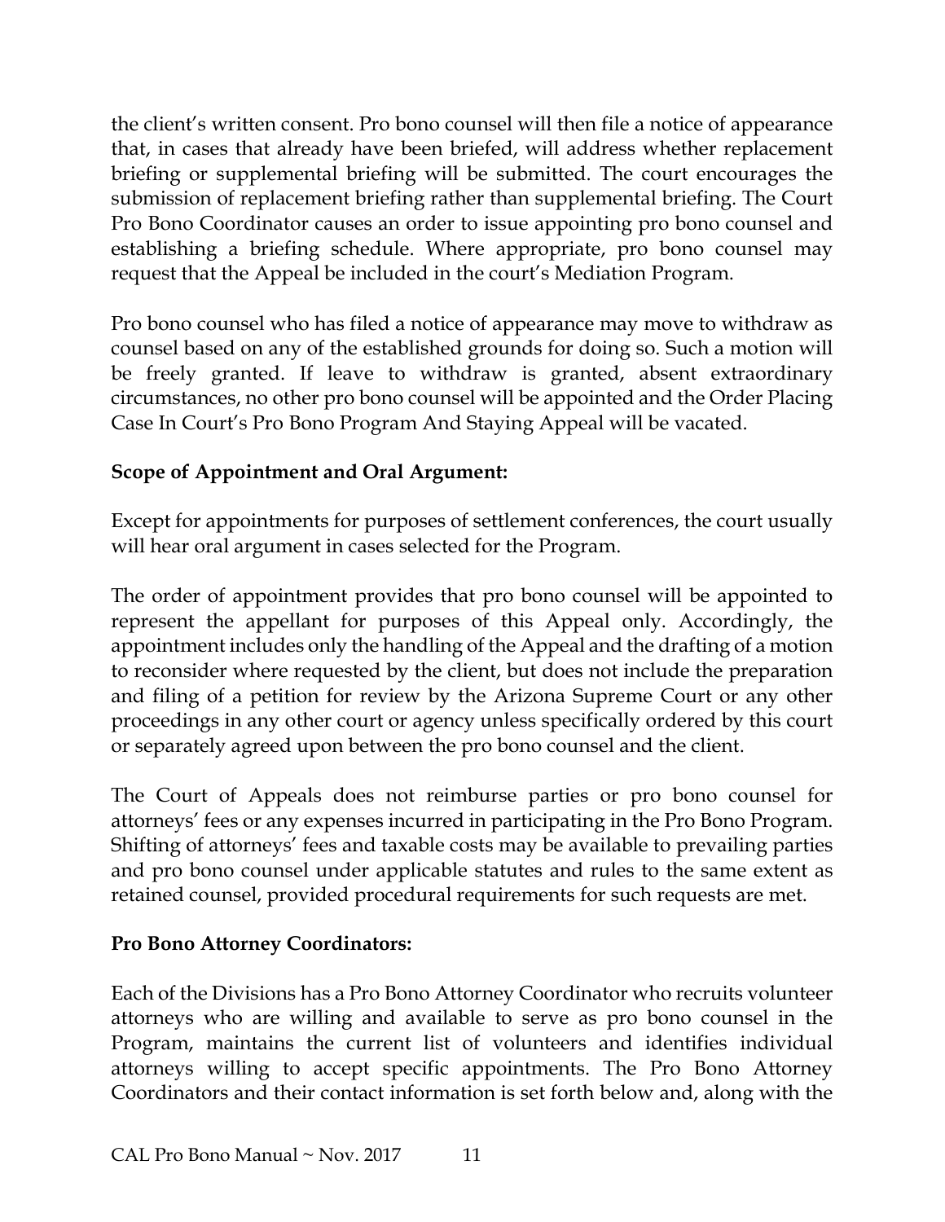the client's written consent. Pro bono counsel will then file a notice of appearance that, in cases that already have been briefed, will address whether replacement briefing or supplemental briefing will be submitted. The court encourages the submission of replacement briefing rather than supplemental briefing. The Court Pro Bono Coordinator causes an order to issue appointing pro bono counsel and establishing a briefing schedule. Where appropriate, pro bono counsel may request that the Appeal be included in the court's Mediation Program.

Pro bono counsel who has filed a notice of appearance may move to withdraw as counsel based on any of the established grounds for doing so. Such a motion will be freely granted. If leave to withdraw is granted, absent extraordinary circumstances, no other pro bono counsel will be appointed and the Order Placing Case In Court's Pro Bono Program And Staying Appeal will be vacated.

**Scope of Appointment and Oral Argument:**

Except for appointments for purposes of settlement conferences, the court usually will hear oral argument in cases selected for the Program.

The order of appointment provides that pro bono counsel will be appointed to represent the appellant for purposes of this Appeal only. Accordingly, the appointment includes only the handling of the Appeal and the drafting of a motion to reconsider where requested by the client, but does not include the preparation and filing of a petition for review by the Arizona Supreme Court or any other proceedings in any other court or agency unless specifically ordered by this court or separately agreed upon between the pro bono counsel and the client.

The Court of Appeals does not reimburse parties or pro bono counsel for attorneys' fees or any expenses incurred in participating in the Pro Bono Program. Shifting of attorneys' fees and taxable costs may be available to prevailing parties and pro bono counsel under applicable statutes and rules to the same extent as retained counsel, provided procedural requirements for such requests are met.

**Pro Bono Attorney Coordinators:**

Each of the Divisions has a Pro Bono Attorney Coordinator who recruits volunteer attorneys who are willing and available to serve as pro bono counsel in the Program, maintains the current list of volunteers and identifies individual attorneys willing to accept specific appointments. The Pro Bono Attorney Coordinators and their contact information is set forth below and, along with the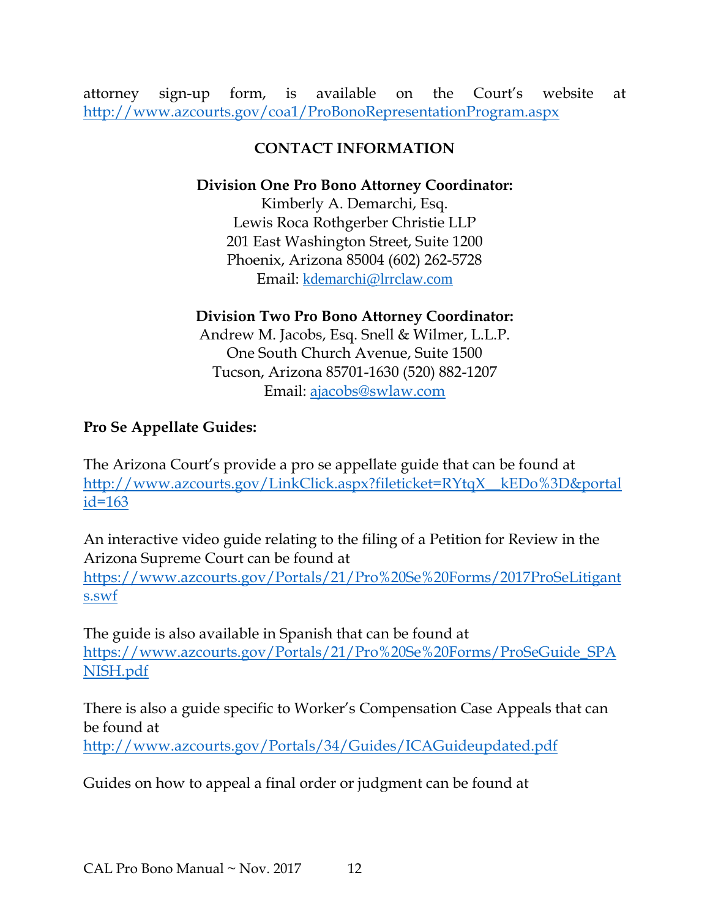attorney sign-up form, is available on the Court's website at http://www.azcourts.gov/coa1/ProBonoRepresentationProgram.aspx

## CONTACT INFORMATION

**Division One Pro Bono Attorney Coordinator:**
Kimberly A. Demarchi, Esq.
Lewis Roca Rothgerber Christie LLP
201 East Washington Street, Suite 1200
Phoenix, Arizona 85004 (602) 262-5728
Email: kdemarchi@lrrclaw.com

**Division Two Pro Bono Attorney Coordinator:**
Andrew M. Jacobs, Esq. Snell & Wilmer, L.L.P.
One South Church Avenue, Suite 1500
Tucson, Arizona 85701-1630 (520) 882-1207
Email: ajacobs@swlaw.com

**Pro Se Appellate Guides:**

The Arizona Court's provide a pro se appellate guide that can be found at http://www.azcourts.gov/LinkClick.aspx?fileticket=RYtqX__kEDo%3D&portalid=163

An interactive video guide relating to the filing of a Petition for Review in the Arizona Supreme Court can be found at https://www.azcourts.gov/Portals/21/Pro%20Se%20Forms/2017ProSeLitigants.swf

The guide is also available in Spanish that can be found at https://www.azcourts.gov/Portals/21/Pro%20Se%20Forms/ProSeGuide_SPANISH.pdf

There is also a guide specific to Worker's Compensation Case Appeals that can be found at http://www.azcourts.gov/Portals/34/Guides/ICAGuideupdated.pdf

Guides on how to appeal a final order or judgment can be found at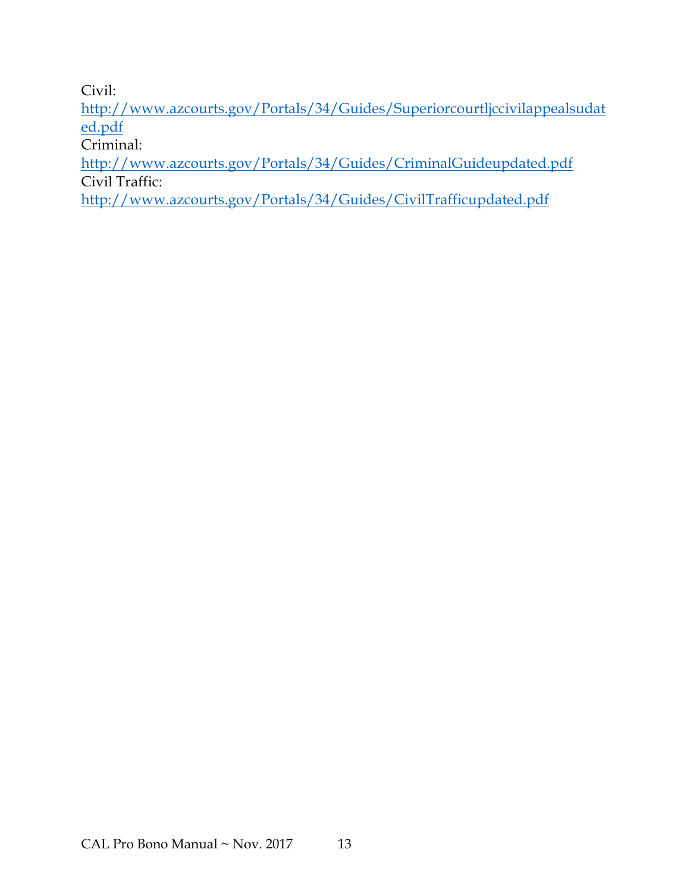Civil:
http://www.azcourts.gov/Portals/34/Guides/Superiorcourtljccivilappealsudated.pdf
Criminal:
http://www.azcourts.gov/Portals/34/Guides/CriminalGuideupdated.pdf
Civil Traffic:
http://www.azcourts.gov/Portals/34/Guides/CivilTrafficupdated.pdf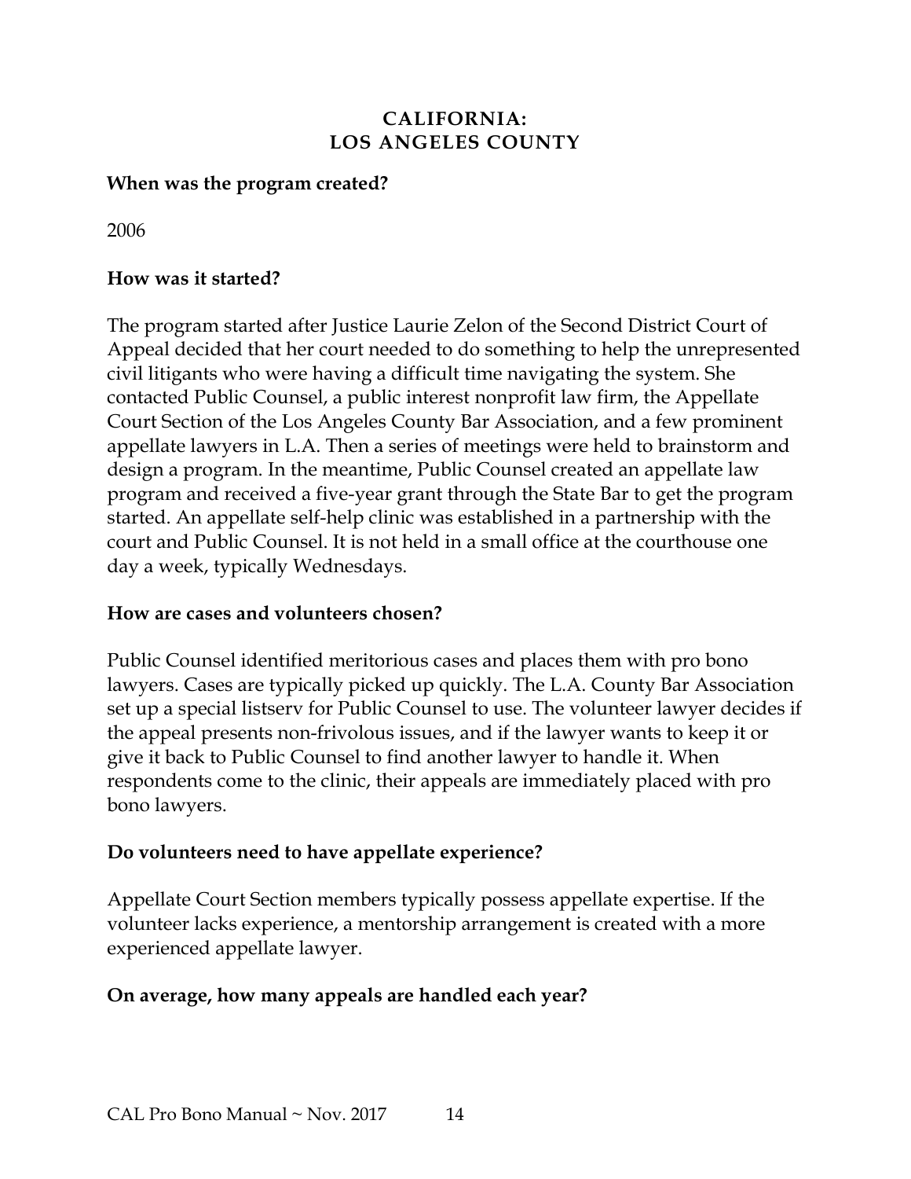# CALIFORNIA: LOS ANGELES COUNTY

**When was the program created?**

2006

**How was it started?**

The program started after Justice Laurie Zelon of the Second District Court of Appeal decided that her court needed to do something to help the unrepresented civil litigants who were having a difficult time navigating the system. She contacted Public Counsel, a public interest nonprofit law firm, the Appellate Court Section of the Los Angeles County Bar Association, and a few prominent appellate lawyers in L.A. Then a series of meetings were held to brainstorm and design a program. In the meantime, Public Counsel created an appellate law program and received a five-year grant through the State Bar to get the program started. An appellate self-help clinic was established in a partnership with the court and Public Counsel. It is not held in a small office at the courthouse one day a week, typically Wednesdays.

**How are cases and volunteers chosen?**

Public Counsel identified meritorious cases and places them with pro bono lawyers. Cases are typically picked up quickly. The L.A. County Bar Association set up a special listserv for Public Counsel to use. The volunteer lawyer decides if the appeal presents non-frivolous issues, and if the lawyer wants to keep it or give it back to Public Counsel to find another lawyer to handle it. When respondents come to the clinic, their appeals are immediately placed with pro bono lawyers.

**Do volunteers need to have appellate experience?**

Appellate Court Section members typically possess appellate expertise. If the volunteer lacks experience, a mentorship arrangement is created with a more experienced appellate lawyer.

**On average, how many appeals are handled each year?**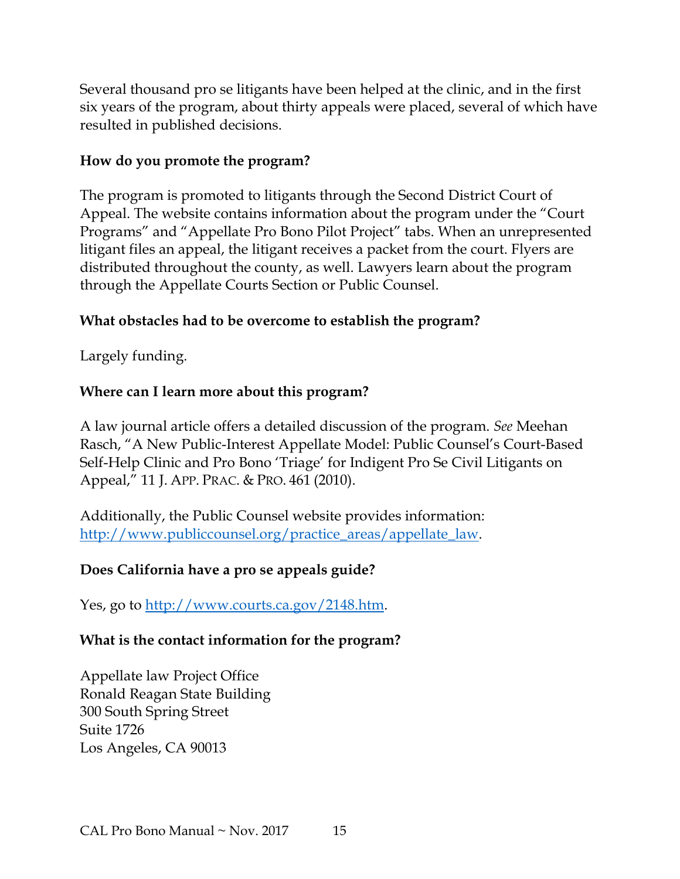Several thousand pro se litigants have been helped at the clinic, and in the first six years of the program, about thirty appeals were placed, several of which have resulted in published decisions.

**How do you promote the program?**

The program is promoted to litigants through the Second District Court of Appeal. The website contains information about the program under the "Court Programs" and "Appellate Pro Bono Pilot Project" tabs. When an unrepresented litigant files an appeal, the litigant receives a packet from the court. Flyers are distributed throughout the county, as well. Lawyers learn about the program through the Appellate Courts Section or Public Counsel.

**What obstacles had to be overcome to establish the program?**

Largely funding.

**Where can I learn more about this program?**

A law journal article offers a detailed discussion of the program. *See* Meehan Rasch, "A New Public-Interest Appellate Model: Public Counsel's Court-Based Self-Help Clinic and Pro Bono 'Triage' for Indigent Pro Se Civil Litigants on Appeal," 11 J. APP. PRAC. & PRO. 461 (2010).

Additionally, the Public Counsel website provides information: [http://www.publiccounsel.org/practice_areas/appellate_law](http://www.publiccounsel.org/practice_areas/appellate_law).

**Does California have a pro se appeals guide?**

Yes, go to [http://www.courts.ca.gov/2148.htm](http://www.courts.ca.gov/2148.htm).

**What is the contact information for the program?**

Appellate law Project Office
Ronald Reagan State Building
300 South Spring Street
Suite 1726
Los Angeles, CA 90013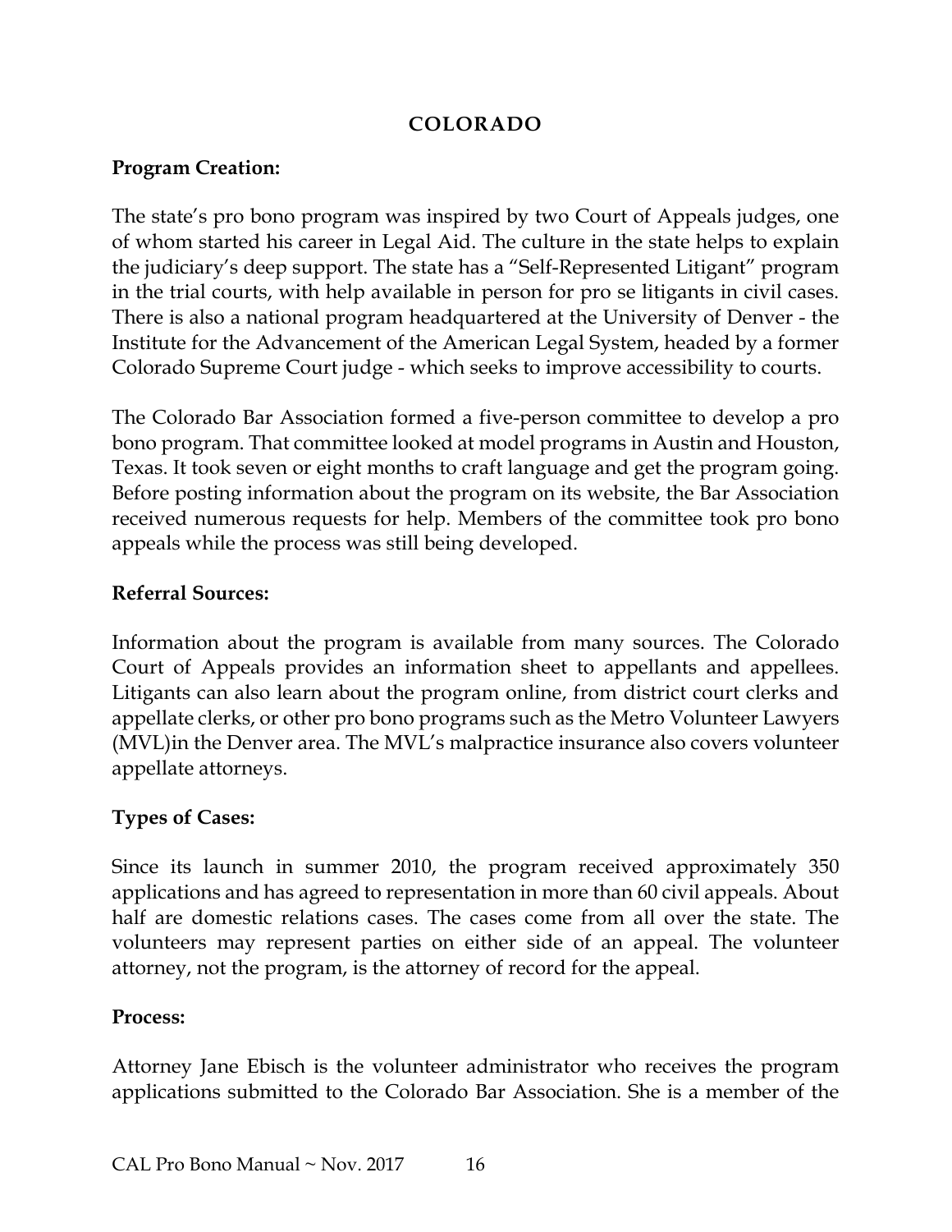## COLORADO

**Program Creation:**

The state's pro bono program was inspired by two Court of Appeals judges, one of whom started his career in Legal Aid. The culture in the state helps to explain the judiciary's deep support. The state has a "Self-Represented Litigant" program in the trial courts, with help available in person for pro se litigants in civil cases. There is also a national program headquartered at the University of Denver - the Institute for the Advancement of the American Legal System, headed by a former Colorado Supreme Court judge - which seeks to improve accessibility to courts.

The Colorado Bar Association formed a five-person committee to develop a pro bono program. That committee looked at model programs in Austin and Houston, Texas. It took seven or eight months to craft language and get the program going. Before posting information about the program on its website, the Bar Association received numerous requests for help. Members of the committee took pro bono appeals while the process was still being developed.

**Referral Sources:**

Information about the program is available from many sources. The Colorado Court of Appeals provides an information sheet to appellants and appellees. Litigants can also learn about the program online, from district court clerks and appellate clerks, or other pro bono programs such as the Metro Volunteer Lawyers (MVL)in the Denver area. The MVL's malpractice insurance also covers volunteer appellate attorneys.

**Types of Cases:**

Since its launch in summer 2010, the program received approximately 350 applications and has agreed to representation in more than 60 civil appeals. About half are domestic relations cases. The cases come from all over the state. The volunteers may represent parties on either side of an appeal. The volunteer attorney, not the program, is the attorney of record for the appeal.

**Process:**

Attorney Jane Ebisch is the volunteer administrator who receives the program applications submitted to the Colorado Bar Association. She is a member of the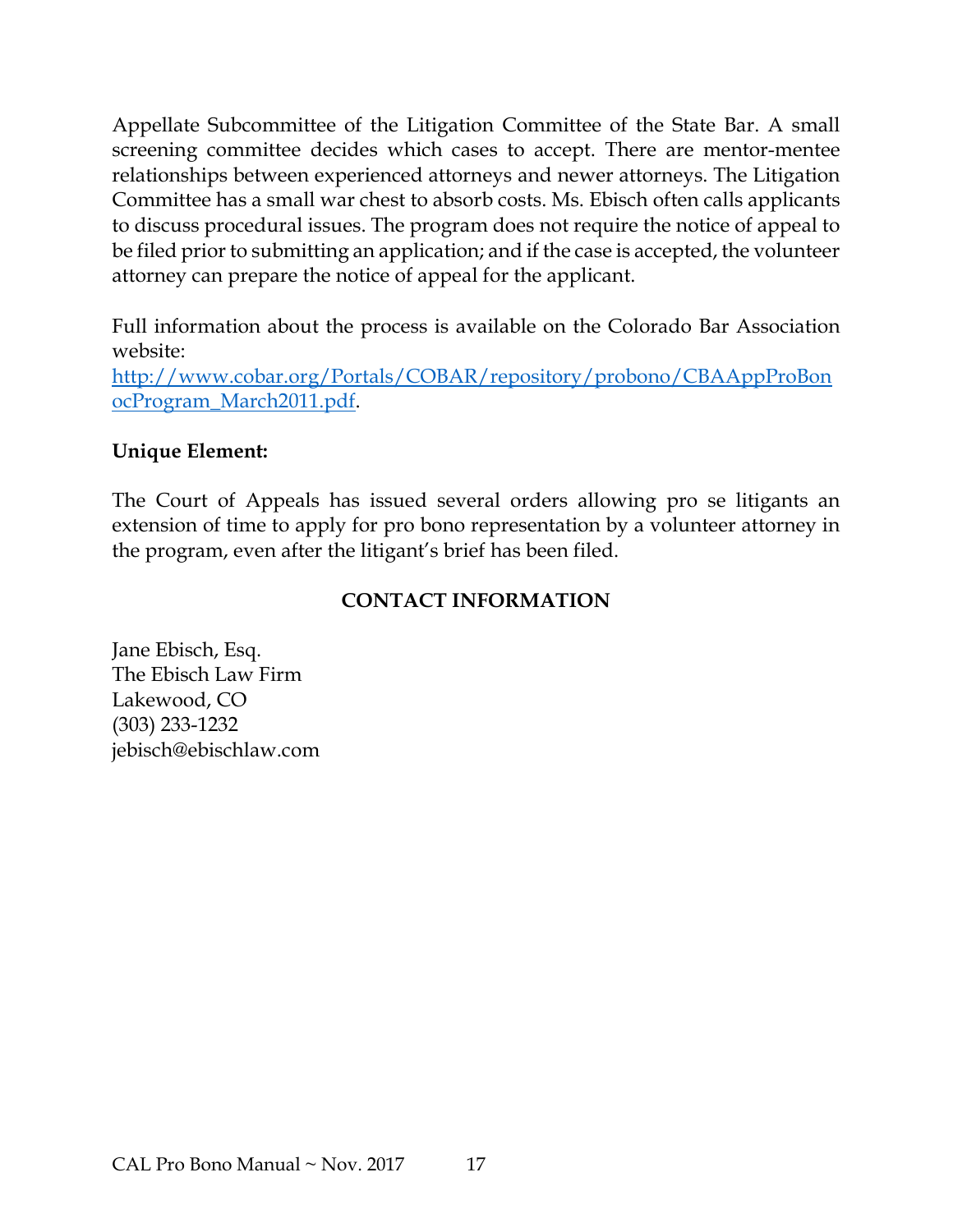Appellate Subcommittee of the Litigation Committee of the State Bar. A small screening committee decides which cases to accept. There are mentor-mentee relationships between experienced attorneys and newer attorneys. The Litigation Committee has a small war chest to absorb costs. Ms. Ebisch often calls applicants to discuss procedural issues. The program does not require the notice of appeal to be filed prior to submitting an application; and if the case is accepted, the volunteer attorney can prepare the notice of appeal for the applicant.

Full information about the process is available on the Colorado Bar Association website: [http://www.cobar.org/Portals/COBAR/repository/probono/CBAAppProBonocProgram_March2011.pdf](http://www.cobar.org/Portals/COBAR/repository/probono/CBAAppProBonocProgram_March2011.pdf).

**Unique Element:**

The Court of Appeals has issued several orders allowing pro se litigants an extension of time to apply for pro bono representation by a volunteer attorney in the program, even after the litigant's brief has been filed.

**CONTACT INFORMATION**

Jane Ebisch, Esq.
The Ebisch Law Firm
Lakewood, CO
(303) 233-1232
jebisch@ebischlaw.com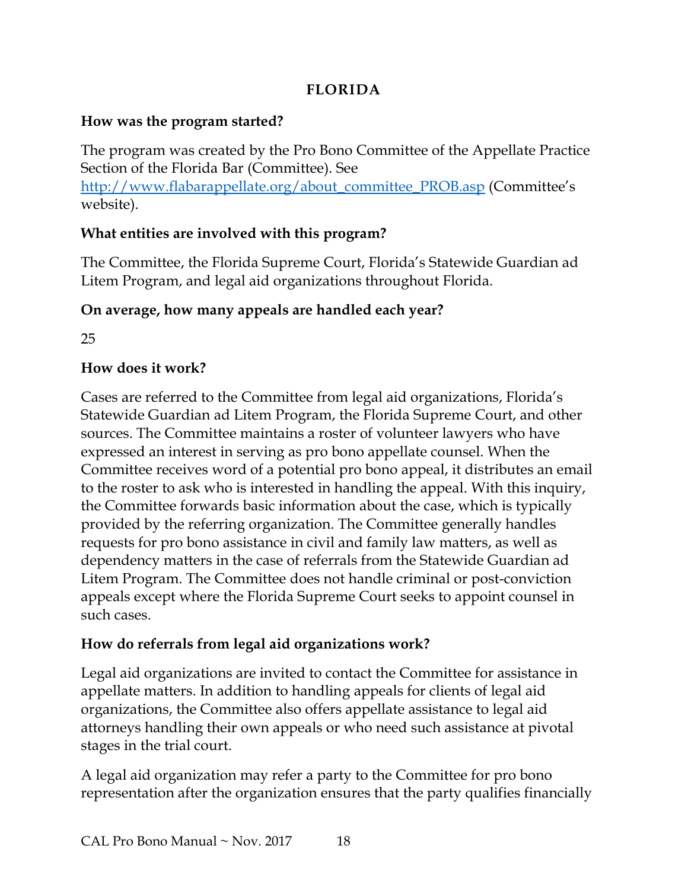## FLORIDA

**How was the program started?**

The program was created by the Pro Bono Committee of the Appellate Practice Section of the Florida Bar (Committee). See http://www.flabarappellate.org/about_committee_PROB.asp (Committee's website).

**What entities are involved with this program?**

The Committee, the Florida Supreme Court, Florida's Statewide Guardian ad Litem Program, and legal aid organizations throughout Florida.

**On average, how many appeals are handled each year?**

25

**How does it work?**

Cases are referred to the Committee from legal aid organizations, Florida's Statewide Guardian ad Litem Program, the Florida Supreme Court, and other sources. The Committee maintains a roster of volunteer lawyers who have expressed an interest in serving as pro bono appellate counsel. When the Committee receives word of a potential pro bono appeal, it distributes an email to the roster to ask who is interested in handling the appeal. With this inquiry, the Committee forwards basic information about the case, which is typically provided by the referring organization. The Committee generally handles requests for pro bono assistance in civil and family law matters, as well as dependency matters in the case of referrals from the Statewide Guardian ad Litem Program. The Committee does not handle criminal or post-conviction appeals except where the Florida Supreme Court seeks to appoint counsel in such cases.

**How do referrals from legal aid organizations work?**

Legal aid organizations are invited to contact the Committee for assistance in appellate matters. In addition to handling appeals for clients of legal aid organizations, the Committee also offers appellate assistance to legal aid attorneys handling their own appeals or who need such assistance at pivotal stages in the trial court.

A legal aid organization may refer a party to the Committee for pro bono representation after the organization ensures that the party qualifies financially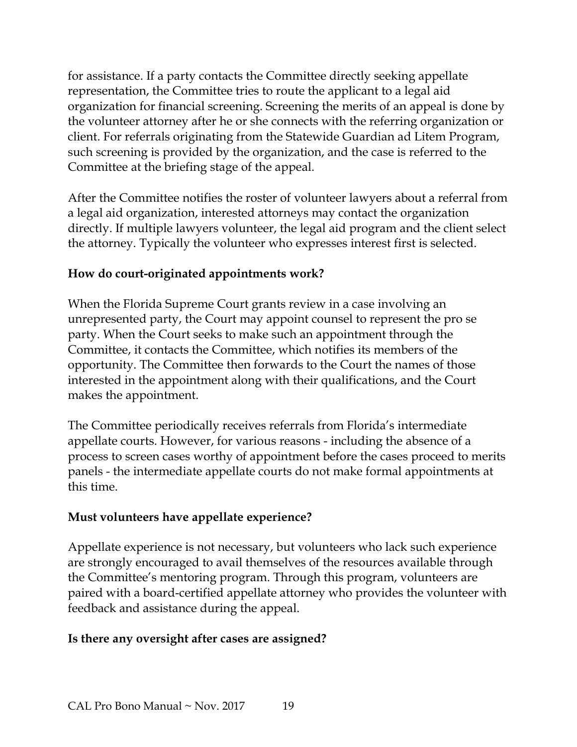for assistance. If a party contacts the Committee directly seeking appellate representation, the Committee tries to route the applicant to a legal aid organization for financial screening. Screening the merits of an appeal is done by the volunteer attorney after he or she connects with the referring organization or client. For referrals originating from the Statewide Guardian ad Litem Program, such screening is provided by the organization, and the case is referred to the Committee at the briefing stage of the appeal.

After the Committee notifies the roster of volunteer lawyers about a referral from a legal aid organization, interested attorneys may contact the organization directly. If multiple lawyers volunteer, the legal aid program and the client select the attorney. Typically the volunteer who expresses interest first is selected.

**How do court-originated appointments work?**

When the Florida Supreme Court grants review in a case involving an unrepresented party, the Court may appoint counsel to represent the pro se party. When the Court seeks to make such an appointment through the Committee, it contacts the Committee, which notifies its members of the opportunity. The Committee then forwards to the Court the names of those interested in the appointment along with their qualifications, and the Court makes the appointment.

The Committee periodically receives referrals from Florida's intermediate appellate courts. However, for various reasons - including the absence of a process to screen cases worthy of appointment before the cases proceed to merits panels - the intermediate appellate courts do not make formal appointments at this time.

**Must volunteers have appellate experience?**

Appellate experience is not necessary, but volunteers who lack such experience are strongly encouraged to avail themselves of the resources available through the Committee's mentoring program. Through this program, volunteers are paired with a board-certified appellate attorney who provides the volunteer with feedback and assistance during the appeal.

**Is there any oversight after cases are assigned?**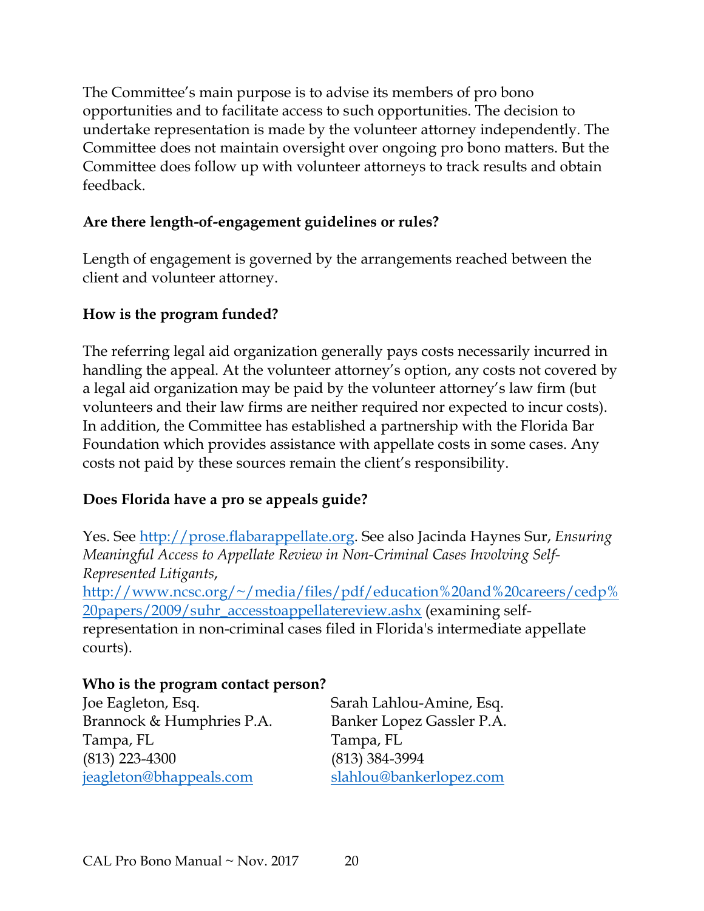The Committee's main purpose is to advise its members of pro bono opportunities and to facilitate access to such opportunities. The decision to undertake representation is made by the volunteer attorney independently. The Committee does not maintain oversight over ongoing pro bono matters. But the Committee does follow up with volunteer attorneys to track results and obtain feedback.

**Are there length-of-engagement guidelines or rules?**

Length of engagement is governed by the arrangements reached between the client and volunteer attorney.

**How is the program funded?**

The referring legal aid organization generally pays costs necessarily incurred in handling the appeal. At the volunteer attorney's option, any costs not covered by a legal aid organization may be paid by the volunteer attorney's law firm (but volunteers and their law firms are neither required nor expected to incur costs). In addition, the Committee has established a partnership with the Florida Bar Foundation which provides assistance with appellate costs in some cases. Any costs not paid by these sources remain the client's responsibility.

**Does Florida have a pro se appeals guide?**

Yes. See http://prose.flabarappellate.org. See also Jacinda Haynes Sur, *Ensuring Meaningful Access to Appellate Review in Non-Criminal Cases Involving Self-Represented Litigants*, http://www.ncsc.org/~/media/files/pdf/education%20and%20careers/cedp%20papers/2009/suhr_accesstoappellatereview.ashx (examining self-representation in non-criminal cases filed in Florida's intermediate appellate courts).

**Who is the program contact person?**

Joe Eagleton, Esq.
Brannock & Humphries P.A.
Tampa, FL
(813) 223-4300
jeagleton@bhappeals.com

Sarah Lahlou-Amine, Esq.
Banker Lopez Gassler P.A.
Tampa, FL
(813) 384-3994
slahlou@bankerlopez.com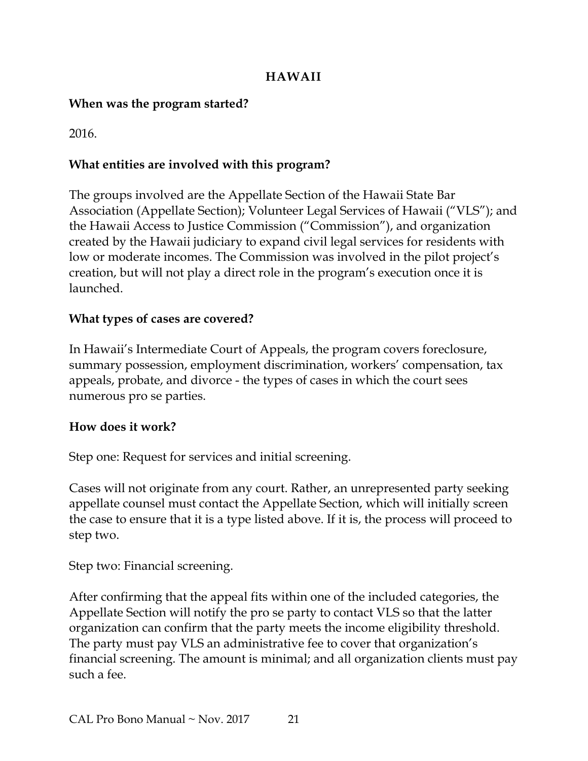## HAWAII

**When was the program started?**

2016.

**What entities are involved with this program?**

The groups involved are the Appellate Section of the Hawaii State Bar Association (Appellate Section); Volunteer Legal Services of Hawaii ("VLS"); and the Hawaii Access to Justice Commission ("Commission"), and organization created by the Hawaii judiciary to expand civil legal services for residents with low or moderate incomes. The Commission was involved in the pilot project's creation, but will not play a direct role in the program's execution once it is launched.

**What types of cases are covered?**

In Hawaii's Intermediate Court of Appeals, the program covers foreclosure, summary possession, employment discrimination, workers' compensation, tax appeals, probate, and divorce - the types of cases in which the court sees numerous pro se parties.

**How does it work?**

Step one: Request for services and initial screening.

Cases will not originate from any court. Rather, an unrepresented party seeking appellate counsel must contact the Appellate Section, which will initially screen the case to ensure that it is a type listed above. If it is, the process will proceed to step two.

Step two: Financial screening.

After confirming that the appeal fits within one of the included categories, the Appellate Section will notify the pro se party to contact VLS so that the latter organization can confirm that the party meets the income eligibility threshold. The party must pay VLS an administrative fee to cover that organization's financial screening. The amount is minimal; and all organization clients must pay such a fee.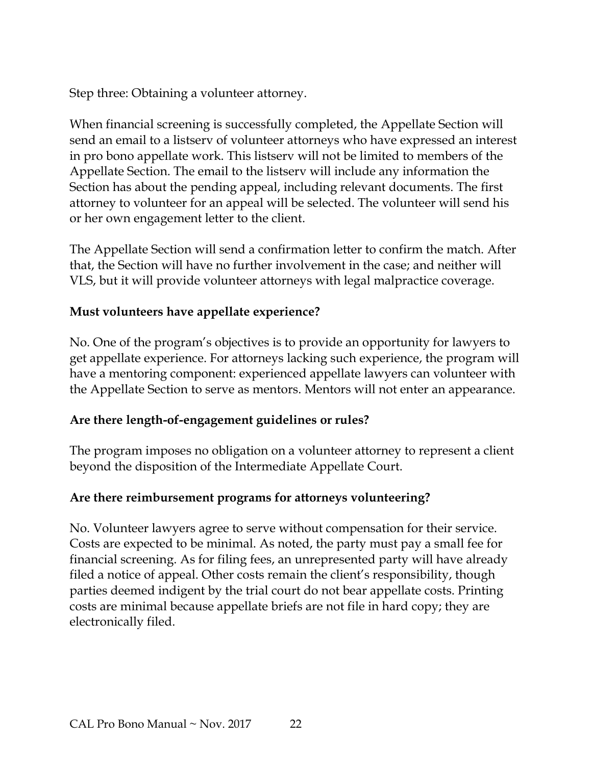Step three: Obtaining a volunteer attorney.

When financial screening is successfully completed, the Appellate Section will send an email to a listserv of volunteer attorneys who have expressed an interest in pro bono appellate work. This listserv will not be limited to members of the Appellate Section. The email to the listserv will include any information the Section has about the pending appeal, including relevant documents. The first attorney to volunteer for an appeal will be selected. The volunteer will send his or her own engagement letter to the client.

The Appellate Section will send a confirmation letter to confirm the match. After that, the Section will have no further involvement in the case; and neither will VLS, but it will provide volunteer attorneys with legal malpractice coverage.

**Must volunteers have appellate experience?**

No. One of the program's objectives is to provide an opportunity for lawyers to get appellate experience. For attorneys lacking such experience, the program will have a mentoring component: experienced appellate lawyers can volunteer with the Appellate Section to serve as mentors. Mentors will not enter an appearance.

**Are there length-of-engagement guidelines or rules?**

The program imposes no obligation on a volunteer attorney to represent a client beyond the disposition of the Intermediate Appellate Court.

**Are there reimbursement programs for attorneys volunteering?**

No. Volunteer lawyers agree to serve without compensation for their service. Costs are expected to be minimal. As noted, the party must pay a small fee for financial screening. As for filing fees, an unrepresented party will have already filed a notice of appeal. Other costs remain the client's responsibility, though parties deemed indigent by the trial court do not bear appellate costs. Printing costs are minimal because appellate briefs are not file in hard copy; they are electronically filed.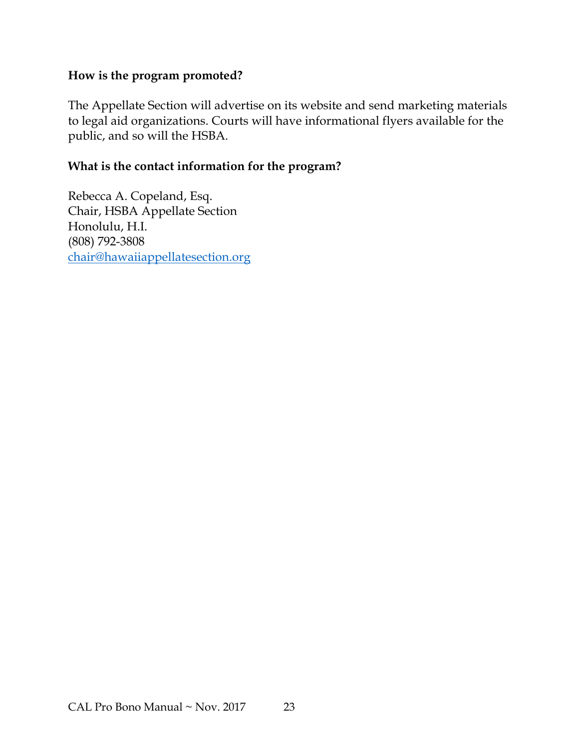**How is the program promoted?**

The Appellate Section will advertise on its website and send marketing materials to legal aid organizations. Courts will have informational flyers available for the public, and so will the HSBA.

**What is the contact information for the program?**

Rebecca A. Copeland, Esq.
Chair, HSBA Appellate Section
Honolulu, H.I.
(808) 792-3808
chair@hawaiiappellatesection.org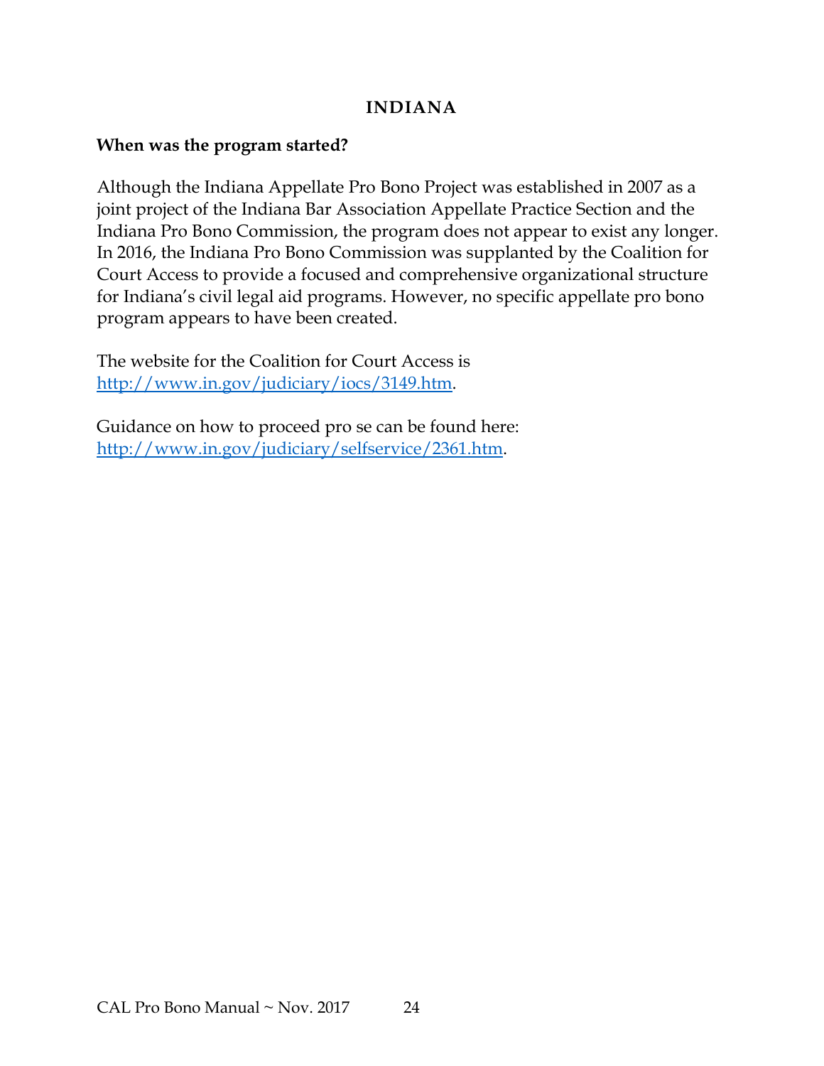## INDIANA

**When was the program started?**

Although the Indiana Appellate Pro Bono Project was established in 2007 as a joint project of the Indiana Bar Association Appellate Practice Section and the Indiana Pro Bono Commission, the program does not appear to exist any longer. In 2016, the Indiana Pro Bono Commission was supplanted by the Coalition for Court Access to provide a focused and comprehensive organizational structure for Indiana's civil legal aid programs. However, no specific appellate pro bono program appears to have been created.

The website for the Coalition for Court Access is http://www.in.gov/judiciary/iocs/3149.htm.

Guidance on how to proceed pro se can be found here: http://www.in.gov/judiciary/selfservice/2361.htm.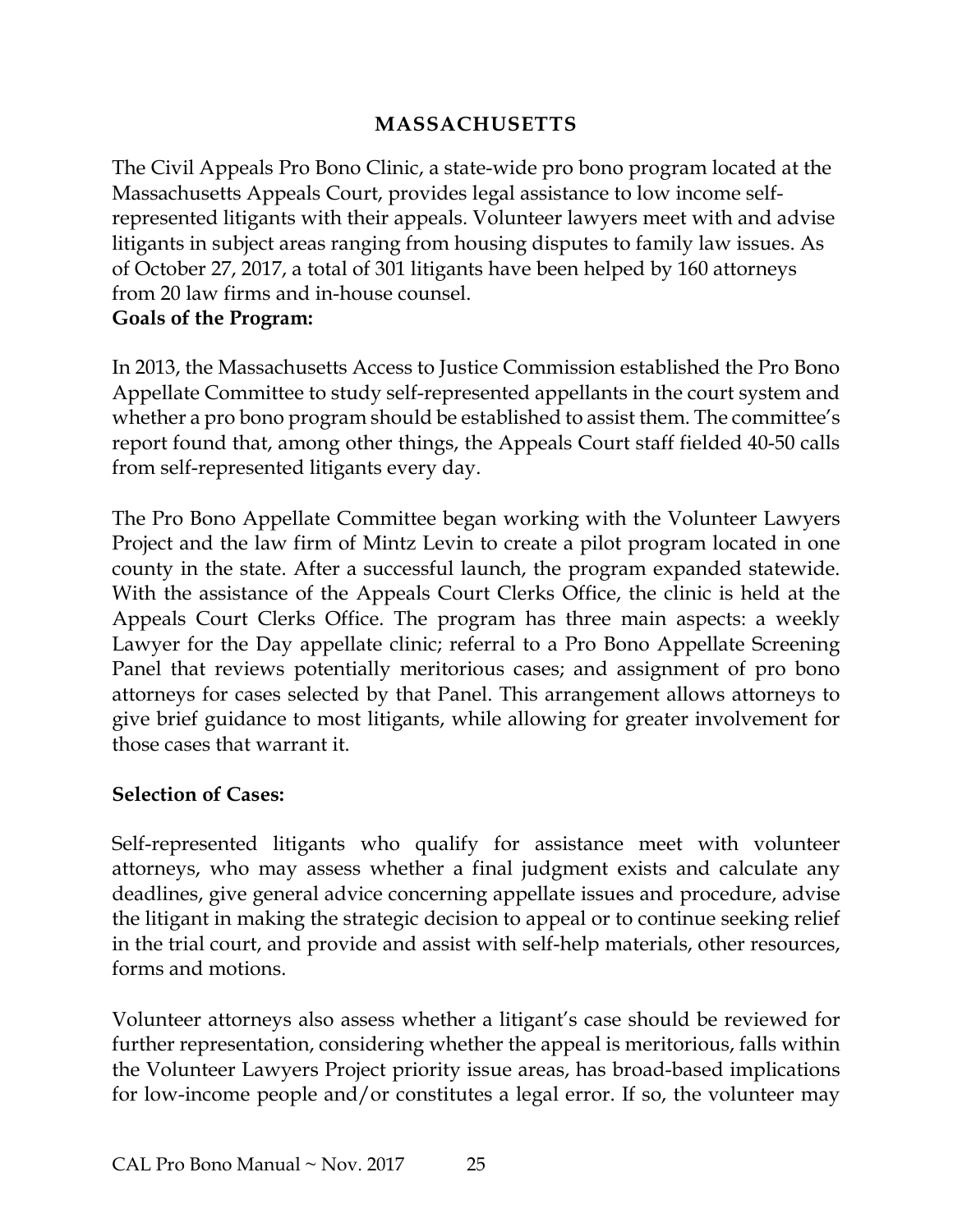## MASSACHUSETTS

The Civil Appeals Pro Bono Clinic, a state-wide pro bono program located at the Massachusetts Appeals Court, provides legal assistance to low income self-represented litigants with their appeals. Volunteer lawyers meet with and advise litigants in subject areas ranging from housing disputes to family law issues. As of October 27, 2017, a total of 301 litigants have been helped by 160 attorneys from 20 law firms and in-house counsel.

**Goals of the Program:**

In 2013, the Massachusetts Access to Justice Commission established the Pro Bono Appellate Committee to study self-represented appellants in the court system and whether a pro bono program should be established to assist them. The committee's report found that, among other things, the Appeals Court staff fielded 40-50 calls from self-represented litigants every day.

The Pro Bono Appellate Committee began working with the Volunteer Lawyers Project and the law firm of Mintz Levin to create a pilot program located in one county in the state. After a successful launch, the program expanded statewide. With the assistance of the Appeals Court Clerks Office, the clinic is held at the Appeals Court Clerks Office. The program has three main aspects: a weekly Lawyer for the Day appellate clinic; referral to a Pro Bono Appellate Screening Panel that reviews potentially meritorious cases; and assignment of pro bono attorneys for cases selected by that Panel. This arrangement allows attorneys to give brief guidance to most litigants, while allowing for greater involvement for those cases that warrant it.

**Selection of Cases:**

Self-represented litigants who qualify for assistance meet with volunteer attorneys, who may assess whether a final judgment exists and calculate any deadlines, give general advice concerning appellate issues and procedure, advise the litigant in making the strategic decision to appeal or to continue seeking relief in the trial court, and provide and assist with self-help materials, other resources, forms and motions.

Volunteer attorneys also assess whether a litigant's case should be reviewed for further representation, considering whether the appeal is meritorious, falls within the Volunteer Lawyers Project priority issue areas, has broad-based implications for low-income people and/or constitutes a legal error. If so, the volunteer may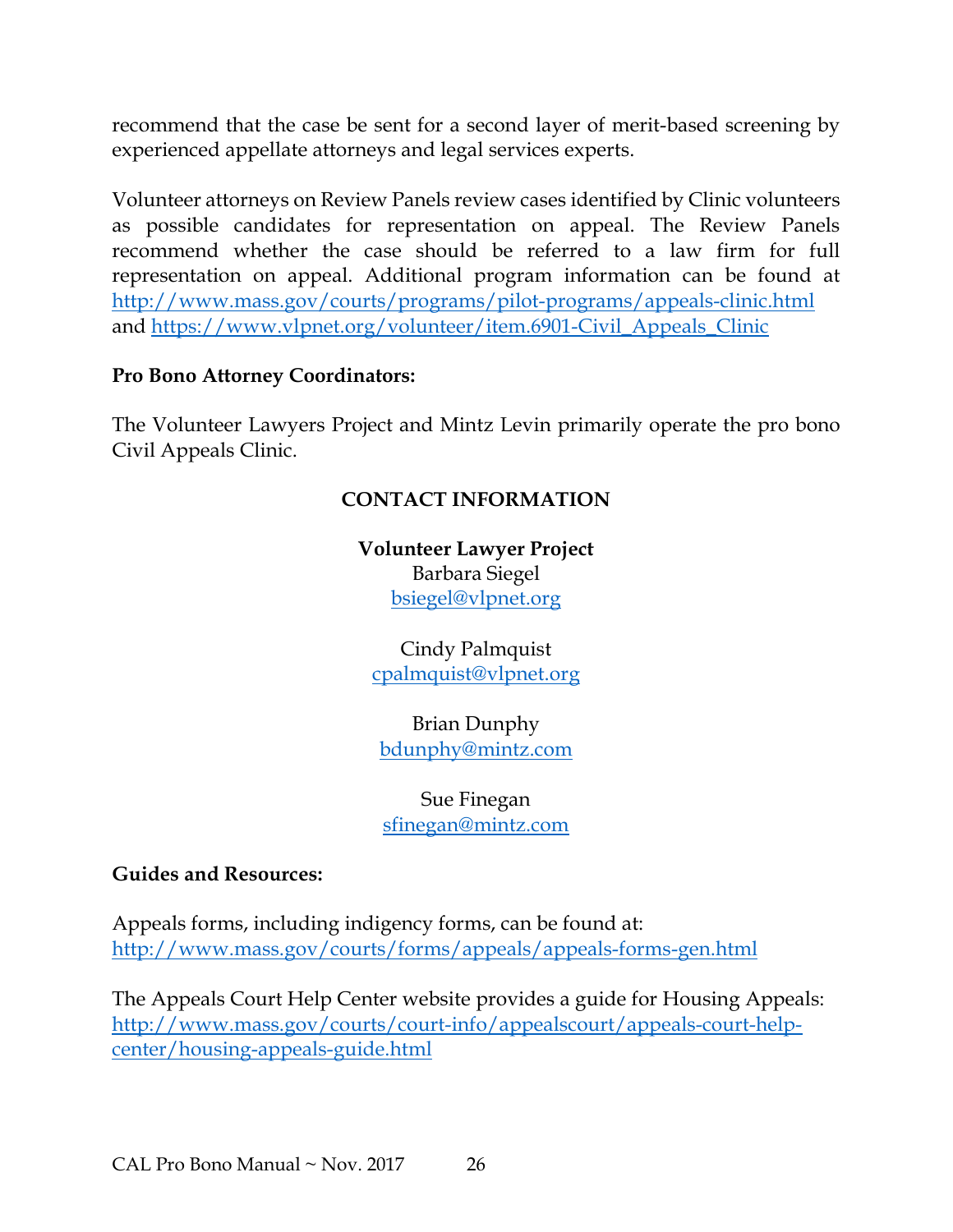recommend that the case be sent for a second layer of merit-based screening by experienced appellate attorneys and legal services experts.

Volunteer attorneys on Review Panels review cases identified by Clinic volunteers as possible candidates for representation on appeal. The Review Panels recommend whether the case should be referred to a law firm for full representation on appeal. Additional program information can be found at http://www.mass.gov/courts/programs/pilot-programs/appeals-clinic.html and https://www.vlpnet.org/volunteer/item.6901-Civil_Appeals_Clinic

**Pro Bono Attorney Coordinators:**

The Volunteer Lawyers Project and Mintz Levin primarily operate the pro bono Civil Appeals Clinic.

**CONTACT INFORMATION**

**Volunteer Lawyer Project**
Barbara Siegel
bsiegel@vlpnet.org

Cindy Palmquist
cpalmquist@vlpnet.org

Brian Dunphy
bdunphy@mintz.com

Sue Finegan
sfinegan@mintz.com

**Guides and Resources:**

Appeals forms, including indigency forms, can be found at:
http://www.mass.gov/courts/forms/appeals/appeals-forms-gen.html

The Appeals Court Help Center website provides a guide for Housing Appeals:
http://www.mass.gov/courts/court-info/appealscourt/appeals-court-help-center/housing-appeals-guide.html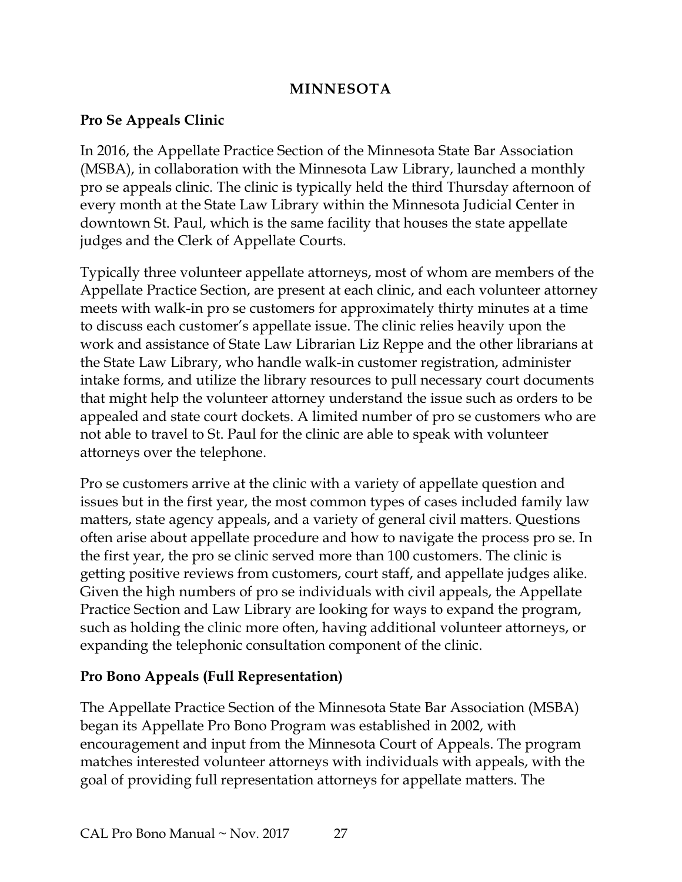## MINNESOTA

### Pro Se Appeals Clinic

In 2016, the Appellate Practice Section of the Minnesota State Bar Association (MSBA), in collaboration with the Minnesota Law Library, launched a monthly pro se appeals clinic. The clinic is typically held the third Thursday afternoon of every month at the State Law Library within the Minnesota Judicial Center in downtown St. Paul, which is the same facility that houses the state appellate judges and the Clerk of Appellate Courts.

Typically three volunteer appellate attorneys, most of whom are members of the Appellate Practice Section, are present at each clinic, and each volunteer attorney meets with walk-in pro se customers for approximately thirty minutes at a time to discuss each customer's appellate issue. The clinic relies heavily upon the work and assistance of State Law Librarian Liz Reppe and the other librarians at the State Law Library, who handle walk-in customer registration, administer intake forms, and utilize the library resources to pull necessary court documents that might help the volunteer attorney understand the issue such as orders to be appealed and state court dockets. A limited number of pro se customers who are not able to travel to St. Paul for the clinic are able to speak with volunteer attorneys over the telephone.

Pro se customers arrive at the clinic with a variety of appellate question and issues but in the first year, the most common types of cases included family law matters, state agency appeals, and a variety of general civil matters. Questions often arise about appellate procedure and how to navigate the process pro se. In the first year, the pro se clinic served more than 100 customers. The clinic is getting positive reviews from customers, court staff, and appellate judges alike. Given the high numbers of pro se individuals with civil appeals, the Appellate Practice Section and Law Library are looking for ways to expand the program, such as holding the clinic more often, having additional volunteer attorneys, or expanding the telephonic consultation component of the clinic.

### Pro Bono Appeals (Full Representation)

The Appellate Practice Section of the Minnesota State Bar Association (MSBA) began its Appellate Pro Bono Program was established in 2002, with encouragement and input from the Minnesota Court of Appeals. The program matches interested volunteer attorneys with individuals with appeals, with the goal of providing full representation attorneys for appellate matters. The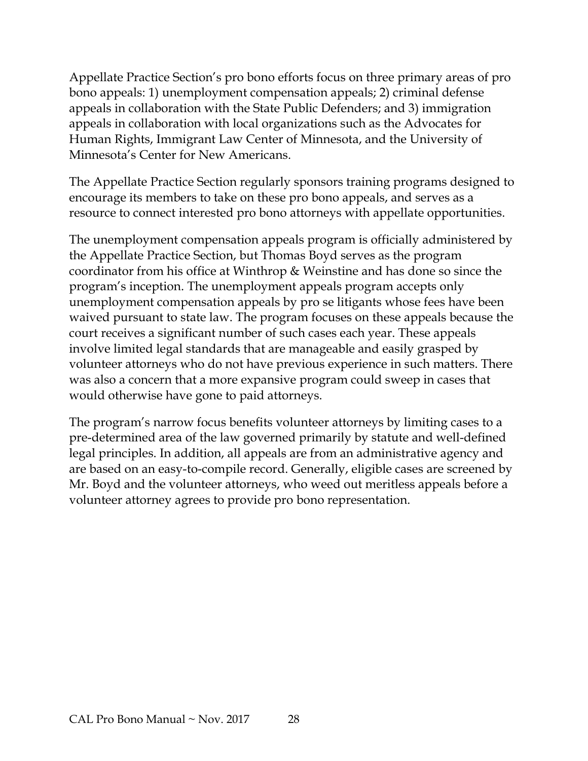Appellate Practice Section's pro bono efforts focus on three primary areas of pro bono appeals: 1) unemployment compensation appeals; 2) criminal defense appeals in collaboration with the State Public Defenders; and 3) immigration appeals in collaboration with local organizations such as the Advocates for Human Rights, Immigrant Law Center of Minnesota, and the University of Minnesota's Center for New Americans.

The Appellate Practice Section regularly sponsors training programs designed to encourage its members to take on these pro bono appeals, and serves as a resource to connect interested pro bono attorneys with appellate opportunities.

The unemployment compensation appeals program is officially administered by the Appellate Practice Section, but Thomas Boyd serves as the program coordinator from his office at Winthrop & Weinstine and has done so since the program's inception. The unemployment appeals program accepts only unemployment compensation appeals by pro se litigants whose fees have been waived pursuant to state law. The program focuses on these appeals because the court receives a significant number of such cases each year. These appeals involve limited legal standards that are manageable and easily grasped by volunteer attorneys who do not have previous experience in such matters. There was also a concern that a more expansive program could sweep in cases that would otherwise have gone to paid attorneys.

The program's narrow focus benefits volunteer attorneys by limiting cases to a pre-determined area of the law governed primarily by statute and well-defined legal principles. In addition, all appeals are from an administrative agency and are based on an easy-to-compile record. Generally, eligible cases are screened by Mr. Boyd and the volunteer attorneys, who weed out meritless appeals before a volunteer attorney agrees to provide pro bono representation.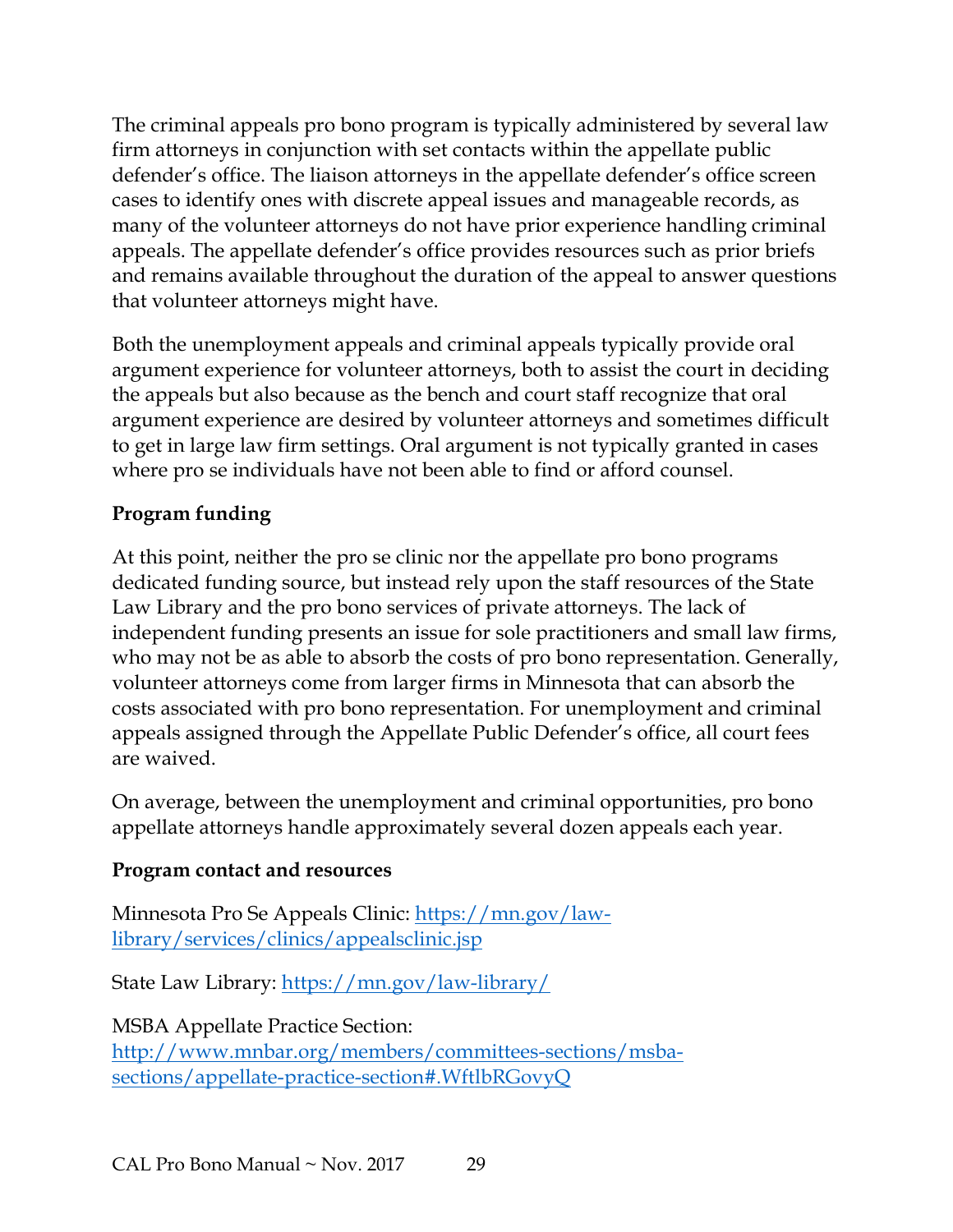The criminal appeals pro bono program is typically administered by several law firm attorneys in conjunction with set contacts within the appellate public defender's office. The liaison attorneys in the appellate defender's office screen cases to identify ones with discrete appeal issues and manageable records, as many of the volunteer attorneys do not have prior experience handling criminal appeals. The appellate defender's office provides resources such as prior briefs and remains available throughout the duration of the appeal to answer questions that volunteer attorneys might have.

Both the unemployment appeals and criminal appeals typically provide oral argument experience for volunteer attorneys, both to assist the court in deciding the appeals but also because as the bench and court staff recognize that oral argument experience are desired by volunteer attorneys and sometimes difficult to get in large law firm settings. Oral argument is not typically granted in cases where pro se individuals have not been able to find or afford counsel.

**Program funding**

At this point, neither the pro se clinic nor the appellate pro bono programs dedicated funding source, but instead rely upon the staff resources of the State Law Library and the pro bono services of private attorneys. The lack of independent funding presents an issue for sole practitioners and small law firms, who may not be as able to absorb the costs of pro bono representation. Generally, volunteer attorneys come from larger firms in Minnesota that can absorb the costs associated with pro bono representation. For unemployment and criminal appeals assigned through the Appellate Public Defender's office, all court fees are waived.

On average, between the unemployment and criminal opportunities, pro bono appellate attorneys handle approximately several dozen appeals each year.

**Program contact and resources**

Minnesota Pro Se Appeals Clinic: https://mn.gov/law-library/services/clinics/appealsclinic.jsp

State Law Library: https://mn.gov/law-library/

MSBA Appellate Practice Section: http://www.mnbar.org/members/committees-sections/msba-sections/appellate-practice-section#.WftlbRGovyQ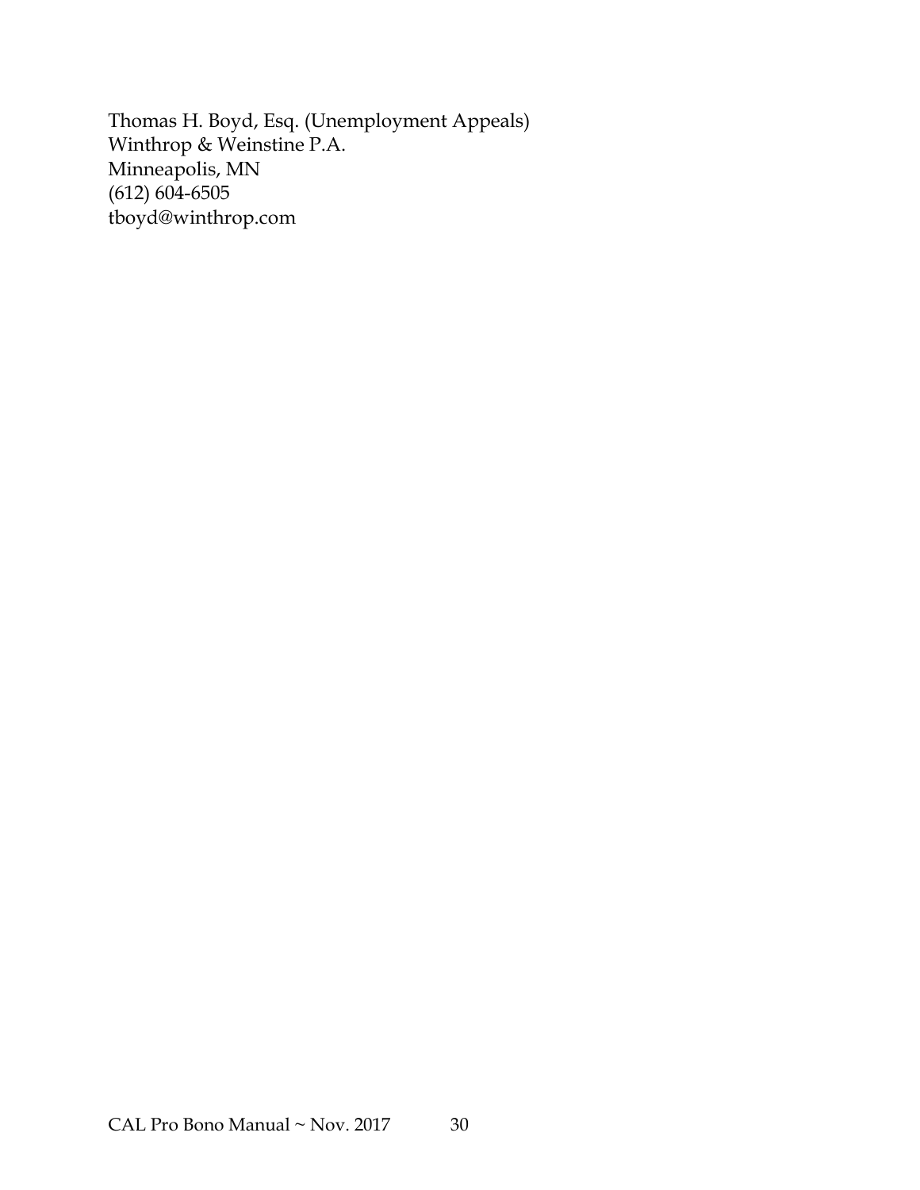Thomas H. Boyd, Esq. (Unemployment Appeals)
Winthrop & Weinstine P.A.
Minneapolis, MN
(612) 604-6505
tboyd@winthrop.com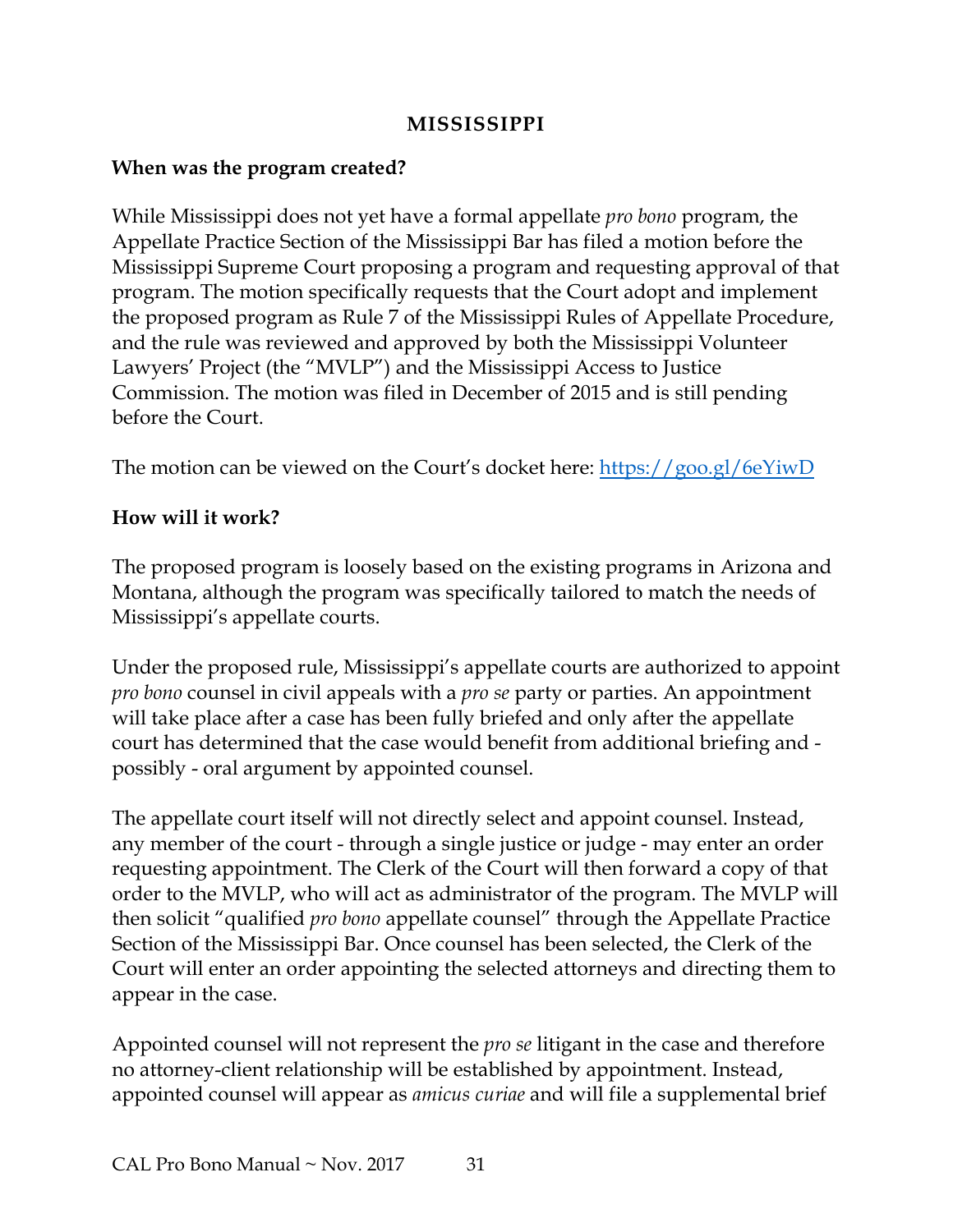## MISSISSIPPI

**When was the program created?**

While Mississippi does not yet have a formal appellate *pro bono* program, the Appellate Practice Section of the Mississippi Bar has filed a motion before the Mississippi Supreme Court proposing a program and requesting approval of that program. The motion specifically requests that the Court adopt and implement the proposed program as Rule 7 of the Mississippi Rules of Appellate Procedure, and the rule was reviewed and approved by both the Mississippi Volunteer Lawyers' Project (the "MVLP") and the Mississippi Access to Justice Commission. The motion was filed in December of 2015 and is still pending before the Court.

The motion can be viewed on the Court's docket here: https://goo.gl/6eYiwD

**How will it work?**

The proposed program is loosely based on the existing programs in Arizona and Montana, although the program was specifically tailored to match the needs of Mississippi's appellate courts.

Under the proposed rule, Mississippi's appellate courts are authorized to appoint *pro bono* counsel in civil appeals with a *pro se* party or parties. An appointment will take place after a case has been fully briefed and only after the appellate court has determined that the case would benefit from additional briefing and - possibly - oral argument by appointed counsel.

The appellate court itself will not directly select and appoint counsel. Instead, any member of the court - through a single justice or judge - may enter an order requesting appointment. The Clerk of the Court will then forward a copy of that order to the MVLP, who will act as administrator of the program. The MVLP will then solicit "qualified *pro bono* appellate counsel" through the Appellate Practice Section of the Mississippi Bar. Once counsel has been selected, the Clerk of the Court will enter an order appointing the selected attorneys and directing them to appear in the case.

Appointed counsel will not represent the *pro se* litigant in the case and therefore no attorney-client relationship will be established by appointment. Instead, appointed counsel will appear as *amicus curiae* and will file a supplemental brief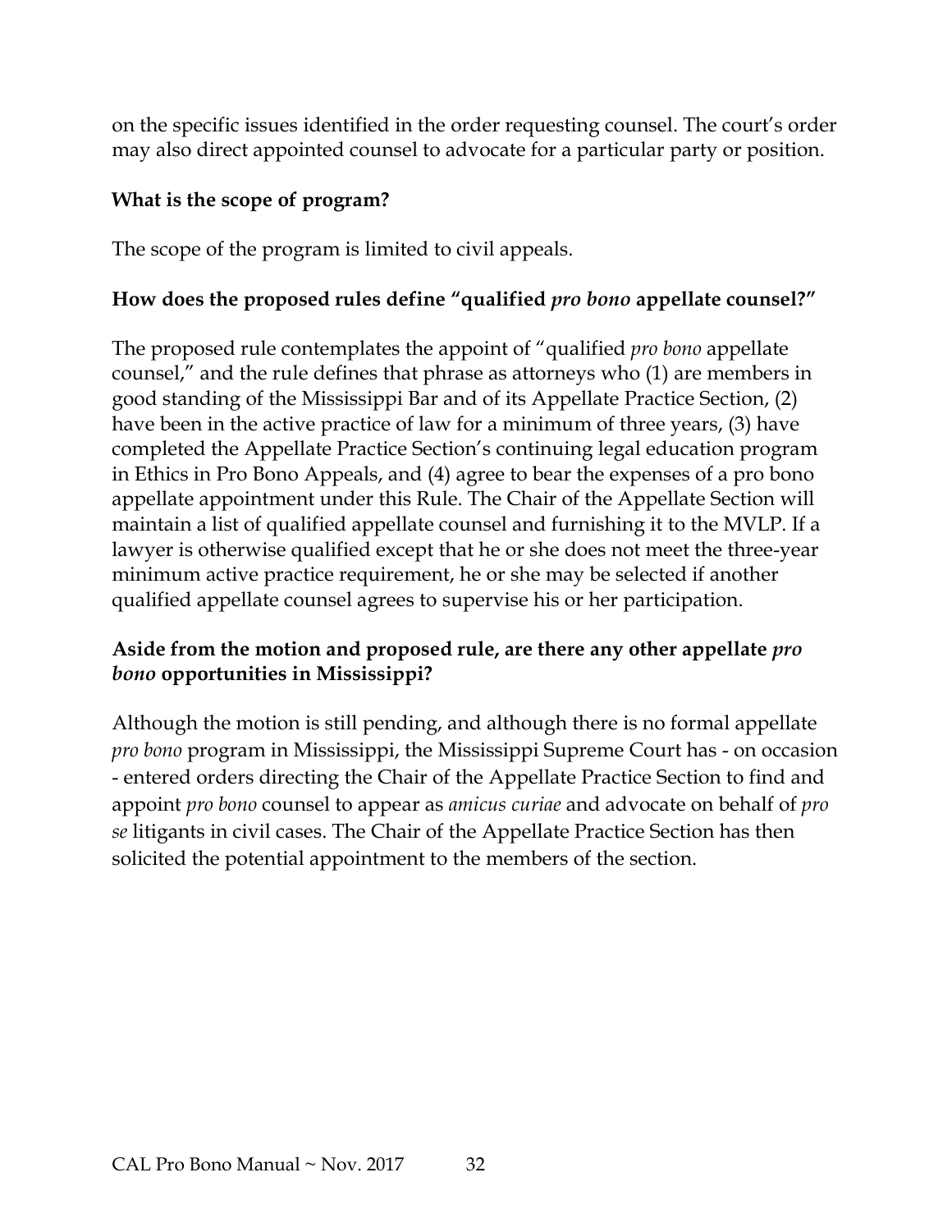on the specific issues identified in the order requesting counsel. The court's order may also direct appointed counsel to advocate for a particular party or position.

**What is the scope of program?**

The scope of the program is limited to civil appeals.

**How does the proposed rules define "qualified *pro bono* appellate counsel?"**

The proposed rule contemplates the appoint of "qualified *pro bono* appellate counsel," and the rule defines that phrase as attorneys who (1) are members in good standing of the Mississippi Bar and of its Appellate Practice Section, (2) have been in the active practice of law for a minimum of three years, (3) have completed the Appellate Practice Section's continuing legal education program in Ethics in Pro Bono Appeals, and (4) agree to bear the expenses of a pro bono appellate appointment under this Rule. The Chair of the Appellate Section will maintain a list of qualified appellate counsel and furnishing it to the MVLP. If a lawyer is otherwise qualified except that he or she does not meet the three-year minimum active practice requirement, he or she may be selected if another qualified appellate counsel agrees to supervise his or her participation.

**Aside from the motion and proposed rule, are there any other appellate *pro bono* opportunities in Mississippi?**

Although the motion is still pending, and although there is no formal appellate *pro bono* program in Mississippi, the Mississippi Supreme Court has - on occasion - entered orders directing the Chair of the Appellate Practice Section to find and appoint *pro bono* counsel to appear as *amicus curiae* and advocate on behalf of *pro se* litigants in civil cases. The Chair of the Appellate Practice Section has then solicited the potential appointment to the members of the section.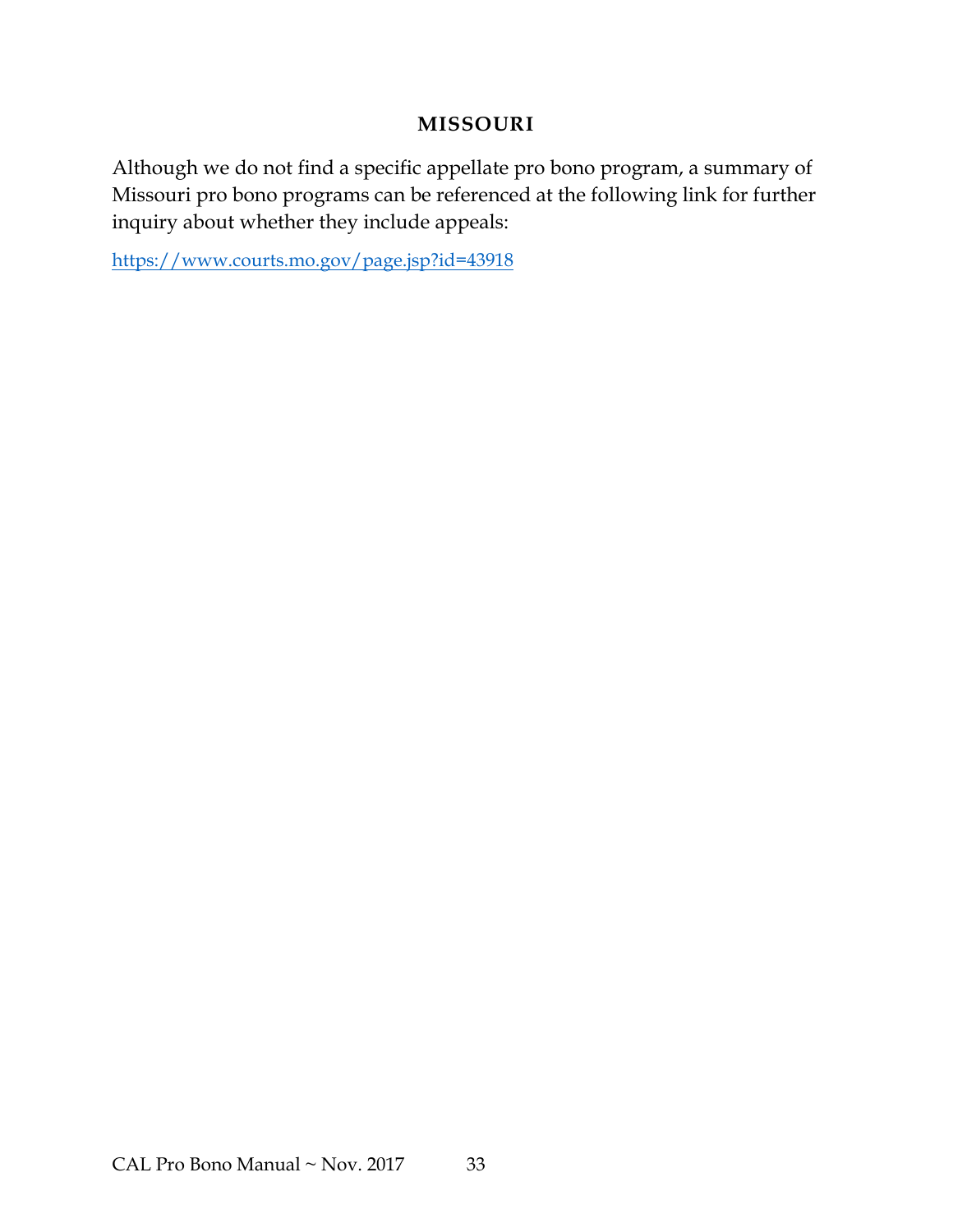## MISSOURI

Although we do not find a specific appellate pro bono program, a summary of Missouri pro bono programs can be referenced at the following link for further inquiry about whether they include appeals:

https://www.courts.mo.gov/page.jsp?id=43918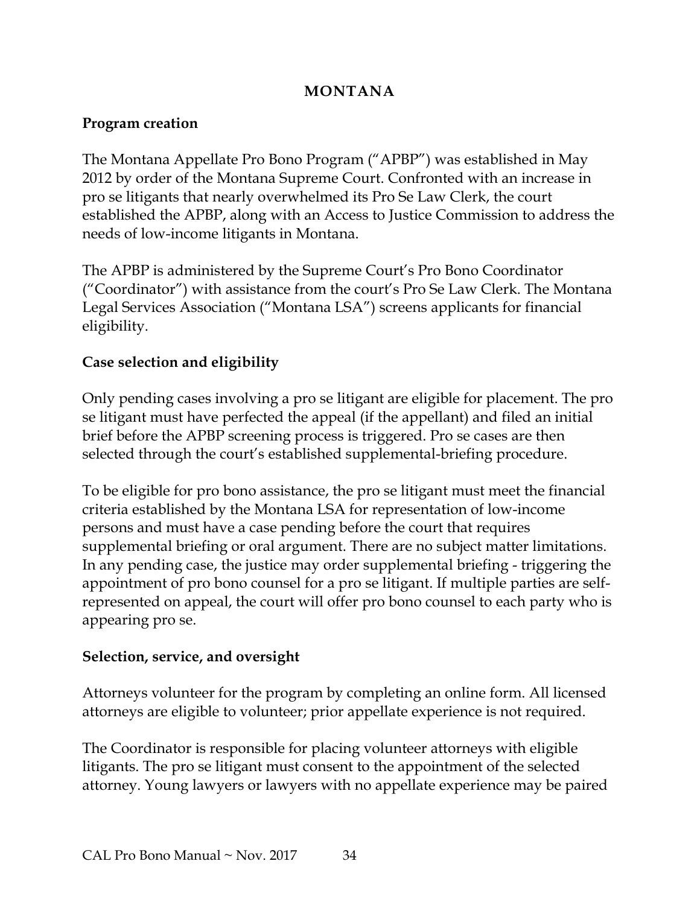## MONTANA

### Program creation

The Montana Appellate Pro Bono Program ("APBP") was established in May 2012 by order of the Montana Supreme Court. Confronted with an increase in pro se litigants that nearly overwhelmed its Pro Se Law Clerk, the court established the APBP, along with an Access to Justice Commission to address the needs of low-income litigants in Montana.

The APBP is administered by the Supreme Court's Pro Bono Coordinator ("Coordinator") with assistance from the court's Pro Se Law Clerk. The Montana Legal Services Association ("Montana LSA") screens applicants for financial eligibility.

### Case selection and eligibility

Only pending cases involving a pro se litigant are eligible for placement. The pro se litigant must have perfected the appeal (if the appellant) and filed an initial brief before the APBP screening process is triggered. Pro se cases are then selected through the court's established supplemental-briefing procedure.

To be eligible for pro bono assistance, the pro se litigant must meet the financial criteria established by the Montana LSA for representation of low-income persons and must have a case pending before the court that requires supplemental briefing or oral argument. There are no subject matter limitations. In any pending case, the justice may order supplemental briefing - triggering the appointment of pro bono counsel for a pro se litigant. If multiple parties are self-represented on appeal, the court will offer pro bono counsel to each party who is appearing pro se.

### Selection, service, and oversight

Attorneys volunteer for the program by completing an online form. All licensed attorneys are eligible to volunteer; prior appellate experience is not required.

The Coordinator is responsible for placing volunteer attorneys with eligible litigants. The pro se litigant must consent to the appointment of the selected attorney. Young lawyers or lawyers with no appellate experience may be paired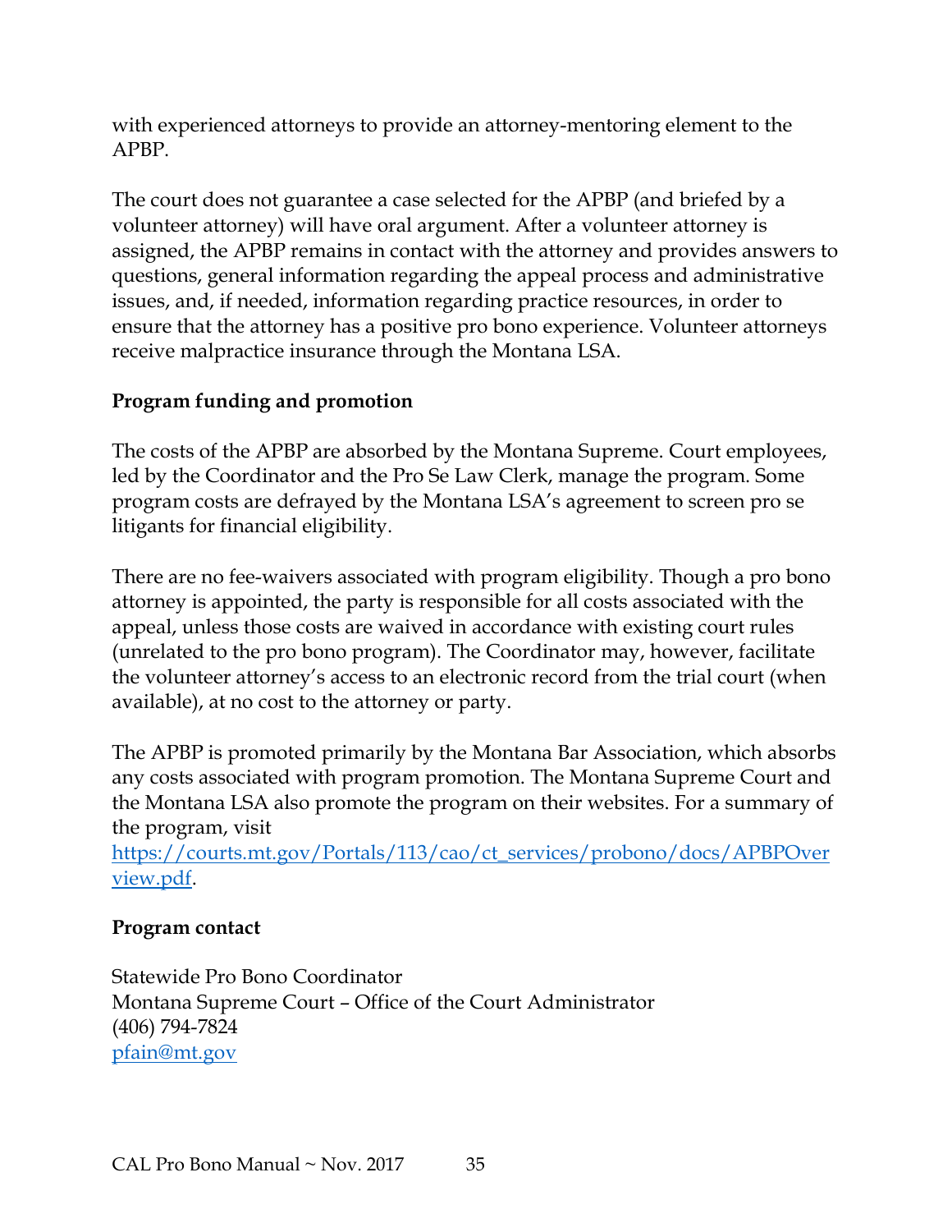with experienced attorneys to provide an attorney-mentoring element to the APBP.

The court does not guarantee a case selected for the APBP (and briefed by a volunteer attorney) will have oral argument. After a volunteer attorney is assigned, the APBP remains in contact with the attorney and provides answers to questions, general information regarding the appeal process and administrative issues, and, if needed, information regarding practice resources, in order to ensure that the attorney has a positive pro bono experience. Volunteer attorneys receive malpractice insurance through the Montana LSA.

**Program funding and promotion**

The costs of the APBP are absorbed by the Montana Supreme. Court employees, led by the Coordinator and the Pro Se Law Clerk, manage the program. Some program costs are defrayed by the Montana LSA's agreement to screen pro se litigants for financial eligibility.

There are no fee-waivers associated with program eligibility. Though a pro bono attorney is appointed, the party is responsible for all costs associated with the appeal, unless those costs are waived in accordance with existing court rules (unrelated to the pro bono program). The Coordinator may, however, facilitate the volunteer attorney's access to an electronic record from the trial court (when available), at no cost to the attorney or party.

The APBP is promoted primarily by the Montana Bar Association, which absorbs any costs associated with program promotion. The Montana Supreme Court and the Montana LSA also promote the program on their websites. For a summary of the program, visit [https://courts.mt.gov/Portals/113/cao/ct_services/probono/docs/APBPOverview.pdf](https://courts.mt.gov/Portals/113/cao/ct_services/probono/docs/APBPOverview.pdf).

**Program contact**

Statewide Pro Bono Coordinator
Montana Supreme Court – Office of the Court Administrator
(406) 794-7824
[pfain@mt.gov](mailto:pfain@mt.gov)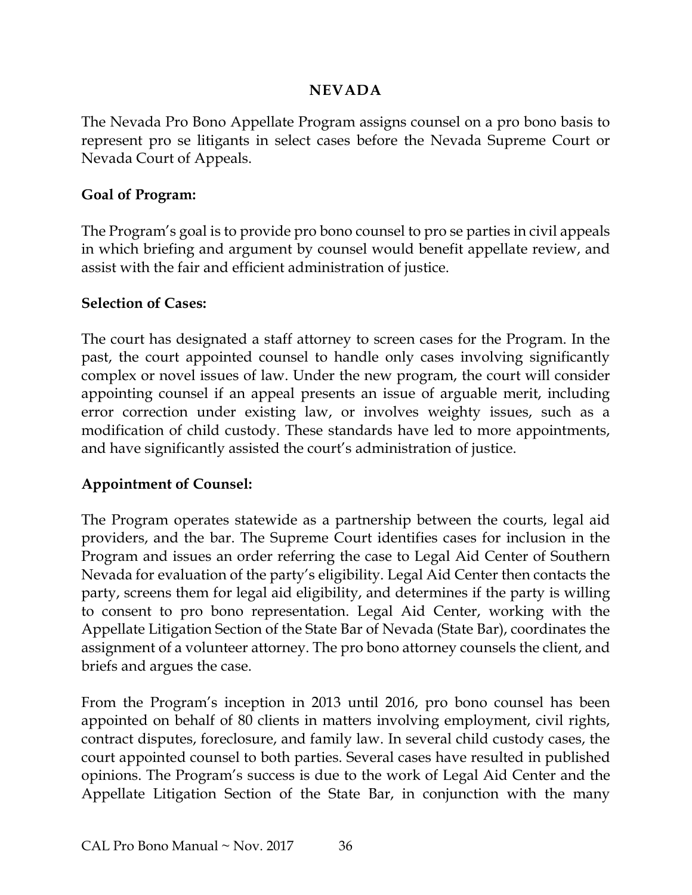## NEVADA

The Nevada Pro Bono Appellate Program assigns counsel on a pro bono basis to represent pro se litigants in select cases before the Nevada Supreme Court or Nevada Court of Appeals.

**Goal of Program:**

The Program's goal is to provide pro bono counsel to pro se parties in civil appeals in which briefing and argument by counsel would benefit appellate review, and assist with the fair and efficient administration of justice.

**Selection of Cases:**

The court has designated a staff attorney to screen cases for the Program. In the past, the court appointed counsel to handle only cases involving significantly complex or novel issues of law. Under the new program, the court will consider appointing counsel if an appeal presents an issue of arguable merit, including error correction under existing law, or involves weighty issues, such as a modification of child custody. These standards have led to more appointments, and have significantly assisted the court's administration of justice.

**Appointment of Counsel:**

The Program operates statewide as a partnership between the courts, legal aid providers, and the bar. The Supreme Court identifies cases for inclusion in the Program and issues an order referring the case to Legal Aid Center of Southern Nevada for evaluation of the party's eligibility. Legal Aid Center then contacts the party, screens them for legal aid eligibility, and determines if the party is willing to consent to pro bono representation. Legal Aid Center, working with the Appellate Litigation Section of the State Bar of Nevada (State Bar), coordinates the assignment of a volunteer attorney. The pro bono attorney counsels the client, and briefs and argues the case.

From the Program's inception in 2013 until 2016, pro bono counsel has been appointed on behalf of 80 clients in matters involving employment, civil rights, contract disputes, foreclosure, and family law. In several child custody cases, the court appointed counsel to both parties. Several cases have resulted in published opinions. The Program's success is due to the work of Legal Aid Center and the Appellate Litigation Section of the State Bar, in conjunction with the many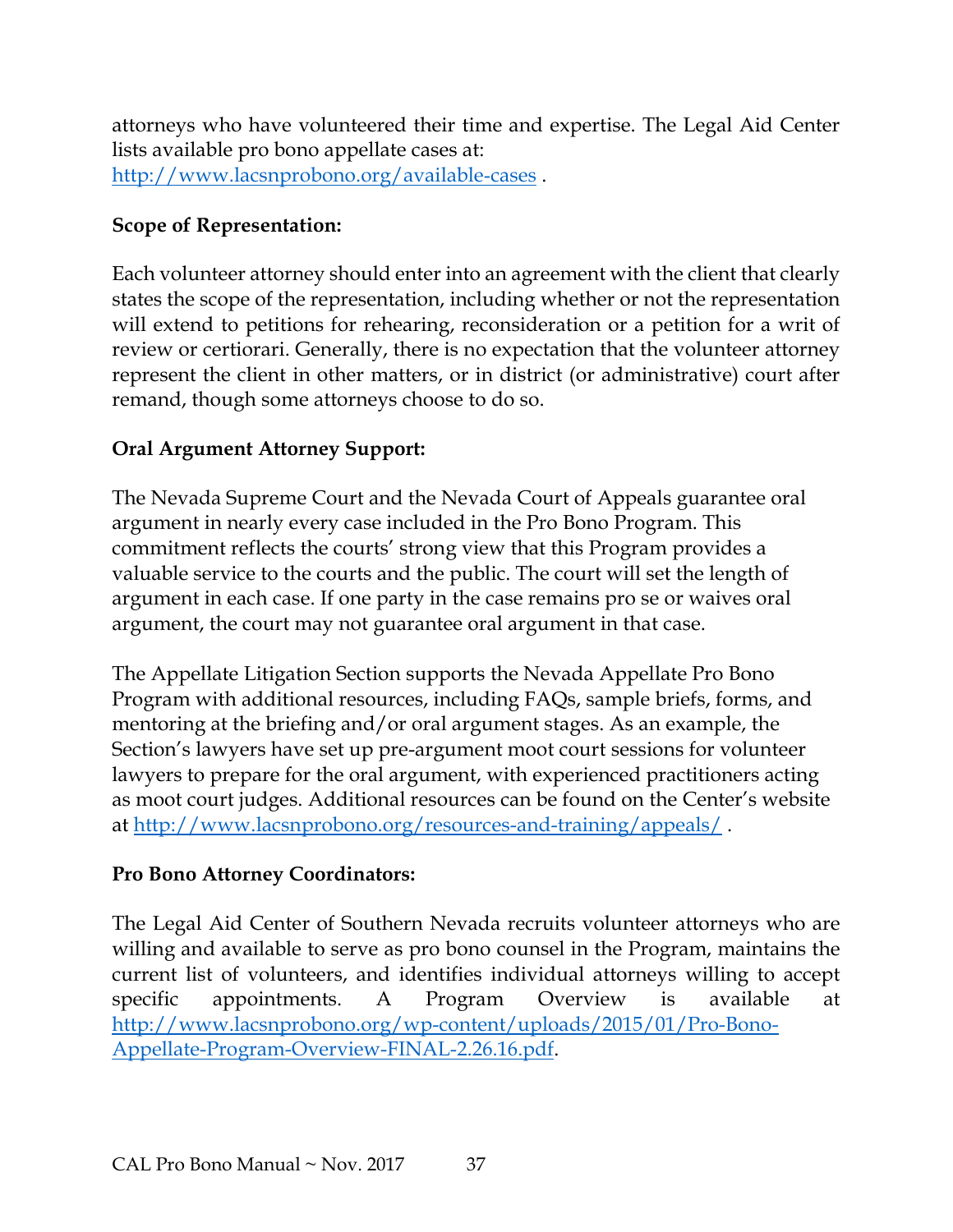attorneys who have volunteered their time and expertise. The Legal Aid Center lists available pro bono appellate cases at: http://www.lacsnprobono.org/available-cases .

**Scope of Representation:**

Each volunteer attorney should enter into an agreement with the client that clearly states the scope of the representation, including whether or not the representation will extend to petitions for rehearing, reconsideration or a petition for a writ of review or certiorari. Generally, there is no expectation that the volunteer attorney represent the client in other matters, or in district (or administrative) court after remand, though some attorneys choose to do so.

**Oral Argument Attorney Support:**

The Nevada Supreme Court and the Nevada Court of Appeals guarantee oral argument in nearly every case included in the Pro Bono Program. This commitment reflects the courts' strong view that this Program provides a valuable service to the courts and the public. The court will set the length of argument in each case. If one party in the case remains pro se or waives oral argument, the court may not guarantee oral argument in that case.

The Appellate Litigation Section supports the Nevada Appellate Pro Bono Program with additional resources, including FAQs, sample briefs, forms, and mentoring at the briefing and/or oral argument stages. As an example, the Section's lawyers have set up pre-argument moot court sessions for volunteer lawyers to prepare for the oral argument, with experienced practitioners acting as moot court judges. Additional resources can be found on the Center's website at http://www.lacsnprobono.org/resources-and-training/appeals/ .

**Pro Bono Attorney Coordinators:**

The Legal Aid Center of Southern Nevada recruits volunteer attorneys who are willing and available to serve as pro bono counsel in the Program, maintains the current list of volunteers, and identifies individual attorneys willing to accept specific appointments. A Program Overview is available at http://www.lacsnprobono.org/wp-content/uploads/2015/01/Pro-Bono-Appellate-Program-Overview-FINAL-2.26.16.pdf.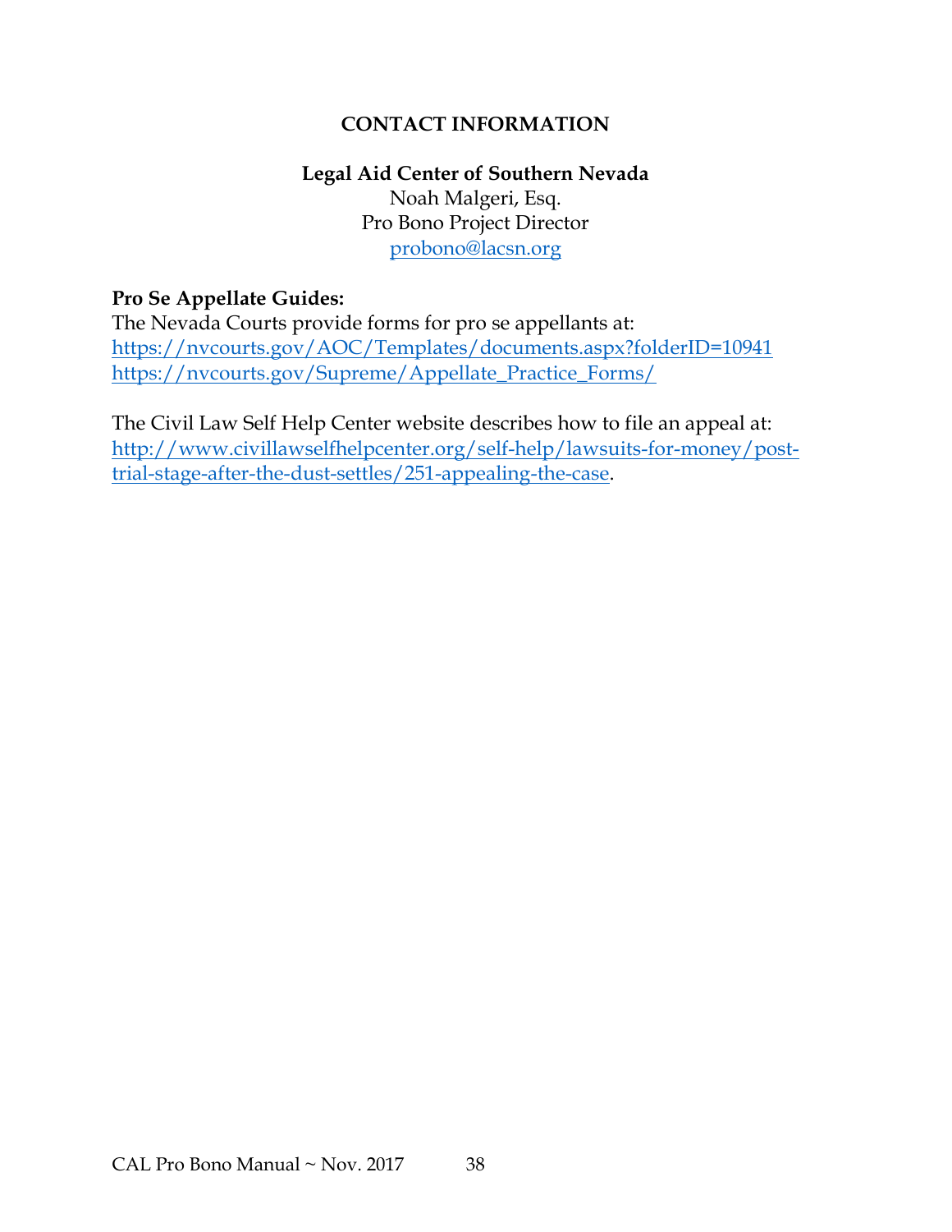## CONTACT INFORMATION

**Legal Aid Center of Southern Nevada**
Noah Malgeri, Esq.
Pro Bono Project Director
probono@lacsn.org

**Pro Se Appellate Guides:**
The Nevada Courts provide forms for pro se appellants at:
https://nvcourts.gov/AOC/Templates/documents.aspx?folderID=10941
https://nvcourts.gov/Supreme/Appellate_Practice_Forms/

The Civil Law Self Help Center website describes how to file an appeal at: http://www.civillawselfhelpcenter.org/self-help/lawsuits-for-money/post-trial-stage-after-the-dust-settles/251-appealing-the-case.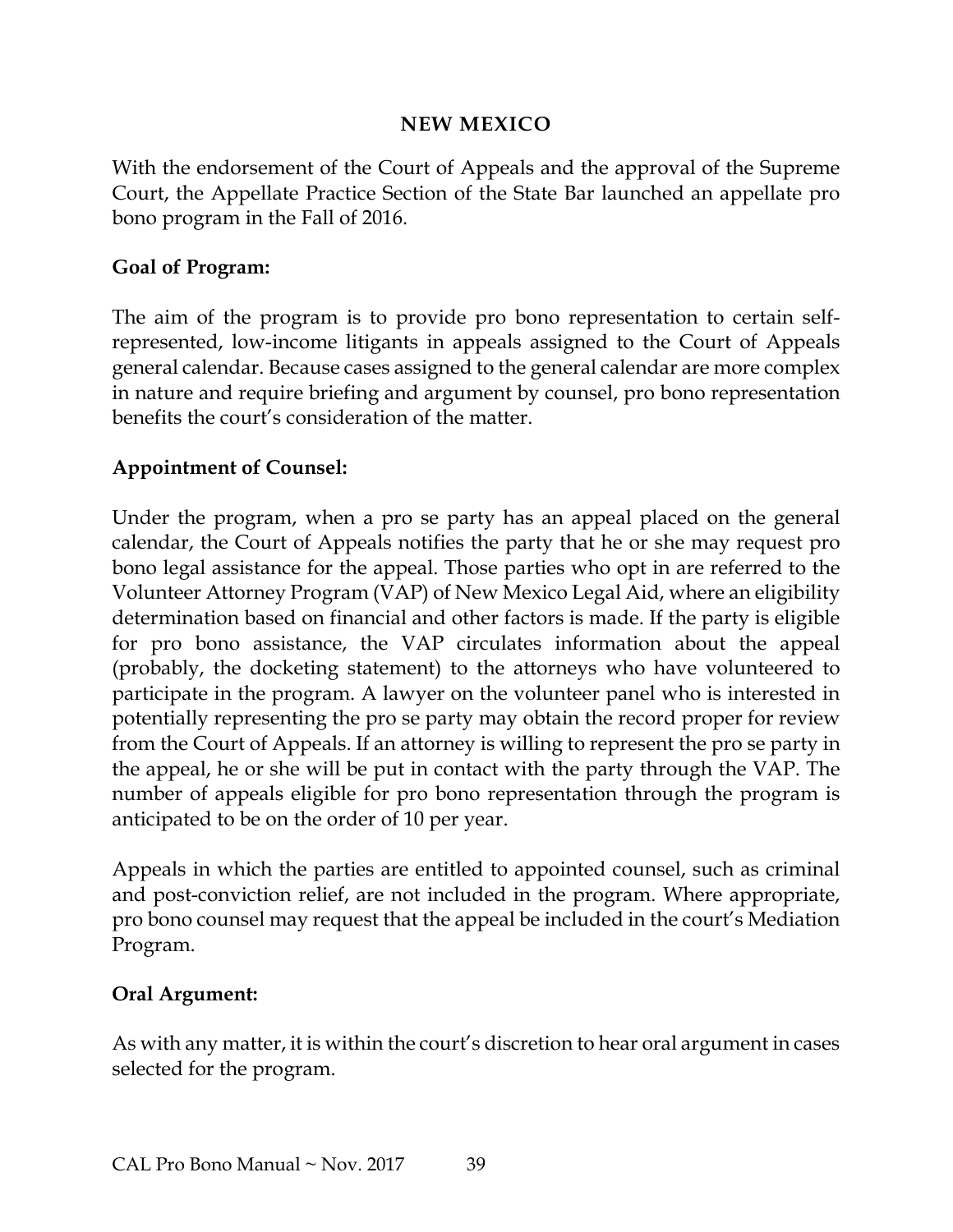## NEW MEXICO

With the endorsement of the Court of Appeals and the approval of the Supreme Court, the Appellate Practice Section of the State Bar launched an appellate pro bono program in the Fall of 2016.

**Goal of Program:**

The aim of the program is to provide pro bono representation to certain self-represented, low-income litigants in appeals assigned to the Court of Appeals general calendar. Because cases assigned to the general calendar are more complex in nature and require briefing and argument by counsel, pro bono representation benefits the court's consideration of the matter.

**Appointment of Counsel:**

Under the program, when a pro se party has an appeal placed on the general calendar, the Court of Appeals notifies the party that he or she may request pro bono legal assistance for the appeal. Those parties who opt in are referred to the Volunteer Attorney Program (VAP) of New Mexico Legal Aid, where an eligibility determination based on financial and other factors is made. If the party is eligible for pro bono assistance, the VAP circulates information about the appeal (probably, the docketing statement) to the attorneys who have volunteered to participate in the program. A lawyer on the volunteer panel who is interested in potentially representing the pro se party may obtain the record proper for review from the Court of Appeals. If an attorney is willing to represent the pro se party in the appeal, he or she will be put in contact with the party through the VAP. The number of appeals eligible for pro bono representation through the program is anticipated to be on the order of 10 per year.

Appeals in which the parties are entitled to appointed counsel, such as criminal and post-conviction relief, are not included in the program. Where appropriate, pro bono counsel may request that the appeal be included in the court's Mediation Program.

**Oral Argument:**

As with any matter, it is within the court's discretion to hear oral argument in cases selected for the program.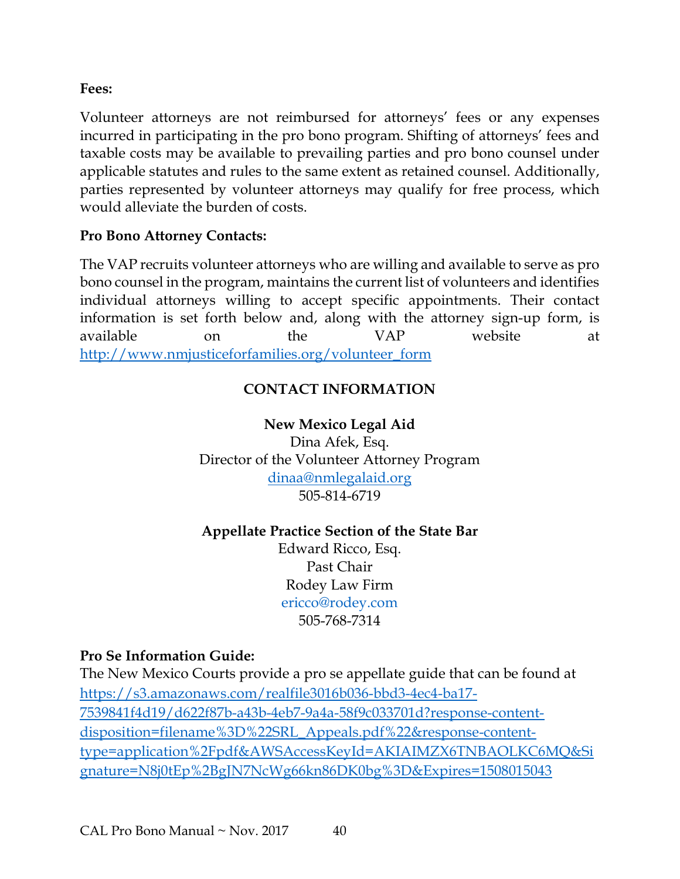**Fees:**

Volunteer attorneys are not reimbursed for attorneys' fees or any expenses incurred in participating in the pro bono program. Shifting of attorneys' fees and taxable costs may be available to prevailing parties and pro bono counsel under applicable statutes and rules to the same extent as retained counsel. Additionally, parties represented by volunteer attorneys may qualify for free process, which would alleviate the burden of costs.

**Pro Bono Attorney Contacts:**

The VAP recruits volunteer attorneys who are willing and available to serve as pro bono counsel in the program, maintains the current list of volunteers and identifies individual attorneys willing to accept specific appointments. Their contact information is set forth below and, along with the attorney sign-up form, is available on the VAP website at http://www.nmjusticeforfamilies.org/volunteer_form

**CONTACT INFORMATION**

**New Mexico Legal Aid**
Dina Afek, Esq.
Director of the Volunteer Attorney Program
dinaa@nmlegalaid.org
505-814-6719

**Appellate Practice Section of the State Bar**
Edward Ricco, Esq.
Past Chair
Rodey Law Firm
ericco@rodey.com
505-768-7314

**Pro Se Information Guide:**
The New Mexico Courts provide a pro se appellate guide that can be found at https://s3.amazonaws.com/realfile3016b036-bbd3-4ec4-ba17-7539841f4d19/d622f87b-a43b-4eb7-9a4a-58f9c033701d?response-content-disposition=filename%3D%22SRL_Appeals.pdf%22&response-content-type=application%2Fpdf&AWSAccessKeyId=AKIAIMZX6TNBAOLKC6MQ&Signature=N8j0tEp%2BgJN7NcWg66kn86DK0bg%3D&Expires=1508015043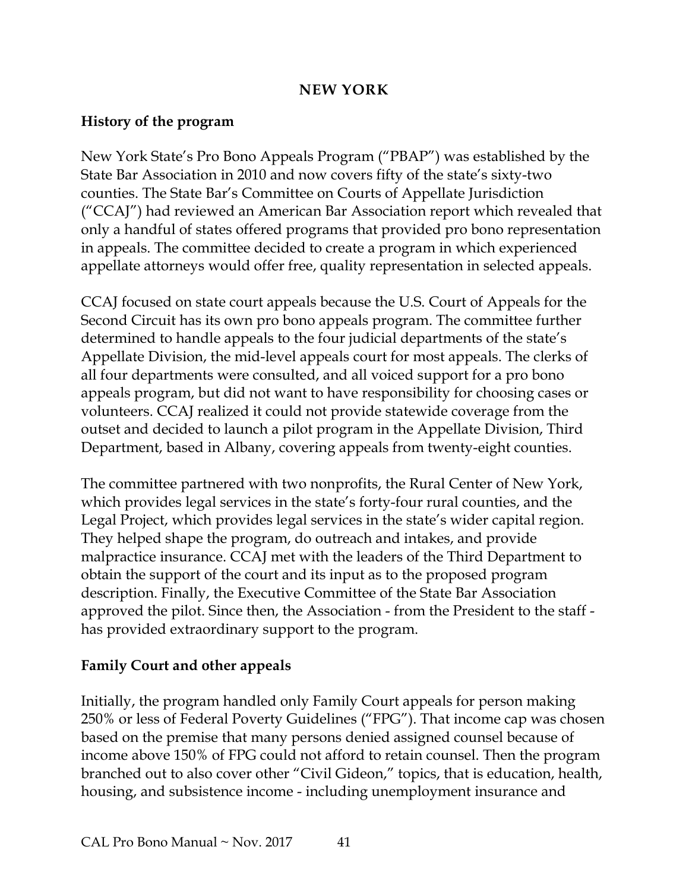## NEW YORK

### History of the program

New York State's Pro Bono Appeals Program ("PBAP") was established by the State Bar Association in 2010 and now covers fifty of the state's sixty-two counties. The State Bar's Committee on Courts of Appellate Jurisdiction ("CCAJ") had reviewed an American Bar Association report which revealed that only a handful of states offered programs that provided pro bono representation in appeals. The committee decided to create a program in which experienced appellate attorneys would offer free, quality representation in selected appeals.

CCAJ focused on state court appeals because the U.S. Court of Appeals for the Second Circuit has its own pro bono appeals program. The committee further determined to handle appeals to the four judicial departments of the state's Appellate Division, the mid-level appeals court for most appeals. The clerks of all four departments were consulted, and all voiced support for a pro bono appeals program, but did not want to have responsibility for choosing cases or volunteers. CCAJ realized it could not provide statewide coverage from the outset and decided to launch a pilot program in the Appellate Division, Third Department, based in Albany, covering appeals from twenty-eight counties.

The committee partnered with two nonprofits, the Rural Center of New York, which provides legal services in the state's forty-four rural counties, and the Legal Project, which provides legal services in the state's wider capital region. They helped shape the program, do outreach and intakes, and provide malpractice insurance. CCAJ met with the leaders of the Third Department to obtain the support of the court and its input as to the proposed program description. Finally, the Executive Committee of the State Bar Association approved the pilot. Since then, the Association - from the President to the staff - has provided extraordinary support to the program.

### Family Court and other appeals

Initially, the program handled only Family Court appeals for person making 250% or less of Federal Poverty Guidelines ("FPG"). That income cap was chosen based on the premise that many persons denied assigned counsel because of income above 150% of FPG could not afford to retain counsel. Then the program branched out to also cover other "Civil Gideon," topics, that is education, health, housing, and subsistence income - including unemployment insurance and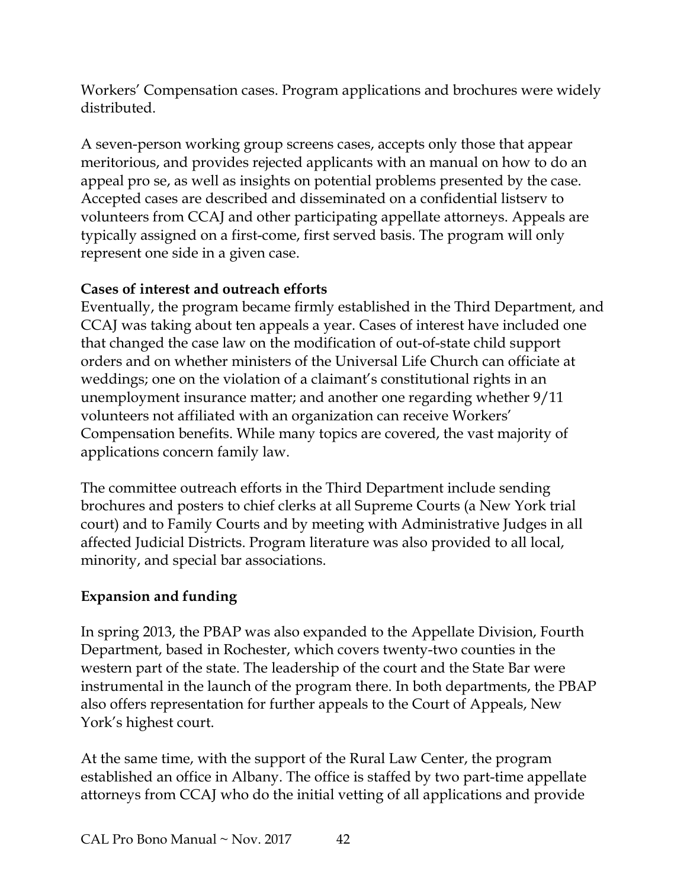Workers' Compensation cases. Program applications and brochures were widely distributed.

A seven-person working group screens cases, accepts only those that appear meritorious, and provides rejected applicants with an manual on how to do an appeal pro se, as well as insights on potential problems presented by the case. Accepted cases are described and disseminated on a confidential listserv to volunteers from CCAJ and other participating appellate attorneys. Appeals are typically assigned on a first-come, first served basis. The program will only represent one side in a given case.

**Cases of interest and outreach efforts**

Eventually, the program became firmly established in the Third Department, and CCAJ was taking about ten appeals a year. Cases of interest have included one that changed the case law on the modification of out-of-state child support orders and on whether ministers of the Universal Life Church can officiate at weddings; one on the violation of a claimant's constitutional rights in an unemployment insurance matter; and another one regarding whether 9/11 volunteers not affiliated with an organization can receive Workers' Compensation benefits. While many topics are covered, the vast majority of applications concern family law.

The committee outreach efforts in the Third Department include sending brochures and posters to chief clerks at all Supreme Courts (a New York trial court) and to Family Courts and by meeting with Administrative Judges in all affected Judicial Districts. Program literature was also provided to all local, minority, and special bar associations.

**Expansion and funding**

In spring 2013, the PBAP was also expanded to the Appellate Division, Fourth Department, based in Rochester, which covers twenty-two counties in the western part of the state. The leadership of the court and the State Bar were instrumental in the launch of the program there. In both departments, the PBAP also offers representation for further appeals to the Court of Appeals, New York's highest court.

At the same time, with the support of the Rural Law Center, the program established an office in Albany. The office is staffed by two part-time appellate attorneys from CCAJ who do the initial vetting of all applications and provide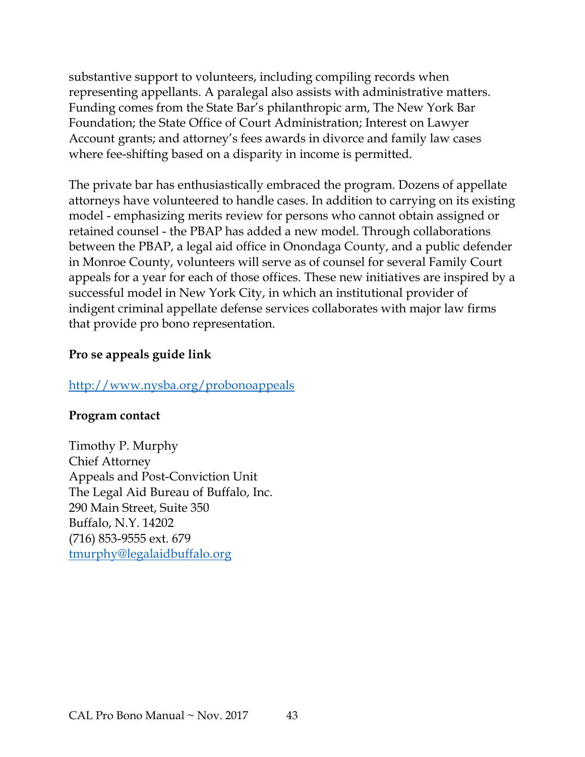substantive support to volunteers, including compiling records when representing appellants. A paralegal also assists with administrative matters. Funding comes from the State Bar's philanthropic arm, The New York Bar Foundation; the State Office of Court Administration; Interest on Lawyer Account grants; and attorney's fees awards in divorce and family law cases where fee-shifting based on a disparity in income is permitted.

The private bar has enthusiastically embraced the program. Dozens of appellate attorneys have volunteered to handle cases. In addition to carrying on its existing model - emphasizing merits review for persons who cannot obtain assigned or retained counsel - the PBAP has added a new model. Through collaborations between the PBAP, a legal aid office in Onondaga County, and a public defender in Monroe County, volunteers will serve as of counsel for several Family Court appeals for a year for each of those offices. These new initiatives are inspired by a successful model in New York City, in which an institutional provider of indigent criminal appellate defense services collaborates with major law firms that provide pro bono representation.

**Pro se appeals guide link**

http://www.nysba.org/probonoappeals

**Program contact**

Timothy P. Murphy
Chief Attorney
Appeals and Post-Conviction Unit
The Legal Aid Bureau of Buffalo, Inc.
290 Main Street, Suite 350
Buffalo, N.Y. 14202
(716) 853-9555 ext. 679
tmurphy@legalaidbuffalo.org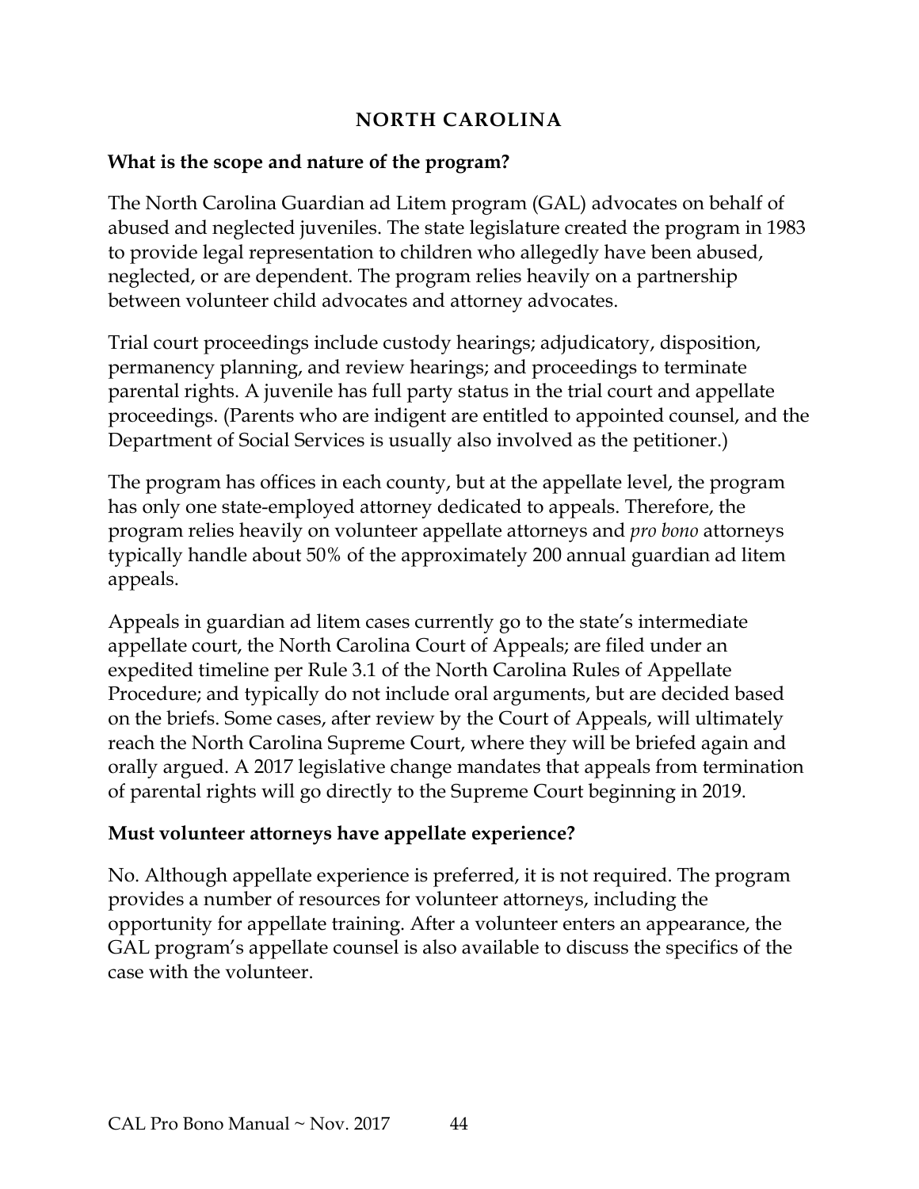## NORTH CAROLINA

### What is the scope and nature of the program?

The North Carolina Guardian ad Litem program (GAL) advocates on behalf of abused and neglected juveniles. The state legislature created the program in 1983 to provide legal representation to children who allegedly have been abused, neglected, or are dependent. The program relies heavily on a partnership between volunteer child advocates and attorney advocates.

Trial court proceedings include custody hearings; adjudicatory, disposition, permanency planning, and review hearings; and proceedings to terminate parental rights. A juvenile has full party status in the trial court and appellate proceedings. (Parents who are indigent are entitled to appointed counsel, and the Department of Social Services is usually also involved as the petitioner.)

The program has offices in each county, but at the appellate level, the program has only one state-employed attorney dedicated to appeals. Therefore, the program relies heavily on volunteer appellate attorneys and *pro bono* attorneys typically handle about 50% of the approximately 200 annual guardian ad litem appeals.

Appeals in guardian ad litem cases currently go to the state's intermediate appellate court, the North Carolina Court of Appeals; are filed under an expedited timeline per Rule 3.1 of the North Carolina Rules of Appellate Procedure; and typically do not include oral arguments, but are decided based on the briefs. Some cases, after review by the Court of Appeals, will ultimately reach the North Carolina Supreme Court, where they will be briefed again and orally argued. A 2017 legislative change mandates that appeals from termination of parental rights will go directly to the Supreme Court beginning in 2019.

### Must volunteer attorneys have appellate experience?

No. Although appellate experience is preferred, it is not required. The program provides a number of resources for volunteer attorneys, including the opportunity for appellate training. After a volunteer enters an appearance, the GAL program's appellate counsel is also available to discuss the specifics of the case with the volunteer.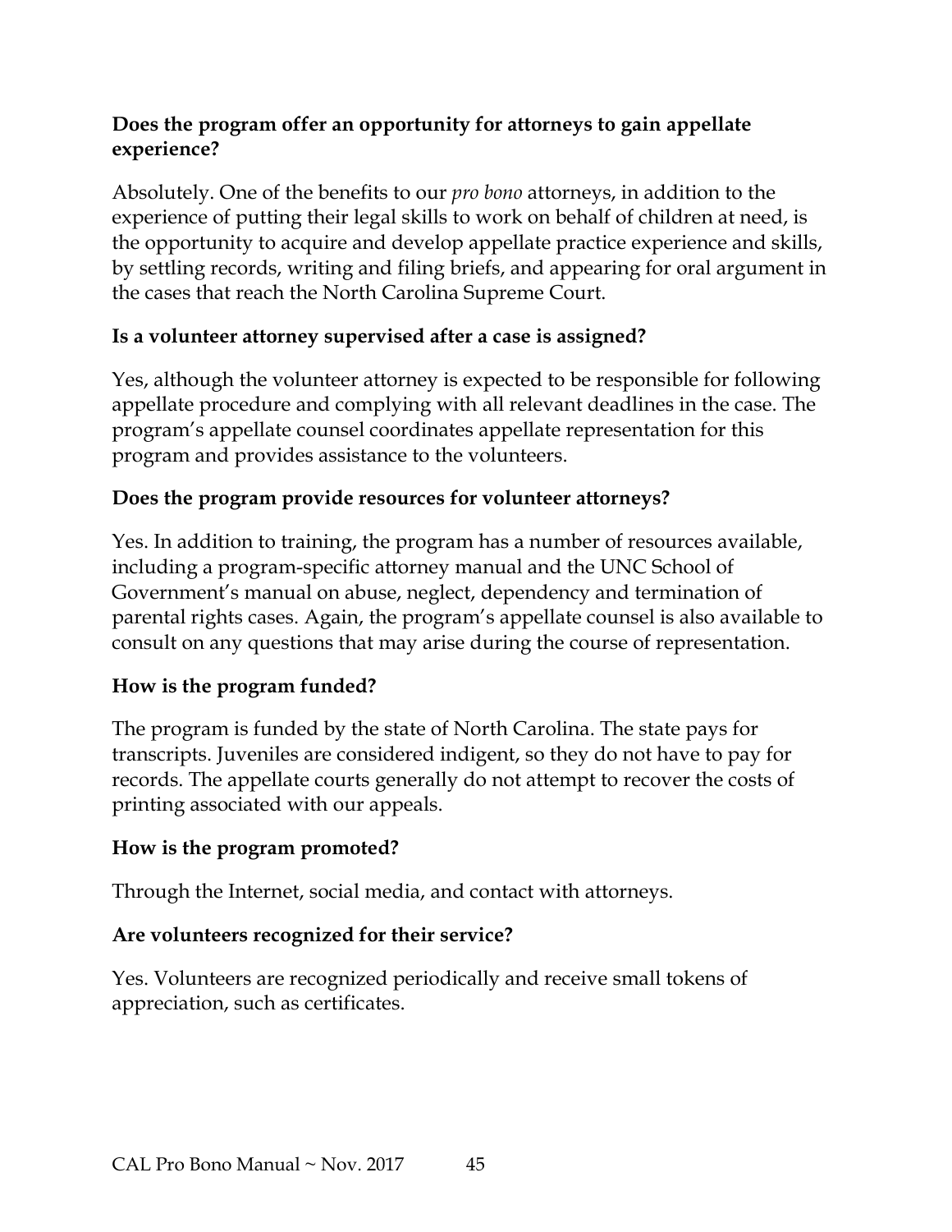**Does the program offer an opportunity for attorneys to gain appellate experience?**

Absolutely. One of the benefits to our *pro bono* attorneys, in addition to the experience of putting their legal skills to work on behalf of children at need, is the opportunity to acquire and develop appellate practice experience and skills, by settling records, writing and filing briefs, and appearing for oral argument in the cases that reach the North Carolina Supreme Court.

**Is a volunteer attorney supervised after a case is assigned?**

Yes, although the volunteer attorney is expected to be responsible for following appellate procedure and complying with all relevant deadlines in the case. The program's appellate counsel coordinates appellate representation for this program and provides assistance to the volunteers.

**Does the program provide resources for volunteer attorneys?**

Yes. In addition to training, the program has a number of resources available, including a program-specific attorney manual and the UNC School of Government's manual on abuse, neglect, dependency and termination of parental rights cases. Again, the program's appellate counsel is also available to consult on any questions that may arise during the course of representation.

**How is the program funded?**

The program is funded by the state of North Carolina. The state pays for transcripts. Juveniles are considered indigent, so they do not have to pay for records. The appellate courts generally do not attempt to recover the costs of printing associated with our appeals.

**How is the program promoted?**

Through the Internet, social media, and contact with attorneys.

**Are volunteers recognized for their service?**

Yes. Volunteers are recognized periodically and receive small tokens of appreciation, such as certificates.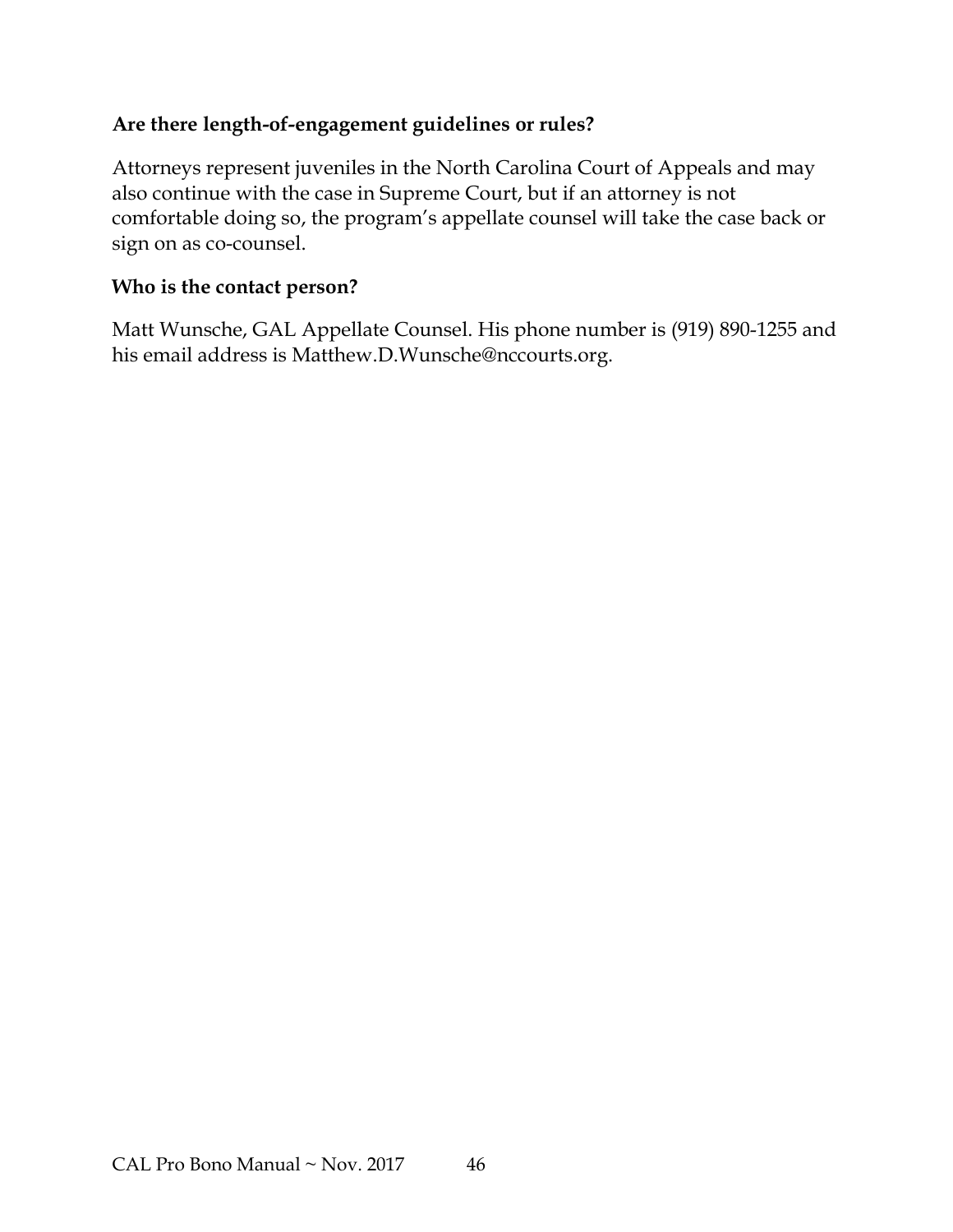**Are there length-of-engagement guidelines or rules?**

Attorneys represent juveniles in the North Carolina Court of Appeals and may also continue with the case in Supreme Court, but if an attorney is not comfortable doing so, the program's appellate counsel will take the case back or sign on as co-counsel.

**Who is the contact person?**

Matt Wunsche, GAL Appellate Counsel. His phone number is (919) 890-1255 and his email address is Matthew.D.Wunsche@nccourts.org.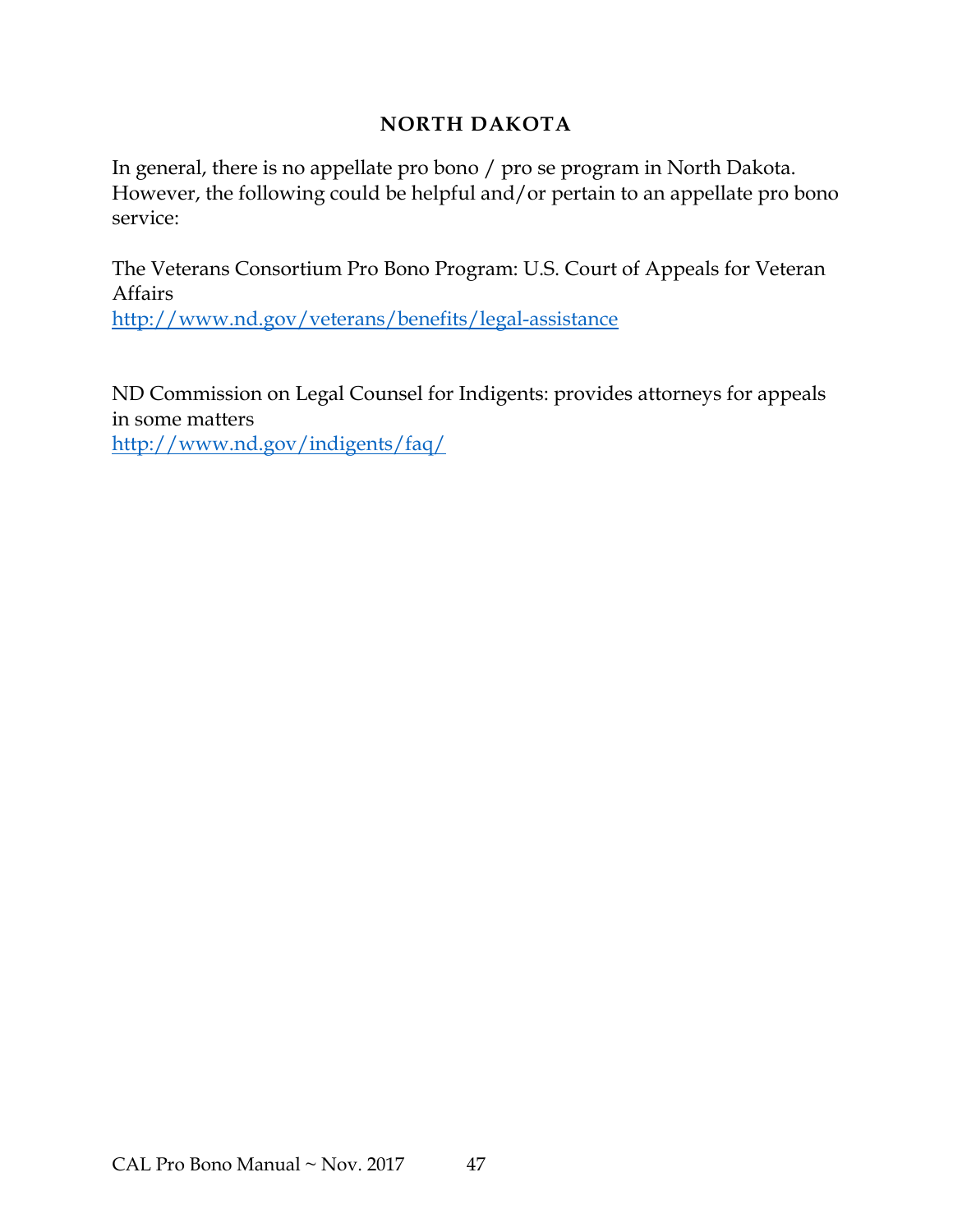## NORTH DAKOTA

In general, there is no appellate pro bono / pro se program in North Dakota. However, the following could be helpful and/or pertain to an appellate pro bono service:

The Veterans Consortium Pro Bono Program: U.S. Court of Appeals for Veteran Affairs
http://www.nd.gov/veterans/benefits/legal-assistance

ND Commission on Legal Counsel for Indigents: provides attorneys for appeals in some matters
http://www.nd.gov/indigents/faq/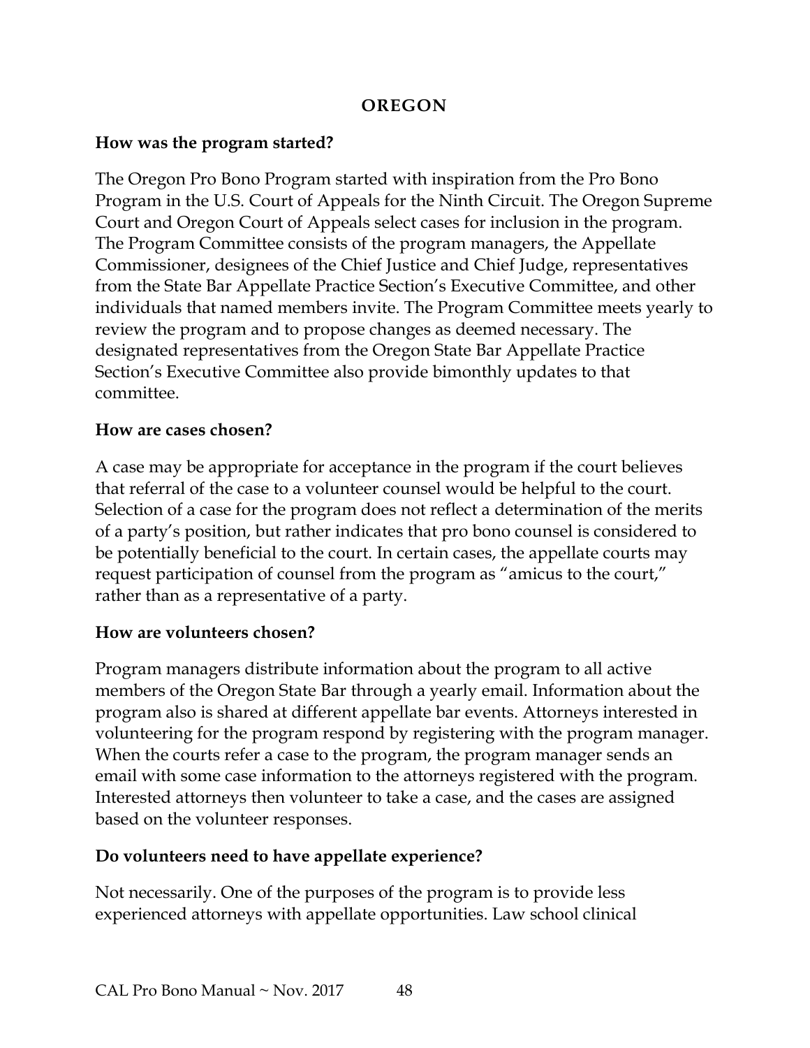## OREGON

### How was the program started?

The Oregon Pro Bono Program started with inspiration from the Pro Bono Program in the U.S. Court of Appeals for the Ninth Circuit. The Oregon Supreme Court and Oregon Court of Appeals select cases for inclusion in the program. The Program Committee consists of the program managers, the Appellate Commissioner, designees of the Chief Justice and Chief Judge, representatives from the State Bar Appellate Practice Section's Executive Committee, and other individuals that named members invite. The Program Committee meets yearly to review the program and to propose changes as deemed necessary. The designated representatives from the Oregon State Bar Appellate Practice Section's Executive Committee also provide bimonthly updates to that committee.

### How are cases chosen?

A case may be appropriate for acceptance in the program if the court believes that referral of the case to a volunteer counsel would be helpful to the court. Selection of a case for the program does not reflect a determination of the merits of a party's position, but rather indicates that pro bono counsel is considered to be potentially beneficial to the court. In certain cases, the appellate courts may request participation of counsel from the program as "amicus to the court," rather than as a representative of a party.

### How are volunteers chosen?

Program managers distribute information about the program to all active members of the Oregon State Bar through a yearly email. Information about the program also is shared at different appellate bar events. Attorneys interested in volunteering for the program respond by registering with the program manager. When the courts refer a case to the program, the program manager sends an email with some case information to the attorneys registered with the program. Interested attorneys then volunteer to take a case, and the cases are assigned based on the volunteer responses.

### Do volunteers need to have appellate experience?

Not necessarily. One of the purposes of the program is to provide less experienced attorneys with appellate opportunities. Law school clinical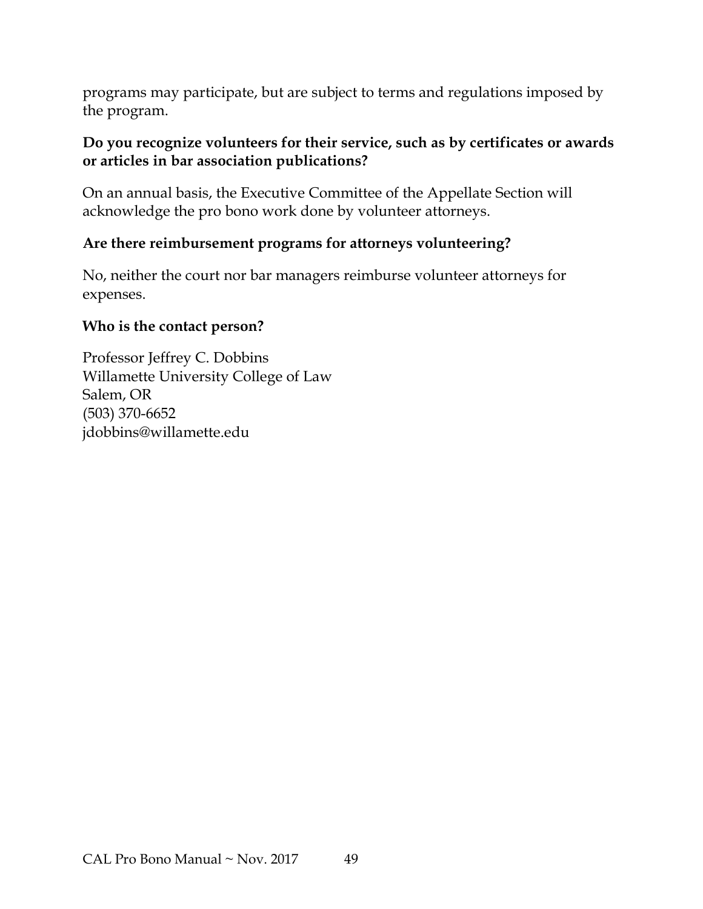programs may participate, but are subject to terms and regulations imposed by the program.

**Do you recognize volunteers for their service, such as by certificates or awards or articles in bar association publications?**

On an annual basis, the Executive Committee of the Appellate Section will acknowledge the pro bono work done by volunteer attorneys.

**Are there reimbursement programs for attorneys volunteering?**

No, neither the court nor bar managers reimburse volunteer attorneys for expenses.

**Who is the contact person?**

Professor Jeffrey C. Dobbins
Willamette University College of Law
Salem, OR
(503) 370-6652
jdobbins@willamette.edu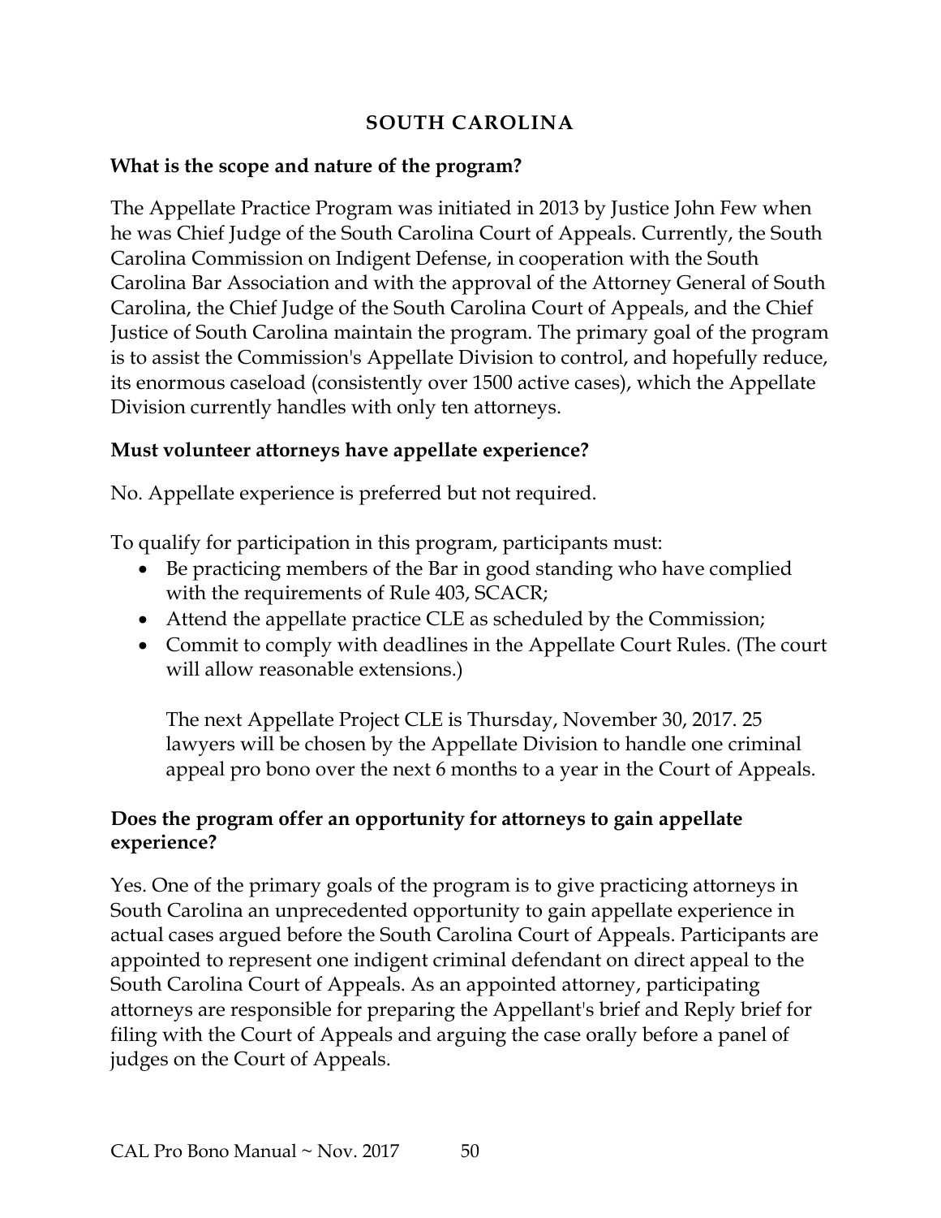## SOUTH CAROLINA

**What is the scope and nature of the program?**

The Appellate Practice Program was initiated in 2013 by Justice John Few when he was Chief Judge of the South Carolina Court of Appeals. Currently, the South Carolina Commission on Indigent Defense, in cooperation with the South Carolina Bar Association and with the approval of the Attorney General of South Carolina, the Chief Judge of the South Carolina Court of Appeals, and the Chief Justice of South Carolina maintain the program. The primary goal of the program is to assist the Commission's Appellate Division to control, and hopefully reduce, its enormous caseload (consistently over 1500 active cases), which the Appellate Division currently handles with only ten attorneys.

**Must volunteer attorneys have appellate experience?**

No. Appellate experience is preferred but not required.

To qualify for participation in this program, participants must:

- Be practicing members of the Bar in good standing who have complied with the requirements of Rule 403, SCACR;
- Attend the appellate practice CLE as scheduled by the Commission;
- Commit to comply with deadlines in the Appellate Court Rules. (The court will allow reasonable extensions.)

  The next Appellate Project CLE is Thursday, November 30, 2017. 25 lawyers will be chosen by the Appellate Division to handle one criminal appeal pro bono over the next 6 months to a year in the Court of Appeals.

**Does the program offer an opportunity for attorneys to gain appellate experience?**

Yes. One of the primary goals of the program is to give practicing attorneys in South Carolina an unprecedented opportunity to gain appellate experience in actual cases argued before the South Carolina Court of Appeals. Participants are appointed to represent one indigent criminal defendant on direct appeal to the South Carolina Court of Appeals. As an appointed attorney, participating attorneys are responsible for preparing the Appellant's brief and Reply brief for filing with the Court of Appeals and arguing the case orally before a panel of judges on the Court of Appeals.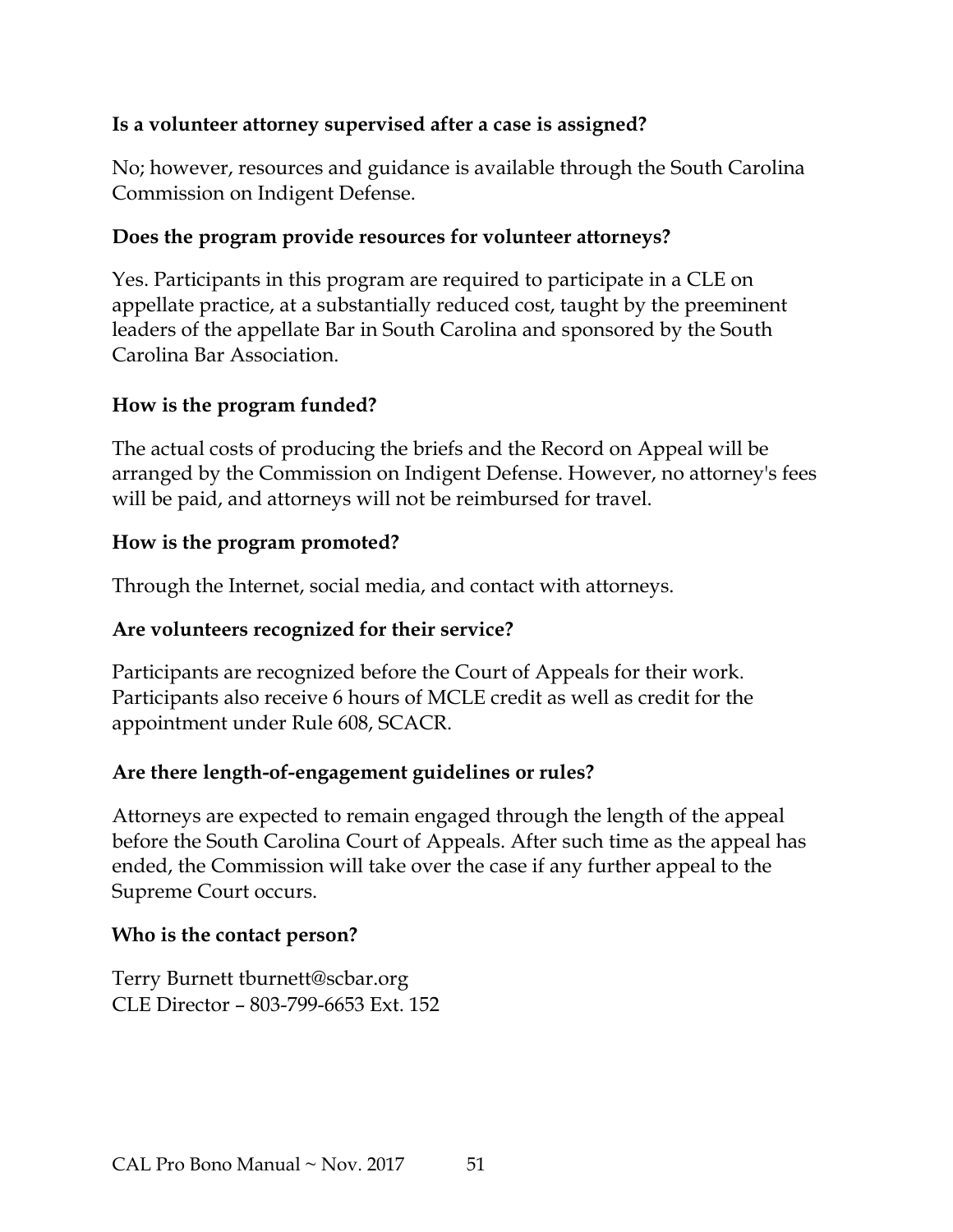**Is a volunteer attorney supervised after a case is assigned?**

No; however, resources and guidance is available through the South Carolina Commission on Indigent Defense.

**Does the program provide resources for volunteer attorneys?**

Yes. Participants in this program are required to participate in a CLE on appellate practice, at a substantially reduced cost, taught by the preeminent leaders of the appellate Bar in South Carolina and sponsored by the South Carolina Bar Association.

**How is the program funded?**

The actual costs of producing the briefs and the Record on Appeal will be arranged by the Commission on Indigent Defense. However, no attorney's fees will be paid, and attorneys will not be reimbursed for travel.

**How is the program promoted?**

Through the Internet, social media, and contact with attorneys.

**Are volunteers recognized for their service?**

Participants are recognized before the Court of Appeals for their work. Participants also receive 6 hours of MCLE credit as well as credit for the appointment under Rule 608, SCACR.

**Are there length-of-engagement guidelines or rules?**

Attorneys are expected to remain engaged through the length of the appeal before the South Carolina Court of Appeals. After such time as the appeal has ended, the Commission will take over the case if any further appeal to the Supreme Court occurs.

**Who is the contact person?**

Terry Burnett tburnett@scbar.org
CLE Director – 803-799-6653 Ext. 152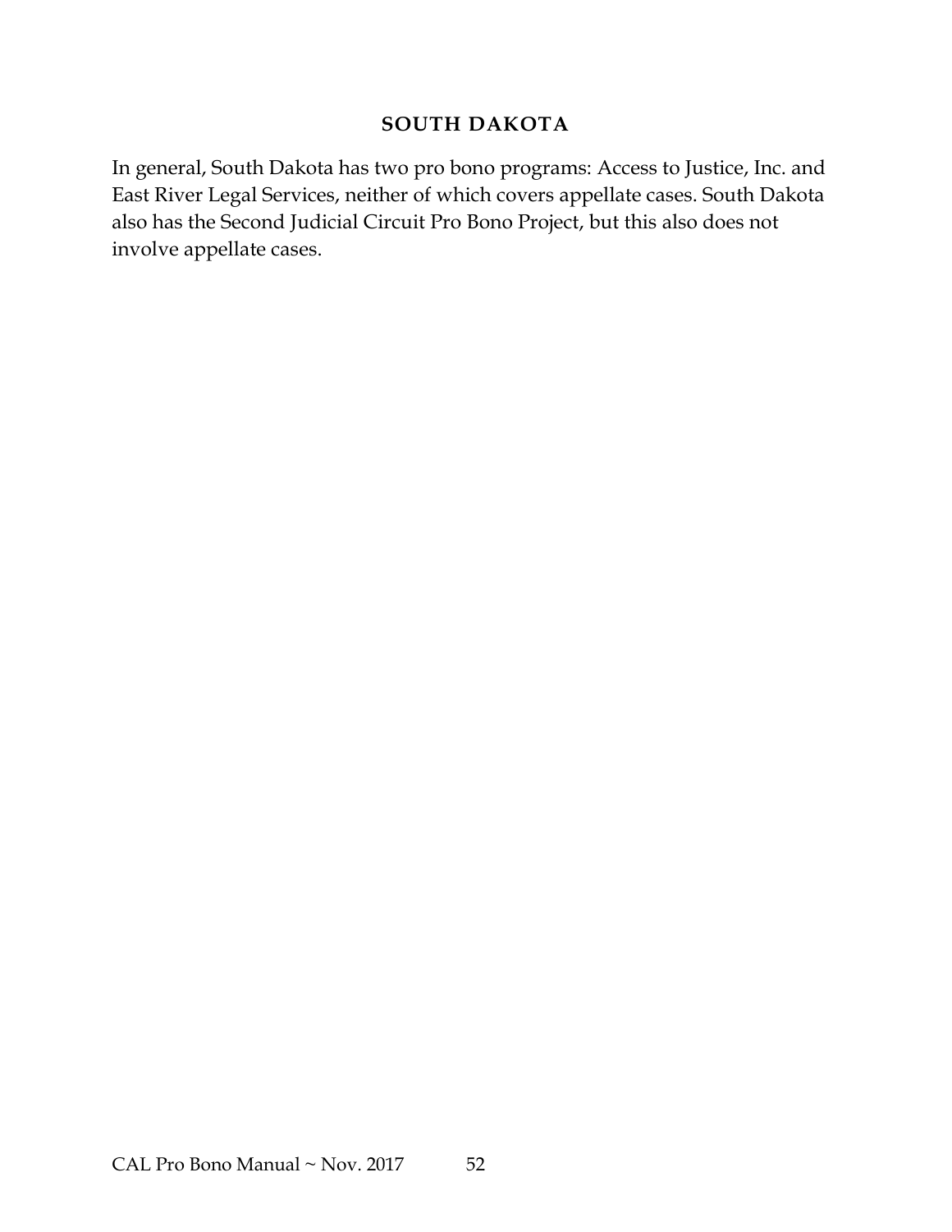## SOUTH DAKOTA

In general, South Dakota has two pro bono programs: Access to Justice, Inc. and East River Legal Services, neither of which covers appellate cases. South Dakota also has the Second Judicial Circuit Pro Bono Project, but this also does not involve appellate cases.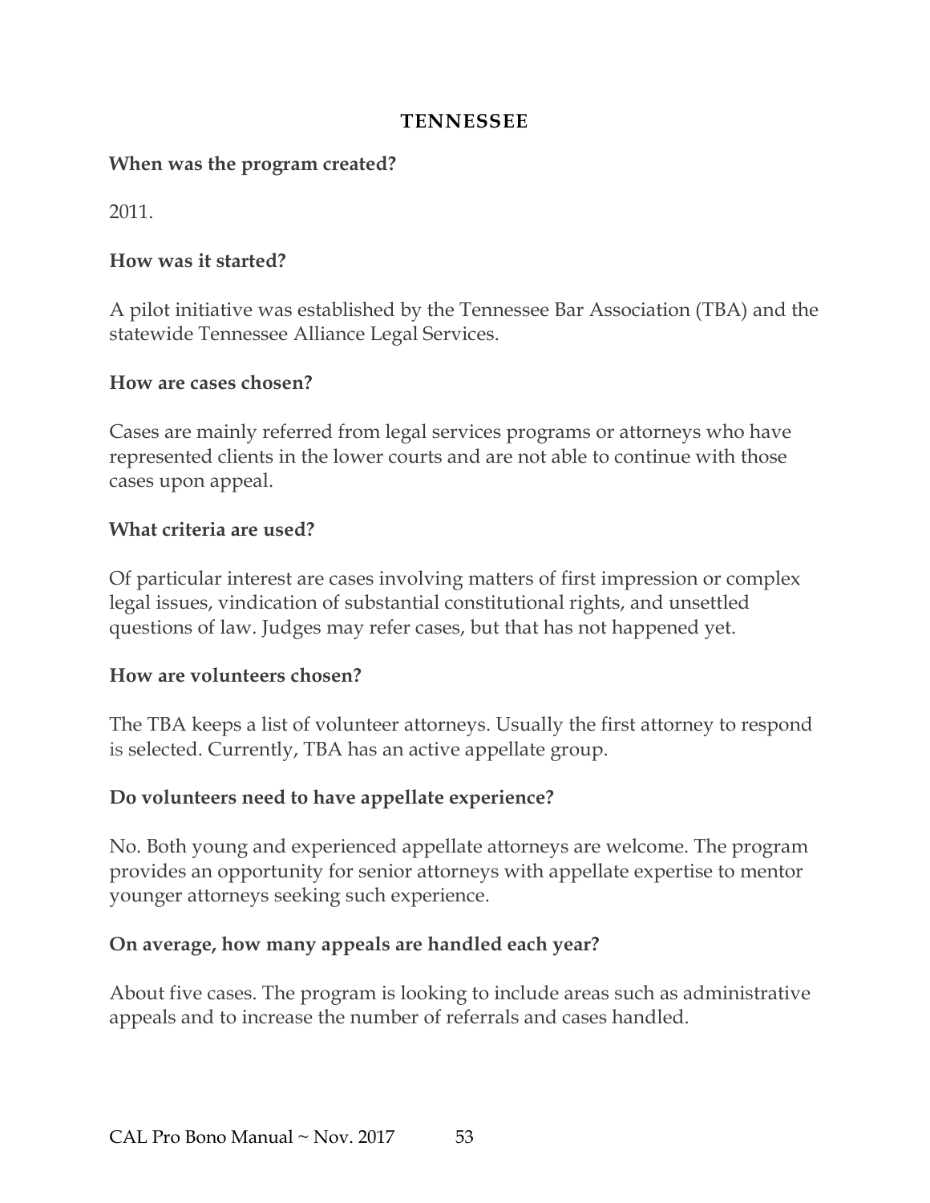## TENNESSEE

**When was the program created?**

2011.

**How was it started?**

A pilot initiative was established by the Tennessee Bar Association (TBA) and the statewide Tennessee Alliance Legal Services.

**How are cases chosen?**

Cases are mainly referred from legal services programs or attorneys who have represented clients in the lower courts and are not able to continue with those cases upon appeal.

**What criteria are used?**

Of particular interest are cases involving matters of first impression or complex legal issues, vindication of substantial constitutional rights, and unsettled questions of law. Judges may refer cases, but that has not happened yet.

**How are volunteers chosen?**

The TBA keeps a list of volunteer attorneys. Usually the first attorney to respond is selected. Currently, TBA has an active appellate group.

**Do volunteers need to have appellate experience?**

No. Both young and experienced appellate attorneys are welcome. The program provides an opportunity for senior attorneys with appellate expertise to mentor younger attorneys seeking such experience.

**On average, how many appeals are handled each year?**

About five cases. The program is looking to include areas such as administrative appeals and to increase the number of referrals and cases handled.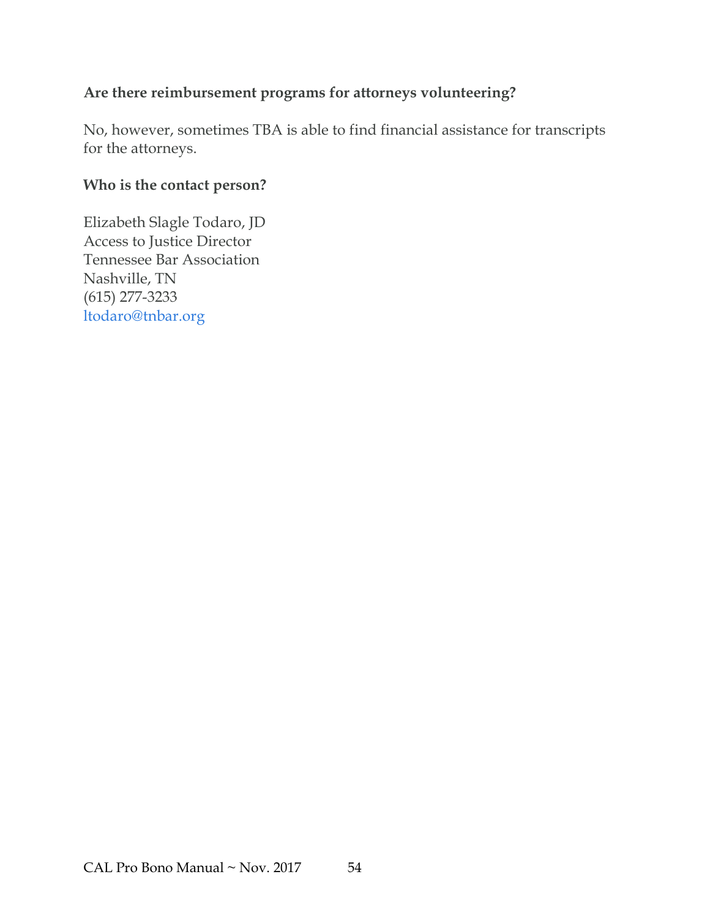**Are there reimbursement programs for attorneys volunteering?**

No, however, sometimes TBA is able to find financial assistance for transcripts for the attorneys.

**Who is the contact person?**

Elizabeth Slagle Todaro, JD
Access to Justice Director
Tennessee Bar Association
Nashville, TN
(615) 277-3233
ltodaro@tnbar.org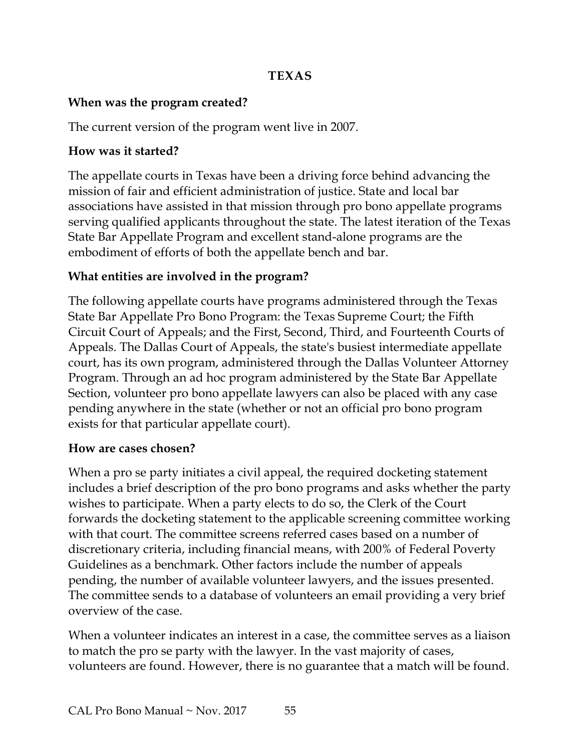# TEXAS

**When was the program created?**

The current version of the program went live in 2007.

**How was it started?**

The appellate courts in Texas have been a driving force behind advancing the mission of fair and efficient administration of justice. State and local bar associations have assisted in that mission through pro bono appellate programs serving qualified applicants throughout the state. The latest iteration of the Texas State Bar Appellate Program and excellent stand-alone programs are the embodiment of efforts of both the appellate bench and bar.

**What entities are involved in the program?**

The following appellate courts have programs administered through the Texas State Bar Appellate Pro Bono Program: the Texas Supreme Court; the Fifth Circuit Court of Appeals; and the First, Second, Third, and Fourteenth Courts of Appeals. The Dallas Court of Appeals, the state's busiest intermediate appellate court, has its own program, administered through the Dallas Volunteer Attorney Program. Through an ad hoc program administered by the State Bar Appellate Section, volunteer pro bono appellate lawyers can also be placed with any case pending anywhere in the state (whether or not an official pro bono program exists for that particular appellate court).

**How are cases chosen?**

When a pro se party initiates a civil appeal, the required docketing statement includes a brief description of the pro bono programs and asks whether the party wishes to participate. When a party elects to do so, the Clerk of the Court forwards the docketing statement to the applicable screening committee working with that court. The committee screens referred cases based on a number of discretionary criteria, including financial means, with 200% of Federal Poverty Guidelines as a benchmark. Other factors include the number of appeals pending, the number of available volunteer lawyers, and the issues presented. The committee sends to a database of volunteers an email providing a very brief overview of the case.

When a volunteer indicates an interest in a case, the committee serves as a liaison to match the pro se party with the lawyer. In the vast majority of cases, volunteers are found. However, there is no guarantee that a match will be found.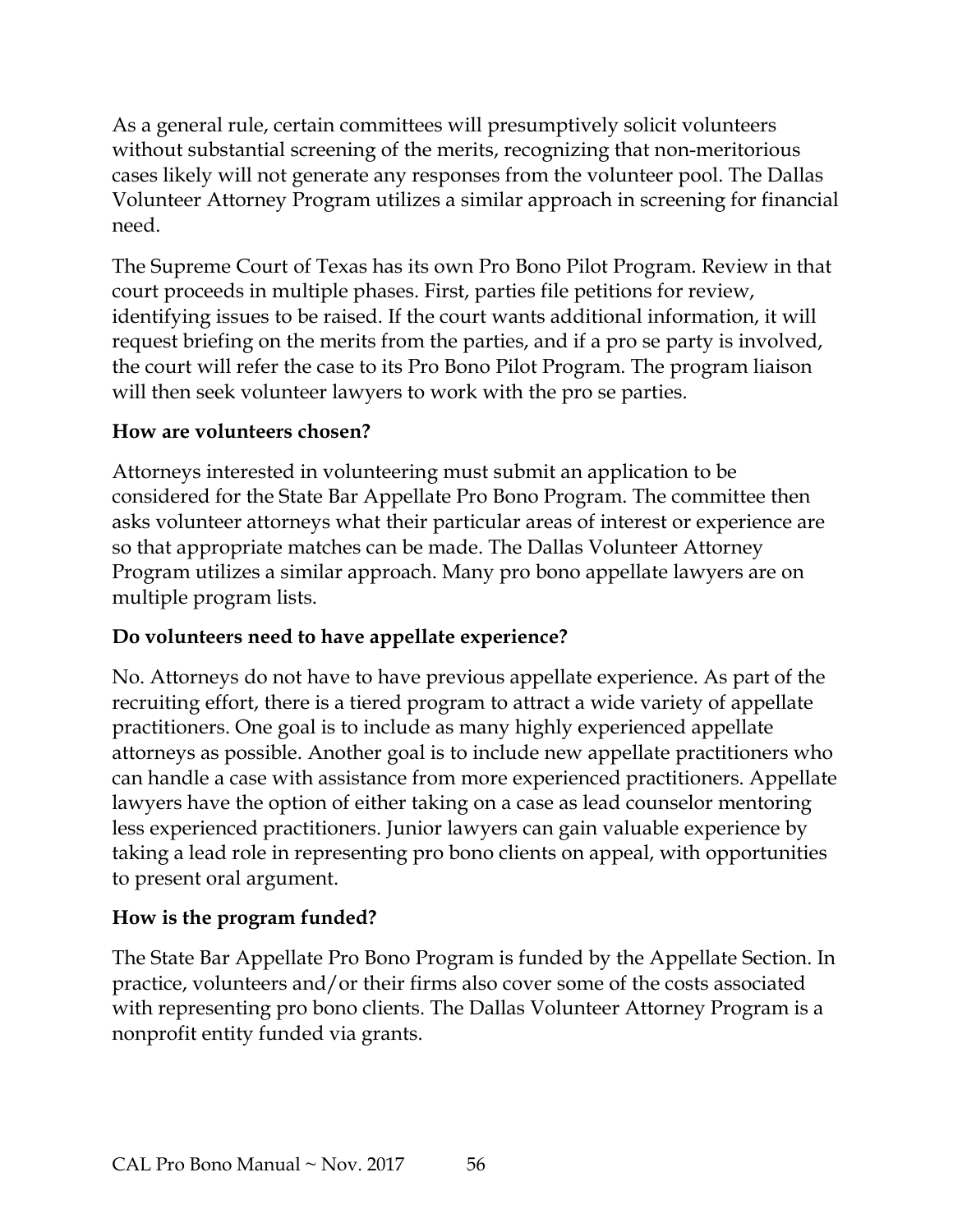As a general rule, certain committees will presumptively solicit volunteers without substantial screening of the merits, recognizing that non-meritorious cases likely will not generate any responses from the volunteer pool. The Dallas Volunteer Attorney Program utilizes a similar approach in screening for financial need.

The Supreme Court of Texas has its own Pro Bono Pilot Program. Review in that court proceeds in multiple phases. First, parties file petitions for review, identifying issues to be raised. If the court wants additional information, it will request briefing on the merits from the parties, and if a pro se party is involved, the court will refer the case to its Pro Bono Pilot Program. The program liaison will then seek volunteer lawyers to work with the pro se parties.

**How are volunteers chosen?**

Attorneys interested in volunteering must submit an application to be considered for the State Bar Appellate Pro Bono Program. The committee then asks volunteer attorneys what their particular areas of interest or experience are so that appropriate matches can be made. The Dallas Volunteer Attorney Program utilizes a similar approach. Many pro bono appellate lawyers are on multiple program lists.

**Do volunteers need to have appellate experience?**

No. Attorneys do not have to have previous appellate experience. As part of the recruiting effort, there is a tiered program to attract a wide variety of appellate practitioners. One goal is to include as many highly experienced appellate attorneys as possible. Another goal is to include new appellate practitioners who can handle a case with assistance from more experienced practitioners. Appellate lawyers have the option of either taking on a case as lead counselor mentoring less experienced practitioners. Junior lawyers can gain valuable experience by taking a lead role in representing pro bono clients on appeal, with opportunities to present oral argument.

**How is the program funded?**

The State Bar Appellate Pro Bono Program is funded by the Appellate Section. In practice, volunteers and/or their firms also cover some of the costs associated with representing pro bono clients. The Dallas Volunteer Attorney Program is a nonprofit entity funded via grants.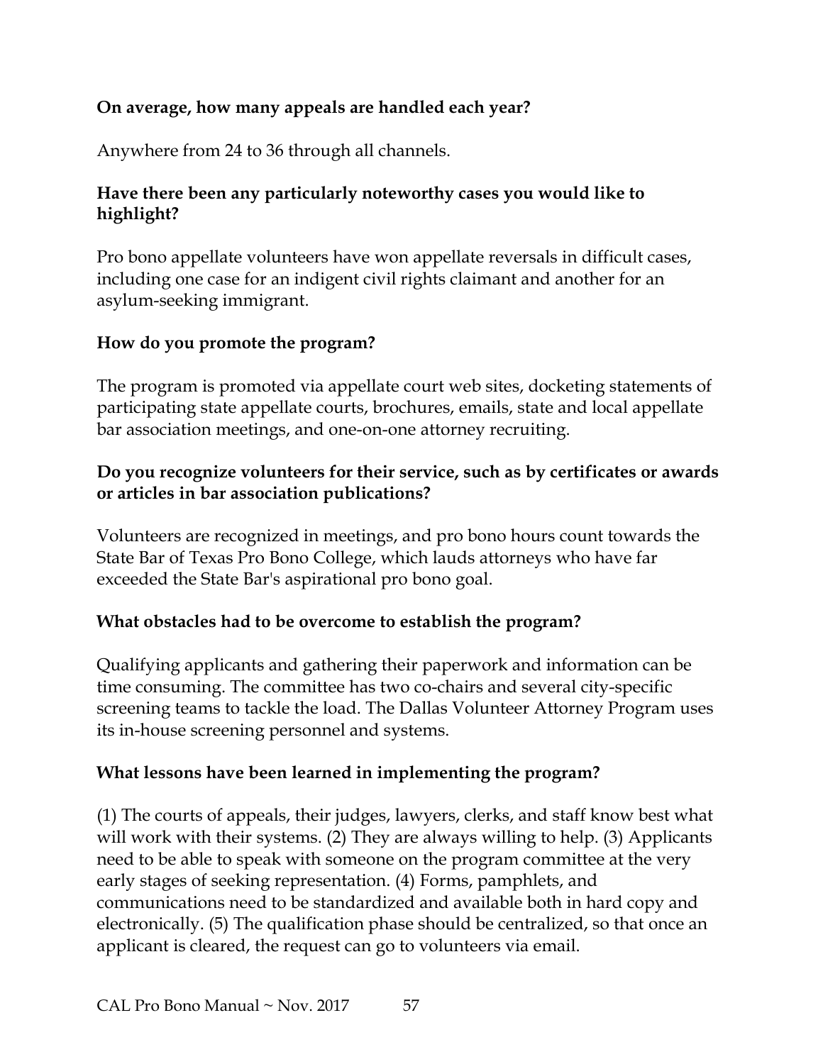**On average, how many appeals are handled each year?**

Anywhere from 24 to 36 through all channels.

**Have there been any particularly noteworthy cases you would like to highlight?**

Pro bono appellate volunteers have won appellate reversals in difficult cases, including one case for an indigent civil rights claimant and another for an asylum-seeking immigrant.

**How do you promote the program?**

The program is promoted via appellate court web sites, docketing statements of participating state appellate courts, brochures, emails, state and local appellate bar association meetings, and one-on-one attorney recruiting.

**Do you recognize volunteers for their service, such as by certificates or awards or articles in bar association publications?**

Volunteers are recognized in meetings, and pro bono hours count towards the State Bar of Texas Pro Bono College, which lauds attorneys who have far exceeded the State Bar's aspirational pro bono goal.

**What obstacles had to be overcome to establish the program?**

Qualifying applicants and gathering their paperwork and information can be time consuming. The committee has two co-chairs and several city-specific screening teams to tackle the load. The Dallas Volunteer Attorney Program uses its in-house screening personnel and systems.

**What lessons have been learned in implementing the program?**

(1) The courts of appeals, their judges, lawyers, clerks, and staff know best what will work with their systems. (2) They are always willing to help. (3) Applicants need to be able to speak with someone on the program committee at the very early stages of seeking representation. (4) Forms, pamphlets, and communications need to be standardized and available both in hard copy and electronically. (5) The qualification phase should be centralized, so that once an applicant is cleared, the request can go to volunteers via email.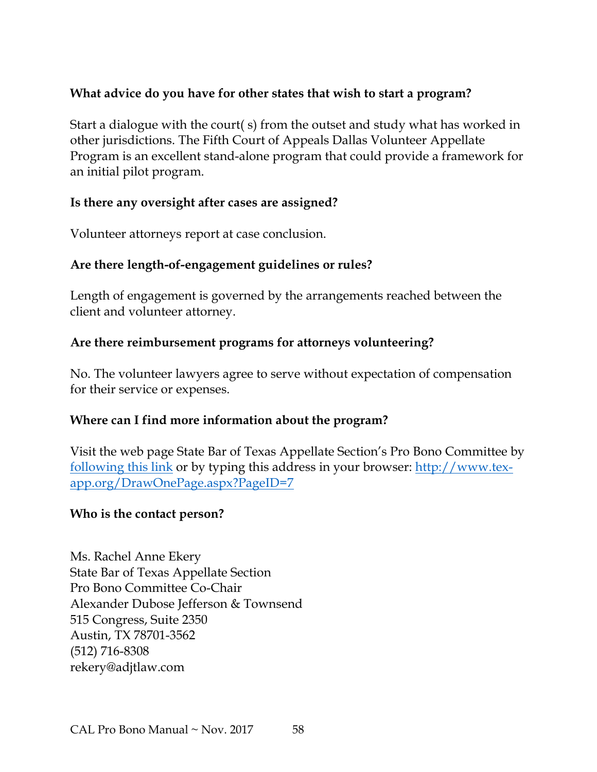**What advice do you have for other states that wish to start a program?**

Start a dialogue with the court( s) from the outset and study what has worked in other jurisdictions. The Fifth Court of Appeals Dallas Volunteer Appellate Program is an excellent stand-alone program that could provide a framework for an initial pilot program.

**Is there any oversight after cases are assigned?**

Volunteer attorneys report at case conclusion.

**Are there length-of-engagement guidelines or rules?**

Length of engagement is governed by the arrangements reached between the client and volunteer attorney.

**Are there reimbursement programs for attorneys volunteering?**

No. The volunteer lawyers agree to serve without expectation of compensation for their service or expenses.

**Where can I find more information about the program?**

Visit the web page State Bar of Texas Appellate Section's Pro Bono Committee by [following this link](http://www.tex-app.org/DrawOnePage.aspx?PageID=7) or by typing this address in your browser: [http://www.tex-app.org/DrawOnePage.aspx?PageID=7](http://www.tex-app.org/DrawOnePage.aspx?PageID=7)

**Who is the contact person?**

Ms. Rachel Anne Ekery  
State Bar of Texas Appellate Section  
Pro Bono Committee Co-Chair  
Alexander Dubose Jefferson & Townsend  
515 Congress, Suite 2350  
Austin, TX 78701-3562  
(512) 716-8308  
rekery@adjtlaw.com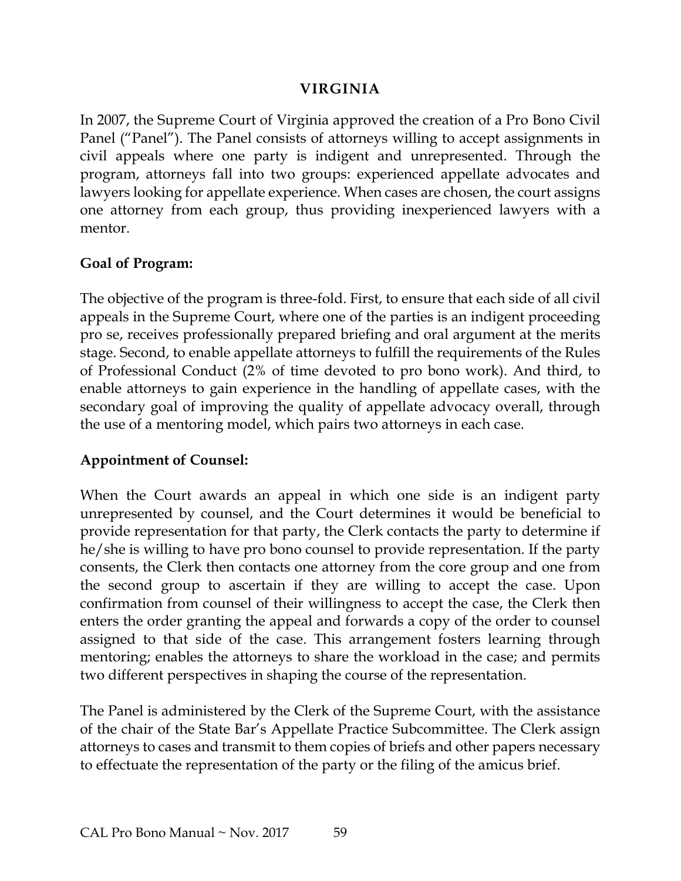## VIRGINIA

In 2007, the Supreme Court of Virginia approved the creation of a Pro Bono Civil Panel ("Panel"). The Panel consists of attorneys willing to accept assignments in civil appeals where one party is indigent and unrepresented. Through the program, attorneys fall into two groups: experienced appellate advocates and lawyers looking for appellate experience. When cases are chosen, the court assigns one attorney from each group, thus providing inexperienced lawyers with a mentor.

**Goal of Program:**

The objective of the program is three-fold. First, to ensure that each side of all civil appeals in the Supreme Court, where one of the parties is an indigent proceeding pro se, receives professionally prepared briefing and oral argument at the merits stage. Second, to enable appellate attorneys to fulfill the requirements of the Rules of Professional Conduct (2% of time devoted to pro bono work). And third, to enable attorneys to gain experience in the handling of appellate cases, with the secondary goal of improving the quality of appellate advocacy overall, through the use of a mentoring model, which pairs two attorneys in each case.

**Appointment of Counsel:**

When the Court awards an appeal in which one side is an indigent party unrepresented by counsel, and the Court determines it would be beneficial to provide representation for that party, the Clerk contacts the party to determine if he/she is willing to have pro bono counsel to provide representation. If the party consents, the Clerk then contacts one attorney from the core group and one from the second group to ascertain if they are willing to accept the case. Upon confirmation from counsel of their willingness to accept the case, the Clerk then enters the order granting the appeal and forwards a copy of the order to counsel assigned to that side of the case. This arrangement fosters learning through mentoring; enables the attorneys to share the workload in the case; and permits two different perspectives in shaping the course of the representation.

The Panel is administered by the Clerk of the Supreme Court, with the assistance of the chair of the State Bar's Appellate Practice Subcommittee. The Clerk assign attorneys to cases and transmit to them copies of briefs and other papers necessary to effectuate the representation of the party or the filing of the amicus brief.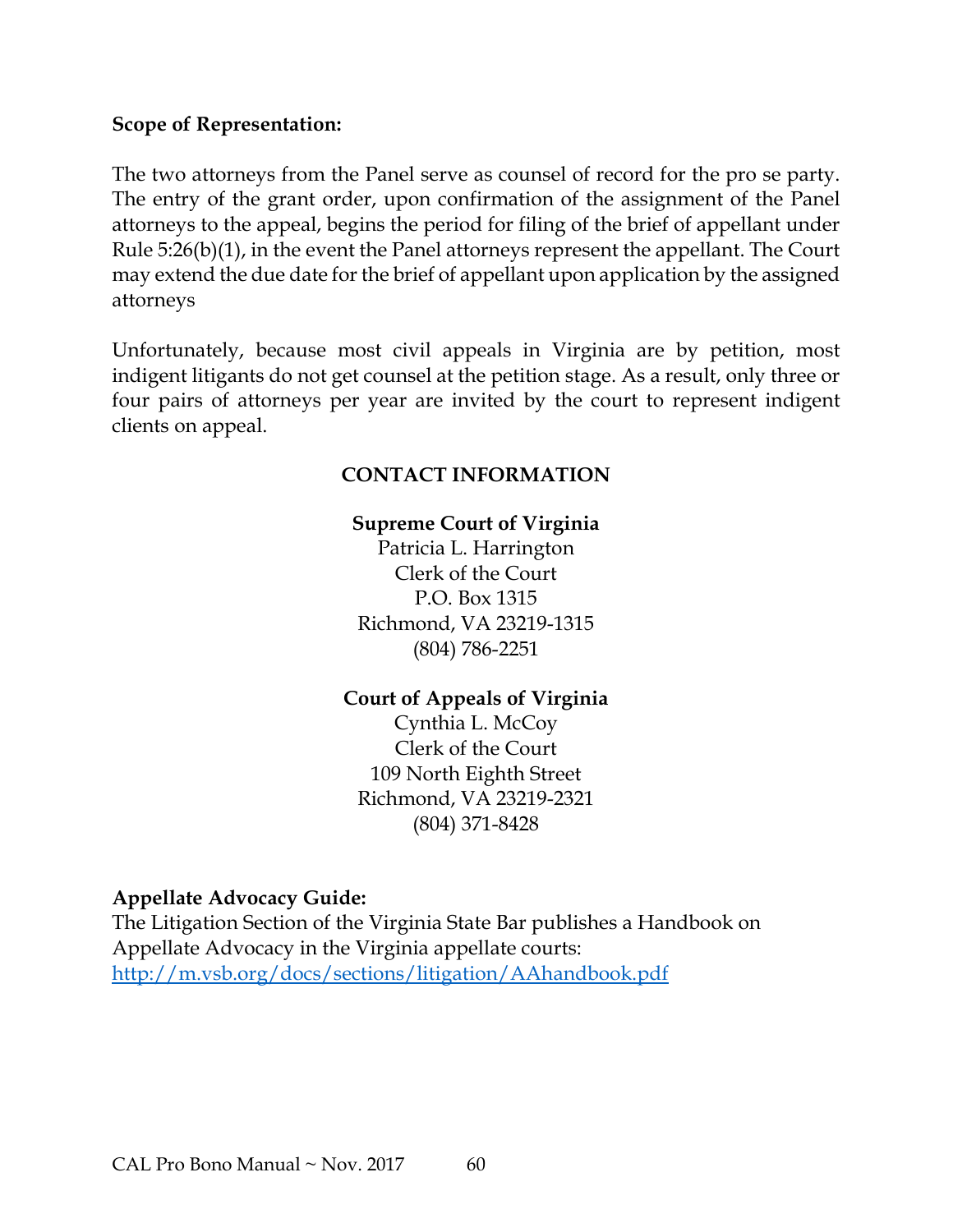**Scope of Representation:**

The two attorneys from the Panel serve as counsel of record for the pro se party. The entry of the grant order, upon confirmation of the assignment of the Panel attorneys to the appeal, begins the period for filing of the brief of appellant under Rule 5:26(b)(1), in the event the Panel attorneys represent the appellant. The Court may extend the due date for the brief of appellant upon application by the assigned attorneys

Unfortunately, because most civil appeals in Virginia are by petition, most indigent litigants do not get counsel at the petition stage. As a result, only three or four pairs of attorneys per year are invited by the court to represent indigent clients on appeal.

## CONTACT INFORMATION

**Supreme Court of Virginia**
Patricia L. Harrington
Clerk of the Court
P.O. Box 1315
Richmond, VA 23219-1315
(804) 786-2251

**Court of Appeals of Virginia**
Cynthia L. McCoy
Clerk of the Court
109 North Eighth Street
Richmond, VA 23219-2321
(804) 371-8428

**Appellate Advocacy Guide:**
The Litigation Section of the Virginia State Bar publishes a Handbook on Appellate Advocacy in the Virginia appellate courts:
http://m.vsb.org/docs/sections/litigation/AAhandbook.pdf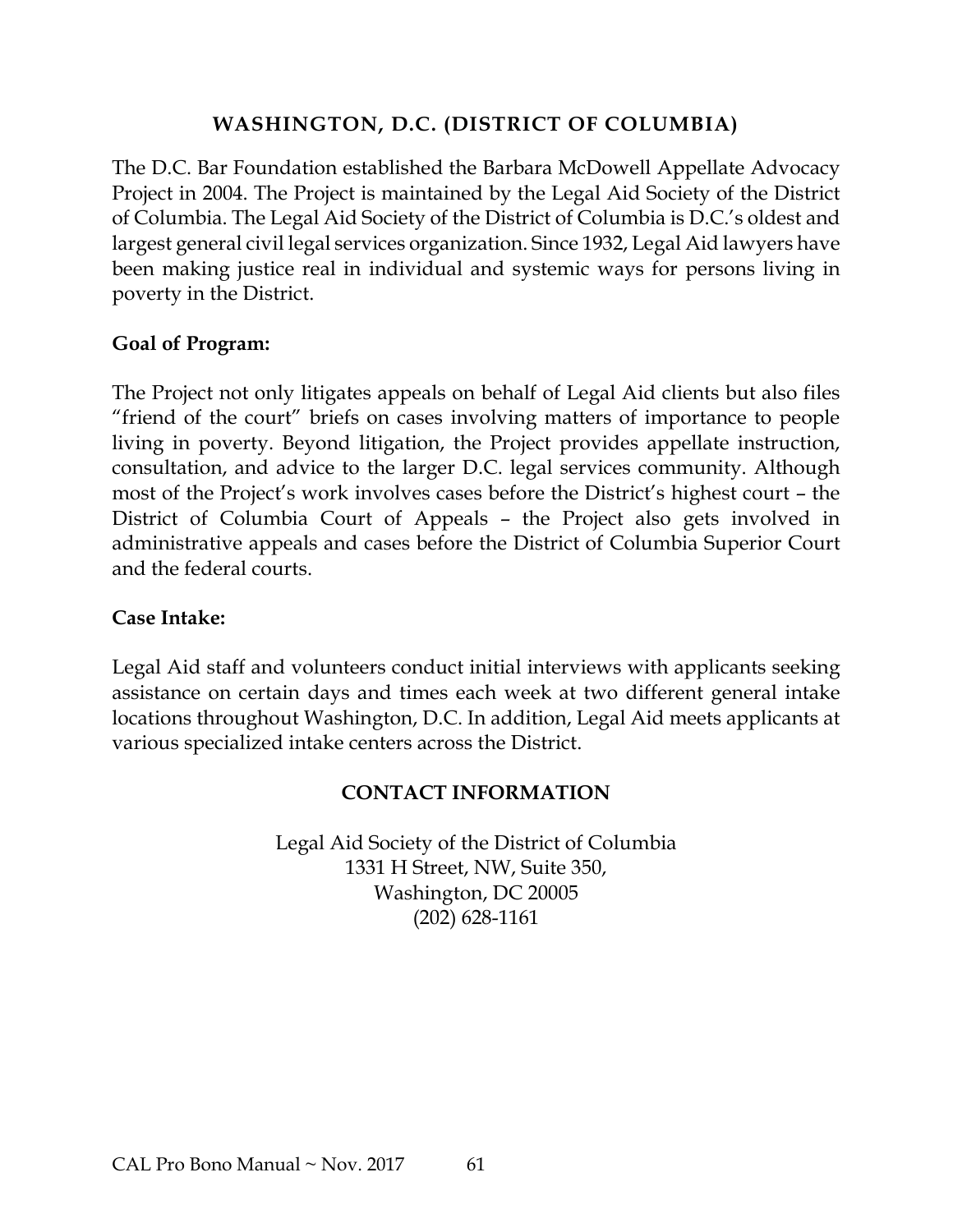## WASHINGTON, D.C. (DISTRICT OF COLUMBIA)

The D.C. Bar Foundation established the Barbara McDowell Appellate Advocacy Project in 2004. The Project is maintained by the Legal Aid Society of the District of Columbia. The Legal Aid Society of the District of Columbia is D.C.'s oldest and largest general civil legal services organization. Since 1932, Legal Aid lawyers have been making justice real in individual and systemic ways for persons living in poverty in the District.

**Goal of Program:**

The Project not only litigates appeals on behalf of Legal Aid clients but also files "friend of the court" briefs on cases involving matters of importance to people living in poverty. Beyond litigation, the Project provides appellate instruction, consultation, and advice to the larger D.C. legal services community. Although most of the Project's work involves cases before the District's highest court – the District of Columbia Court of Appeals – the Project also gets involved in administrative appeals and cases before the District of Columbia Superior Court and the federal courts.

**Case Intake:**

Legal Aid staff and volunteers conduct initial interviews with applicants seeking assistance on certain days and times each week at two different general intake locations throughout Washington, D.C. In addition, Legal Aid meets applicants at various specialized intake centers across the District.

### CONTACT INFORMATION

Legal Aid Society of the District of Columbia
1331 H Street, NW, Suite 350,
Washington, DC 20005
(202) 628-1161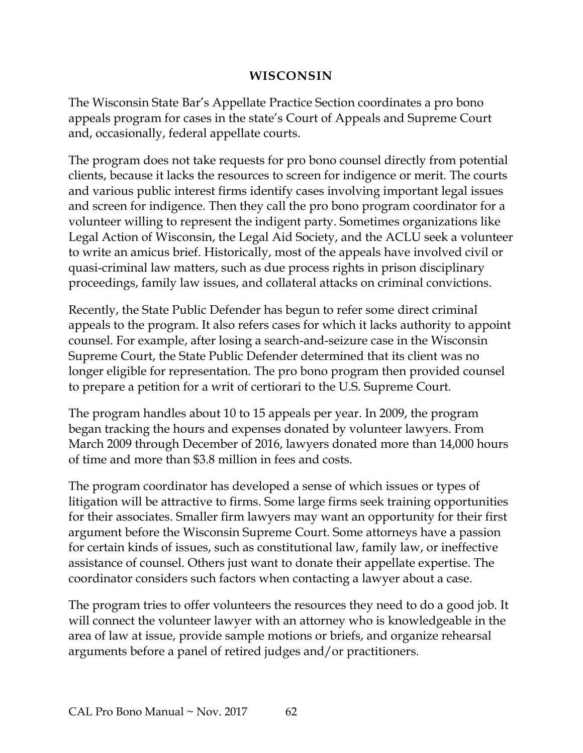## WISCONSIN

The Wisconsin State Bar's Appellate Practice Section coordinates a pro bono appeals program for cases in the state's Court of Appeals and Supreme Court and, occasionally, federal appellate courts.

The program does not take requests for pro bono counsel directly from potential clients, because it lacks the resources to screen for indigence or merit. The courts and various public interest firms identify cases involving important legal issues and screen for indigence. Then they call the pro bono program coordinator for a volunteer willing to represent the indigent party. Sometimes organizations like Legal Action of Wisconsin, the Legal Aid Society, and the ACLU seek a volunteer to write an amicus brief. Historically, most of the appeals have involved civil or quasi-criminal law matters, such as due process rights in prison disciplinary proceedings, family law issues, and collateral attacks on criminal convictions.

Recently, the State Public Defender has begun to refer some direct criminal appeals to the program. It also refers cases for which it lacks authority to appoint counsel. For example, after losing a search-and-seizure case in the Wisconsin Supreme Court, the State Public Defender determined that its client was no longer eligible for representation. The pro bono program then provided counsel to prepare a petition for a writ of certiorari to the U.S. Supreme Court.

The program handles about 10 to 15 appeals per year. In 2009, the program began tracking the hours and expenses donated by volunteer lawyers. From March 2009 through December of 2016, lawyers donated more than 14,000 hours of time and more than $3.8 million in fees and costs.

The program coordinator has developed a sense of which issues or types of litigation will be attractive to firms. Some large firms seek training opportunities for their associates. Smaller firm lawyers may want an opportunity for their first argument before the Wisconsin Supreme Court. Some attorneys have a passion for certain kinds of issues, such as constitutional law, family law, or ineffective assistance of counsel. Others just want to donate their appellate expertise. The coordinator considers such factors when contacting a lawyer about a case.

The program tries to offer volunteers the resources they need to do a good job. It will connect the volunteer lawyer with an attorney who is knowledgeable in the area of law at issue, provide sample motions or briefs, and organize rehearsal arguments before a panel of retired judges and/or practitioners.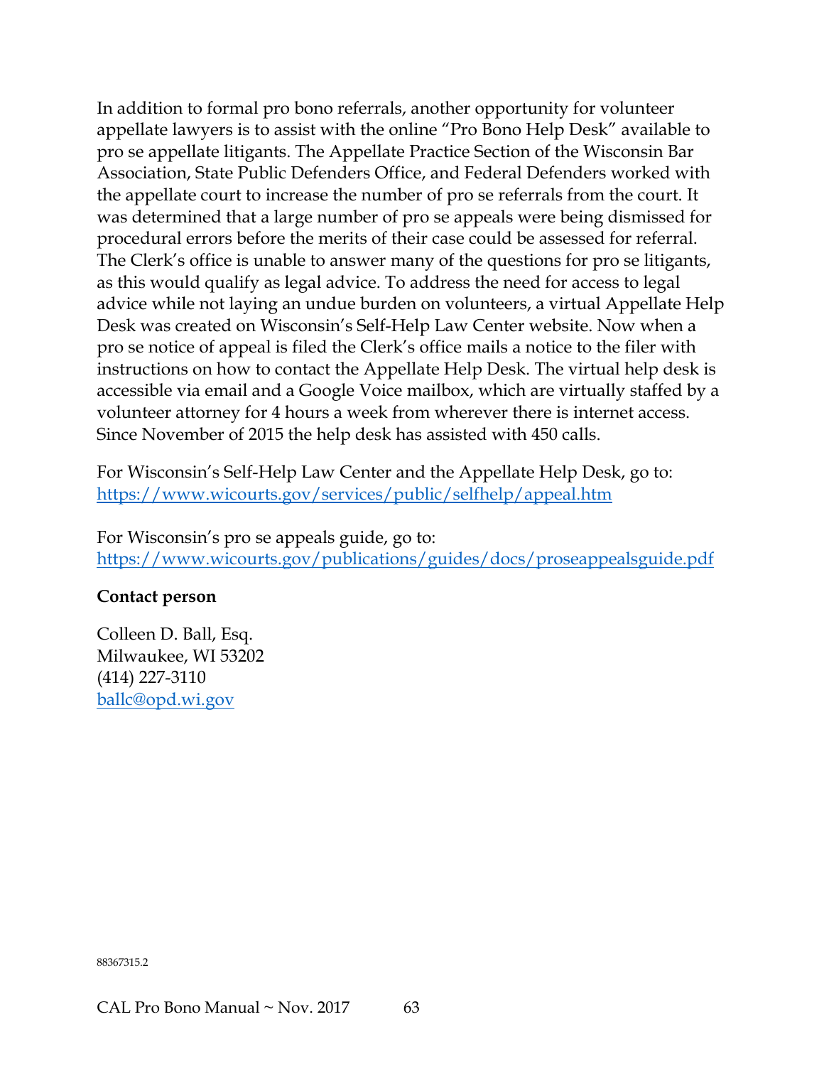In addition to formal pro bono referrals, another opportunity for volunteer appellate lawyers is to assist with the online "Pro Bono Help Desk" available to pro se appellate litigants. The Appellate Practice Section of the Wisconsin Bar Association, State Public Defenders Office, and Federal Defenders worked with the appellate court to increase the number of pro se referrals from the court. It was determined that a large number of pro se appeals were being dismissed for procedural errors before the merits of their case could be assessed for referral. The Clerk's office is unable to answer many of the questions for pro se litigants, as this would qualify as legal advice. To address the need for access to legal advice while not laying an undue burden on volunteers, a virtual Appellate Help Desk was created on Wisconsin's Self-Help Law Center website. Now when a pro se notice of appeal is filed the Clerk's office mails a notice to the filer with instructions on how to contact the Appellate Help Desk. The virtual help desk is accessible via email and a Google Voice mailbox, which are virtually staffed by a volunteer attorney for 4 hours a week from wherever there is internet access. Since November of 2015 the help desk has assisted with 450 calls.

For Wisconsin's Self-Help Law Center and the Appellate Help Desk, go to: https://www.wicourts.gov/services/public/selfhelp/appeal.htm

For Wisconsin's pro se appeals guide, go to: https://www.wicourts.gov/publications/guides/docs/proseappealsguide.pdf

**Contact person**

Colleen D. Ball, Esq.
Milwaukee, WI 53202
(414) 227-3110
ballc@opd.wi.gov

88367315.2